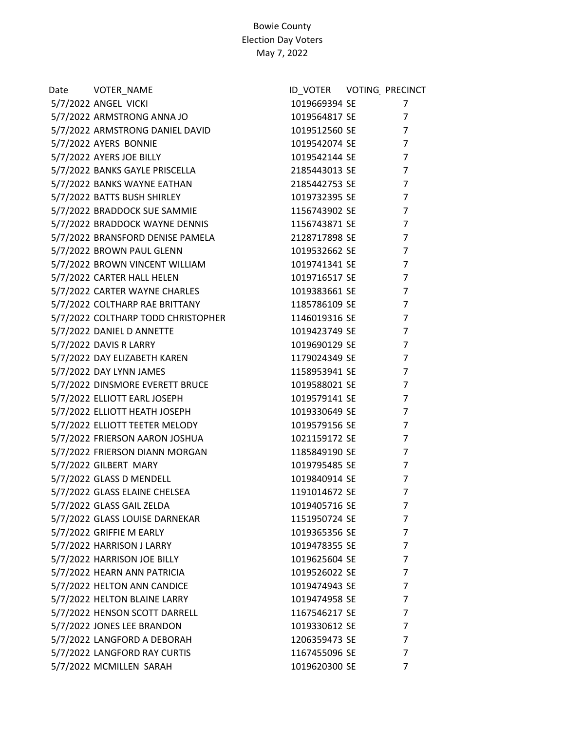Bowie County
Election Day Voters
May 7, 2022

| Date | VOTER_NAME | ID_VOTER | VOTING_ | PRECINCT |
|---|---|---|---|---|
| 5/7/2022 | ANGEL VICKI | 1019669394 | SE | 7 |
| 5/7/2022 | ARMSTRONG ANNA JO | 1019564817 | SE | 7 |
| 5/7/2022 | ARMSTRONG DANIEL DAVID | 1019512560 | SE | 7 |
| 5/7/2022 | AYERS BONNIE | 1019542074 | SE | 7 |
| 5/7/2022 | AYERS JOE BILLY | 1019542144 | SE | 7 |
| 5/7/2022 | BANKS GAYLE PRISCELLA | 2185443013 | SE | 7 |
| 5/7/2022 | BANKS WAYNE EATHAN | 2185442753 | SE | 7 |
| 5/7/2022 | BATTS BUSH SHIRLEY | 1019732395 | SE | 7 |
| 5/7/2022 | BRADDOCK SUE SAMMIE | 1156743902 | SE | 7 |
| 5/7/2022 | BRADDOCK WAYNE DENNIS | 1156743871 | SE | 7 |
| 5/7/2022 | BRANSFORD DENISE PAMELA | 2128717898 | SE | 7 |
| 5/7/2022 | BROWN PAUL GLENN | 1019532662 | SE | 7 |
| 5/7/2022 | BROWN VINCENT WILLIAM | 1019741341 | SE | 7 |
| 5/7/2022 | CARTER HALL HELEN | 1019716517 | SE | 7 |
| 5/7/2022 | CARTER WAYNE CHARLES | 1019383661 | SE | 7 |
| 5/7/2022 | COLTHARP RAE BRITTANY | 1185786109 | SE | 7 |
| 5/7/2022 | COLTHARP TODD CHRISTOPHER | 1146019316 | SE | 7 |
| 5/7/2022 | DANIEL D ANNETTE | 1019423749 | SE | 7 |
| 5/7/2022 | DAVIS R LARRY | 1019690129 | SE | 7 |
| 5/7/2022 | DAY ELIZABETH KAREN | 1179024349 | SE | 7 |
| 5/7/2022 | DAY LYNN JAMES | 1158953941 | SE | 7 |
| 5/7/2022 | DINSMORE EVERETT BRUCE | 1019588021 | SE | 7 |
| 5/7/2022 | ELLIOTT EARL JOSEPH | 1019579141 | SE | 7 |
| 5/7/2022 | ELLIOTT HEATH JOSEPH | 1019330649 | SE | 7 |
| 5/7/2022 | ELLIOTT TEETER MELODY | 1019579156 | SE | 7 |
| 5/7/2022 | FRIERSON AARON JOSHUA | 1021159172 | SE | 7 |
| 5/7/2022 | FRIERSON DIANN MORGAN | 1185849190 | SE | 7 |
| 5/7/2022 | GILBERT MARY | 1019795485 | SE | 7 |
| 5/7/2022 | GLASS D MENDELL | 1019840914 | SE | 7 |
| 5/7/2022 | GLASS ELAINE CHELSEA | 1191014672 | SE | 7 |
| 5/7/2022 | GLASS GAIL ZELDA | 1019405716 | SE | 7 |
| 5/7/2022 | GLASS LOUISE DARNEKAR | 1151950724 | SE | 7 |
| 5/7/2022 | GRIFFIE M EARLY | 1019365356 | SE | 7 |
| 5/7/2022 | HARRISON J LARRY | 1019478355 | SE | 7 |
| 5/7/2022 | HARRISON JOE BILLY | 1019625604 | SE | 7 |
| 5/7/2022 | HEARN ANN PATRICIA | 1019526022 | SE | 7 |
| 5/7/2022 | HELTON ANN CANDICE | 1019474943 | SE | 7 |
| 5/7/2022 | HELTON BLAINE LARRY | 1019474958 | SE | 7 |
| 5/7/2022 | HENSON SCOTT DARRELL | 1167546217 | SE | 7 |
| 5/7/2022 | JONES LEE BRANDON | 1019330612 | SE | 7 |
| 5/7/2022 | LANGFORD A DEBORAH | 1206359473 | SE | 7 |
| 5/7/2022 | LANGFORD RAY CURTIS | 1167455096 | SE | 7 |
| 5/7/2022 | MCMILLEN SARAH | 1019620300 | SE | 7 |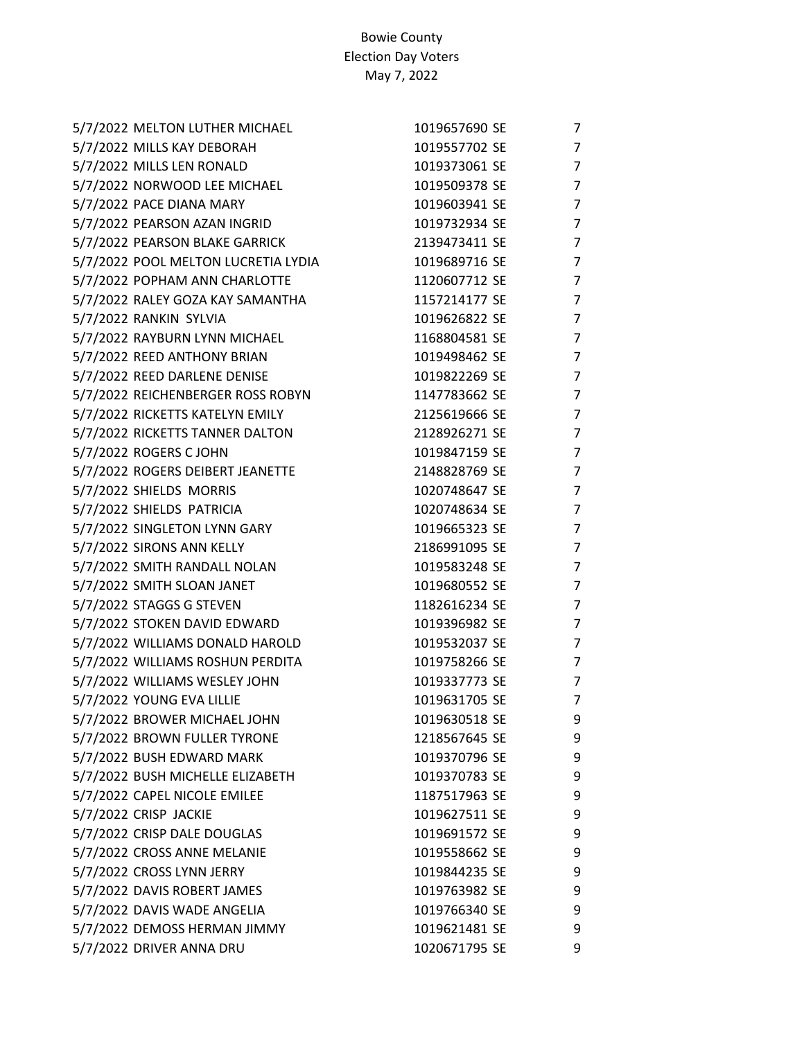Bowie County
Election Day Voters
May 7, 2022

| | | | | |
|---|---|---|---|---|
| 5/7/2022 | MELTON LUTHER MICHAEL | 1019657690 | SE | 7 |
| 5/7/2022 | MILLS KAY DEBORAH | 1019557702 | SE | 7 |
| 5/7/2022 | MILLS LEN RONALD | 1019373061 | SE | 7 |
| 5/7/2022 | NORWOOD LEE MICHAEL | 1019509378 | SE | 7 |
| 5/7/2022 | PACE DIANA MARY | 1019603941 | SE | 7 |
| 5/7/2022 | PEARSON AZAN INGRID | 1019732934 | SE | 7 |
| 5/7/2022 | PEARSON BLAKE GARRICK | 2139473411 | SE | 7 |
| 5/7/2022 | POOL MELTON LUCRETIA LYDIA | 1019689716 | SE | 7 |
| 5/7/2022 | POPHAM ANN CHARLOTTE | 1120607712 | SE | 7 |
| 5/7/2022 | RALEY GOZA KAY SAMANTHA | 1157214177 | SE | 7 |
| 5/7/2022 | RANKIN SYLVIA | 1019626822 | SE | 7 |
| 5/7/2022 | RAYBURN LYNN MICHAEL | 1168804581 | SE | 7 |
| 5/7/2022 | REED ANTHONY BRIAN | 1019498462 | SE | 7 |
| 5/7/2022 | REED DARLENE DENISE | 1019822269 | SE | 7 |
| 5/7/2022 | REICHENBERGER ROSS ROBYN | 1147783662 | SE | 7 |
| 5/7/2022 | RICKETTS KATELYN EMILY | 2125619666 | SE | 7 |
| 5/7/2022 | RICKETTS TANNER DALTON | 2128926271 | SE | 7 |
| 5/7/2022 | ROGERS C JOHN | 1019847159 | SE | 7 |
| 5/7/2022 | ROGERS DEIBERT JEANETTE | 2148828769 | SE | 7 |
| 5/7/2022 | SHIELDS MORRIS | 1020748647 | SE | 7 |
| 5/7/2022 | SHIELDS PATRICIA | 1020748634 | SE | 7 |
| 5/7/2022 | SINGLETON LYNN GARY | 1019665323 | SE | 7 |
| 5/7/2022 | SIRONS ANN KELLY | 2186991095 | SE | 7 |
| 5/7/2022 | SMITH RANDALL NOLAN | 1019583248 | SE | 7 |
| 5/7/2022 | SMITH SLOAN JANET | 1019680552 | SE | 7 |
| 5/7/2022 | STAGGS G STEVEN | 1182616234 | SE | 7 |
| 5/7/2022 | STOKEN DAVID EDWARD | 1019396982 | SE | 7 |
| 5/7/2022 | WILLIAMS DONALD HAROLD | 1019532037 | SE | 7 |
| 5/7/2022 | WILLIAMS ROSHUN PERDITA | 1019758266 | SE | 7 |
| 5/7/2022 | WILLIAMS WESLEY JOHN | 1019337773 | SE | 7 |
| 5/7/2022 | YOUNG EVA LILLIE | 1019631705 | SE | 7 |
| 5/7/2022 | BROWER MICHAEL JOHN | 1019630518 | SE | 9 |
| 5/7/2022 | BROWN FULLER TYRONE | 1218567645 | SE | 9 |
| 5/7/2022 | BUSH EDWARD MARK | 1019370796 | SE | 9 |
| 5/7/2022 | BUSH MICHELLE ELIZABETH | 1019370783 | SE | 9 |
| 5/7/2022 | CAPEL NICOLE EMILEE | 1187517963 | SE | 9 |
| 5/7/2022 | CRISP JACKIE | 1019627511 | SE | 9 |
| 5/7/2022 | CRISP DALE DOUGLAS | 1019691572 | SE | 9 |
| 5/7/2022 | CROSS ANNE MELANIE | 1019558662 | SE | 9 |
| 5/7/2022 | CROSS LYNN JERRY | 1019844235 | SE | 9 |
| 5/7/2022 | DAVIS ROBERT JAMES | 1019763982 | SE | 9 |
| 5/7/2022 | DAVIS WADE ANGELIA | 1019766340 | SE | 9 |
| 5/7/2022 | DEMOSS HERMAN JIMMY | 1019621481 | SE | 9 |
| 5/7/2022 | DRIVER ANNA DRU | 1020671795 | SE | 9 |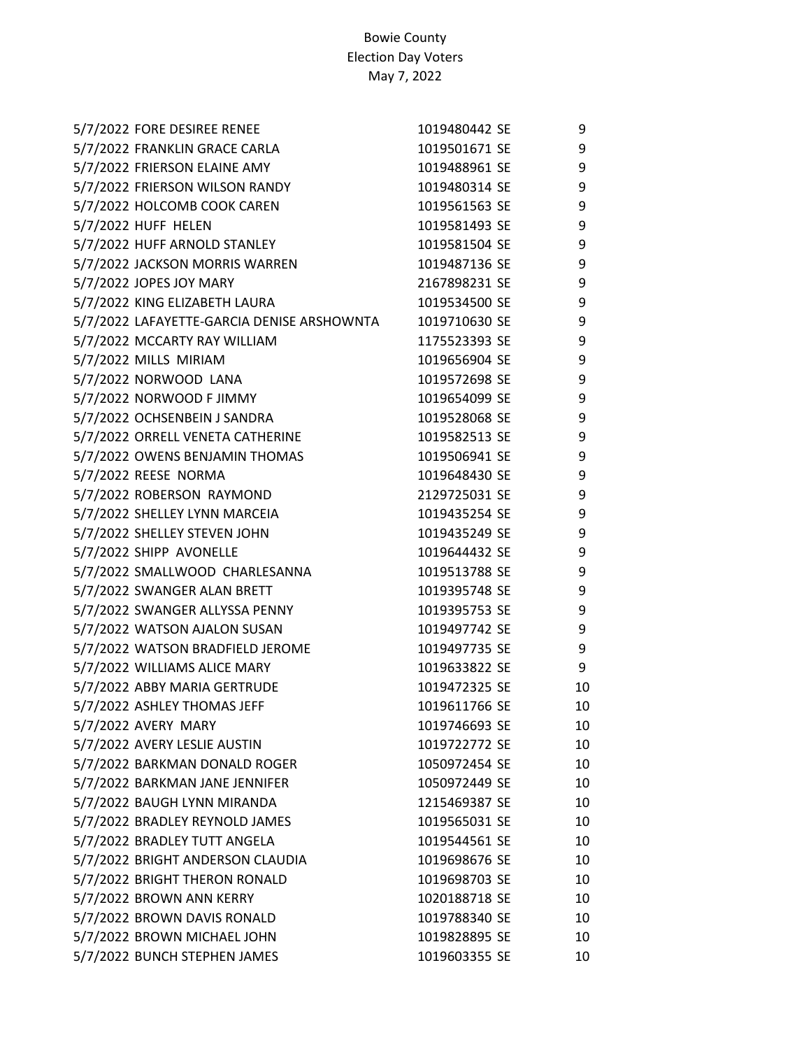Bowie County
Election Day Voters
May 7, 2022

| Date | Name | ID | Type | Precinct |
|---|---|---|---|---|
| 5/7/2022 | FORE DESIREE RENEE | 1019480442 | SE | 9 |
| 5/7/2022 | FRANKLIN GRACE CARLA | 1019501671 | SE | 9 |
| 5/7/2022 | FRIERSON ELAINE AMY | 1019488961 | SE | 9 |
| 5/7/2022 | FRIERSON WILSON RANDY | 1019480314 | SE | 9 |
| 5/7/2022 | HOLCOMB COOK CAREN | 1019561563 | SE | 9 |
| 5/7/2022 | HUFF HELEN | 1019581493 | SE | 9 |
| 5/7/2022 | HUFF ARNOLD STANLEY | 1019581504 | SE | 9 |
| 5/7/2022 | JACKSON MORRIS WARREN | 1019487136 | SE | 9 |
| 5/7/2022 | JOPES JOY MARY | 2167898231 | SE | 9 |
| 5/7/2022 | KING ELIZABETH LAURA | 1019534500 | SE | 9 |
| 5/7/2022 | LAFAYETTE-GARCIA DENISE ARSHOWNTA | 1019710630 | SE | 9 |
| 5/7/2022 | MCCARTY RAY WILLIAM | 1175523393 | SE | 9 |
| 5/7/2022 | MILLS MIRIAM | 1019656904 | SE | 9 |
| 5/7/2022 | NORWOOD LANA | 1019572698 | SE | 9 |
| 5/7/2022 | NORWOOD F JIMMY | 1019654099 | SE | 9 |
| 5/7/2022 | OCHSENBEIN J SANDRA | 1019528068 | SE | 9 |
| 5/7/2022 | ORRELL VENETA CATHERINE | 1019582513 | SE | 9 |
| 5/7/2022 | OWENS BENJAMIN THOMAS | 1019506941 | SE | 9 |
| 5/7/2022 | REESE NORMA | 1019648430 | SE | 9 |
| 5/7/2022 | ROBERSON RAYMOND | 2129725031 | SE | 9 |
| 5/7/2022 | SHELLEY LYNN MARCEIA | 1019435254 | SE | 9 |
| 5/7/2022 | SHELLEY STEVEN JOHN | 1019435249 | SE | 9 |
| 5/7/2022 | SHIPP AVONELLE | 1019644432 | SE | 9 |
| 5/7/2022 | SMALLWOOD CHARLESANNA | 1019513788 | SE | 9 |
| 5/7/2022 | SWANGER ALAN BRETT | 1019395748 | SE | 9 |
| 5/7/2022 | SWANGER ALLYSSA PENNY | 1019395753 | SE | 9 |
| 5/7/2022 | WATSON AJALON SUSAN | 1019497742 | SE | 9 |
| 5/7/2022 | WATSON BRADFIELD JEROME | 1019497735 | SE | 9 |
| 5/7/2022 | WILLIAMS ALICE MARY | 1019633822 | SE | 9 |
| 5/7/2022 | ABBY MARIA GERTRUDE | 1019472325 | SE | 10 |
| 5/7/2022 | ASHLEY THOMAS JEFF | 1019611766 | SE | 10 |
| 5/7/2022 | AVERY MARY | 1019746693 | SE | 10 |
| 5/7/2022 | AVERY LESLIE AUSTIN | 1019722772 | SE | 10 |
| 5/7/2022 | BARKMAN DONALD ROGER | 1050972454 | SE | 10 |
| 5/7/2022 | BARKMAN JANE JENNIFER | 1050972449 | SE | 10 |
| 5/7/2022 | BAUGH LYNN MIRANDA | 1215469387 | SE | 10 |
| 5/7/2022 | BRADLEY REYNOLD JAMES | 1019565031 | SE | 10 |
| 5/7/2022 | BRADLEY TUTT ANGELA | 1019544561 | SE | 10 |
| 5/7/2022 | BRIGHT ANDERSON CLAUDIA | 1019698676 | SE | 10 |
| 5/7/2022 | BRIGHT THERON RONALD | 1019698703 | SE | 10 |
| 5/7/2022 | BROWN ANN KERRY | 1020188718 | SE | 10 |
| 5/7/2022 | BROWN DAVIS RONALD | 1019788340 | SE | 10 |
| 5/7/2022 | BROWN MICHAEL JOHN | 1019828895 | SE | 10 |
| 5/7/2022 | BUNCH STEPHEN JAMES | 1019603355 | SE | 10 |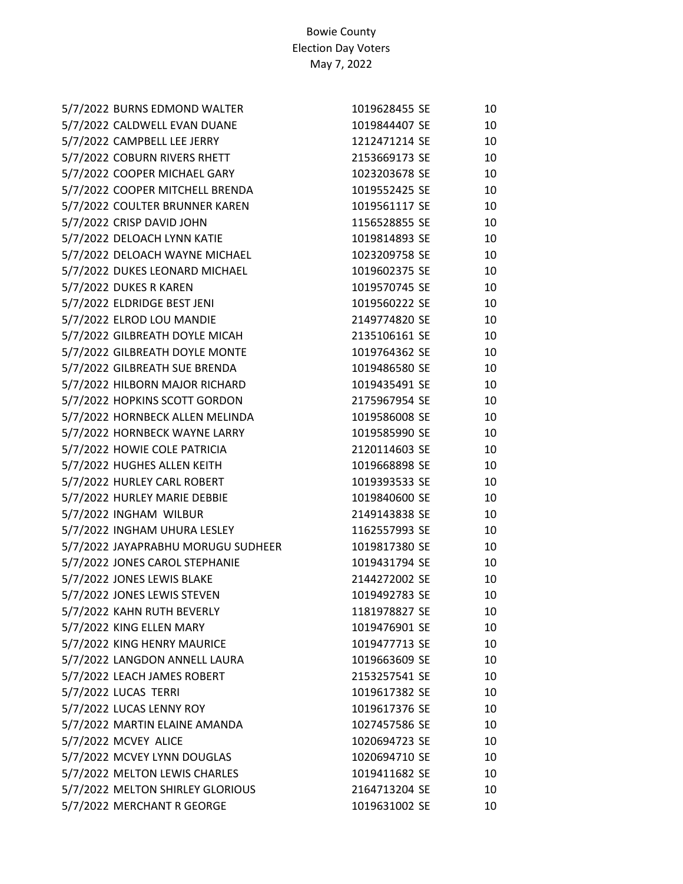Bowie County
Election Day Voters
May 7, 2022

| | | | | |
|---|---|---|---|---|
| 5/7/2022 | BURNS EDMOND WALTER | 1019628455 | SE | 10 |
| 5/7/2022 | CALDWELL EVAN DUANE | 1019844407 | SE | 10 |
| 5/7/2022 | CAMPBELL LEE JERRY | 1212471214 | SE | 10 |
| 5/7/2022 | COBURN RIVERS RHETT | 2153669173 | SE | 10 |
| 5/7/2022 | COOPER MICHAEL GARY | 1023203678 | SE | 10 |
| 5/7/2022 | COOPER MITCHELL BRENDA | 1019552425 | SE | 10 |
| 5/7/2022 | COULTER BRUNNER KAREN | 1019561117 | SE | 10 |
| 5/7/2022 | CRISP DAVID JOHN | 1156528855 | SE | 10 |
| 5/7/2022 | DELOACH LYNN KATIE | 1019814893 | SE | 10 |
| 5/7/2022 | DELOACH WAYNE MICHAEL | 1023209758 | SE | 10 |
| 5/7/2022 | DUKES LEONARD MICHAEL | 1019602375 | SE | 10 |
| 5/7/2022 | DUKES R KAREN | 1019570745 | SE | 10 |
| 5/7/2022 | ELDRIDGE BEST JENI | 1019560222 | SE | 10 |
| 5/7/2022 | ELROD LOU MANDIE | 2149774820 | SE | 10 |
| 5/7/2022 | GILBREATH DOYLE MICAH | 2135106161 | SE | 10 |
| 5/7/2022 | GILBREATH DOYLE MONTE | 1019764362 | SE | 10 |
| 5/7/2022 | GILBREATH SUE BRENDA | 1019486580 | SE | 10 |
| 5/7/2022 | HILBORN MAJOR RICHARD | 1019435491 | SE | 10 |
| 5/7/2022 | HOPKINS SCOTT GORDON | 2175967954 | SE | 10 |
| 5/7/2022 | HORNBECK ALLEN MELINDA | 1019586008 | SE | 10 |
| 5/7/2022 | HORNBECK WAYNE LARRY | 1019585990 | SE | 10 |
| 5/7/2022 | HOWIE COLE PATRICIA | 2120114603 | SE | 10 |
| 5/7/2022 | HUGHES ALLEN KEITH | 1019668898 | SE | 10 |
| 5/7/2022 | HURLEY CARL ROBERT | 1019393533 | SE | 10 |
| 5/7/2022 | HURLEY MARIE DEBBIE | 1019840600 | SE | 10 |
| 5/7/2022 | INGHAM WILBUR | 2149143838 | SE | 10 |
| 5/7/2022 | INGHAM UHURA LESLEY | 1162557993 | SE | 10 |
| 5/7/2022 | JAYAPRABHU MORUGU SUDHEER | 1019817380 | SE | 10 |
| 5/7/2022 | JONES CAROL STEPHANIE | 1019431794 | SE | 10 |
| 5/7/2022 | JONES LEWIS BLAKE | 2144272002 | SE | 10 |
| 5/7/2022 | JONES LEWIS STEVEN | 1019492783 | SE | 10 |
| 5/7/2022 | KAHN RUTH BEVERLY | 1181978827 | SE | 10 |
| 5/7/2022 | KING ELLEN MARY | 1019476901 | SE | 10 |
| 5/7/2022 | KING HENRY MAURICE | 1019477713 | SE | 10 |
| 5/7/2022 | LANGDON ANNELL LAURA | 1019663609 | SE | 10 |
| 5/7/2022 | LEACH JAMES ROBERT | 2153257541 | SE | 10 |
| 5/7/2022 | LUCAS TERRI | 1019617382 | SE | 10 |
| 5/7/2022 | LUCAS LENNY ROY | 1019617376 | SE | 10 |
| 5/7/2022 | MARTIN ELAINE AMANDA | 1027457586 | SE | 10 |
| 5/7/2022 | MCVEY ALICE | 1020694723 | SE | 10 |
| 5/7/2022 | MCVEY LYNN DOUGLAS | 1020694710 | SE | 10 |
| 5/7/2022 | MELTON LEWIS CHARLES | 1019411682 | SE | 10 |
| 5/7/2022 | MELTON SHIRLEY GLORIOUS | 2164713204 | SE | 10 |
| 5/7/2022 | MERCHANT R GEORGE | 1019631002 | SE | 10 |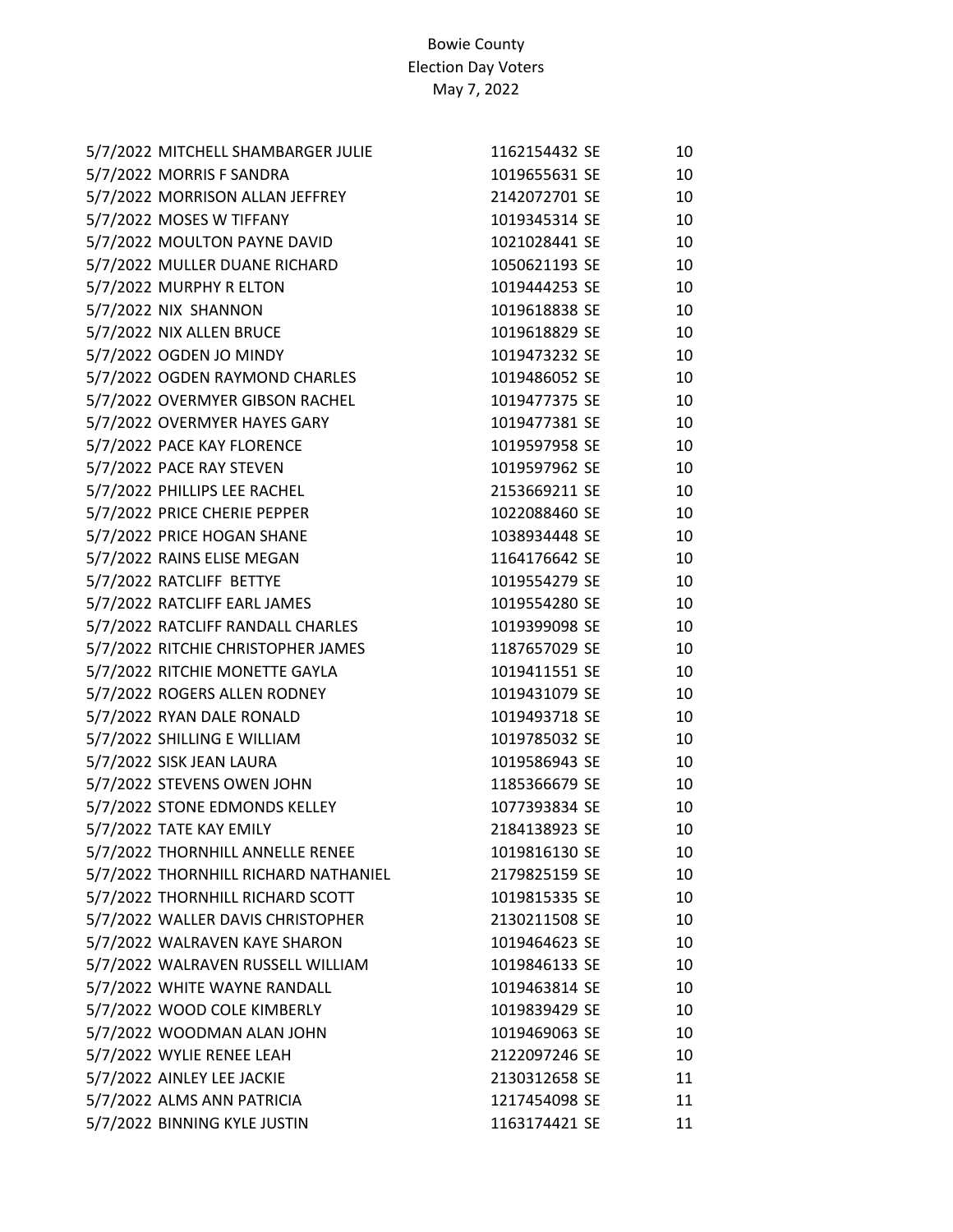Bowie County
Election Day Voters
May 7, 2022

| | | | | |
|---|---|---|---|---|
| 5/7/2022 | MITCHELL SHAMBARGER JULIE | 1162154432 | SE | 10 |
| 5/7/2022 | MORRIS F SANDRA | 1019655631 | SE | 10 |
| 5/7/2022 | MORRISON ALLAN JEFFREY | 2142072701 | SE | 10 |
| 5/7/2022 | MOSES W TIFFANY | 1019345314 | SE | 10 |
| 5/7/2022 | MOULTON PAYNE DAVID | 1021028441 | SE | 10 |
| 5/7/2022 | MULLER DUANE RICHARD | 1050621193 | SE | 10 |
| 5/7/2022 | MURPHY R ELTON | 1019444253 | SE | 10 |
| 5/7/2022 | NIX SHANNON | 1019618838 | SE | 10 |
| 5/7/2022 | NIX ALLEN BRUCE | 1019618829 | SE | 10 |
| 5/7/2022 | OGDEN JO MINDY | 1019473232 | SE | 10 |
| 5/7/2022 | OGDEN RAYMOND CHARLES | 1019486052 | SE | 10 |
| 5/7/2022 | OVERMYER GIBSON RACHEL | 1019477375 | SE | 10 |
| 5/7/2022 | OVERMYER HAYES GARY | 1019477381 | SE | 10 |
| 5/7/2022 | PACE KAY FLORENCE | 1019597958 | SE | 10 |
| 5/7/2022 | PACE RAY STEVEN | 1019597962 | SE | 10 |
| 5/7/2022 | PHILLIPS LEE RACHEL | 2153669211 | SE | 10 |
| 5/7/2022 | PRICE CHERIE PEPPER | 1022088460 | SE | 10 |
| 5/7/2022 | PRICE HOGAN SHANE | 1038934448 | SE | 10 |
| 5/7/2022 | RAINS ELISE MEGAN | 1164176642 | SE | 10 |
| 5/7/2022 | RATCLIFF BETTYE | 1019554279 | SE | 10 |
| 5/7/2022 | RATCLIFF EARL JAMES | 1019554280 | SE | 10 |
| 5/7/2022 | RATCLIFF RANDALL CHARLES | 1019399098 | SE | 10 |
| 5/7/2022 | RITCHIE CHRISTOPHER JAMES | 1187657029 | SE | 10 |
| 5/7/2022 | RITCHIE MONETTE GAYLA | 1019411551 | SE | 10 |
| 5/7/2022 | ROGERS ALLEN RODNEY | 1019431079 | SE | 10 |
| 5/7/2022 | RYAN DALE RONALD | 1019493718 | SE | 10 |
| 5/7/2022 | SHILLING E WILLIAM | 1019785032 | SE | 10 |
| 5/7/2022 | SISK JEAN LAURA | 1019586943 | SE | 10 |
| 5/7/2022 | STEVENS OWEN JOHN | 1185366679 | SE | 10 |
| 5/7/2022 | STONE EDMONDS KELLEY | 1077393834 | SE | 10 |
| 5/7/2022 | TATE KAY EMILY | 2184138923 | SE | 10 |
| 5/7/2022 | THORNHILL ANNELLE RENEE | 1019816130 | SE | 10 |
| 5/7/2022 | THORNHILL RICHARD NATHANIEL | 2179825159 | SE | 10 |
| 5/7/2022 | THORNHILL RICHARD SCOTT | 1019815335 | SE | 10 |
| 5/7/2022 | WALLER DAVIS CHRISTOPHER | 2130211508 | SE | 10 |
| 5/7/2022 | WALRAVEN KAYE SHARON | 1019464623 | SE | 10 |
| 5/7/2022 | WALRAVEN RUSSELL WILLIAM | 1019846133 | SE | 10 |
| 5/7/2022 | WHITE WAYNE RANDALL | 1019463814 | SE | 10 |
| 5/7/2022 | WOOD COLE KIMBERLY | 1019839429 | SE | 10 |
| 5/7/2022 | WOODMAN ALAN JOHN | 1019469063 | SE | 10 |
| 5/7/2022 | WYLIE RENEE LEAH | 2122097246 | SE | 10 |
| 5/7/2022 | AINLEY LEE JACKIE | 2130312658 | SE | 11 |
| 5/7/2022 | ALMS ANN PATRICIA | 1217454098 | SE | 11 |
| 5/7/2022 | BINNING KYLE JUSTIN | 1163174421 | SE | 11 |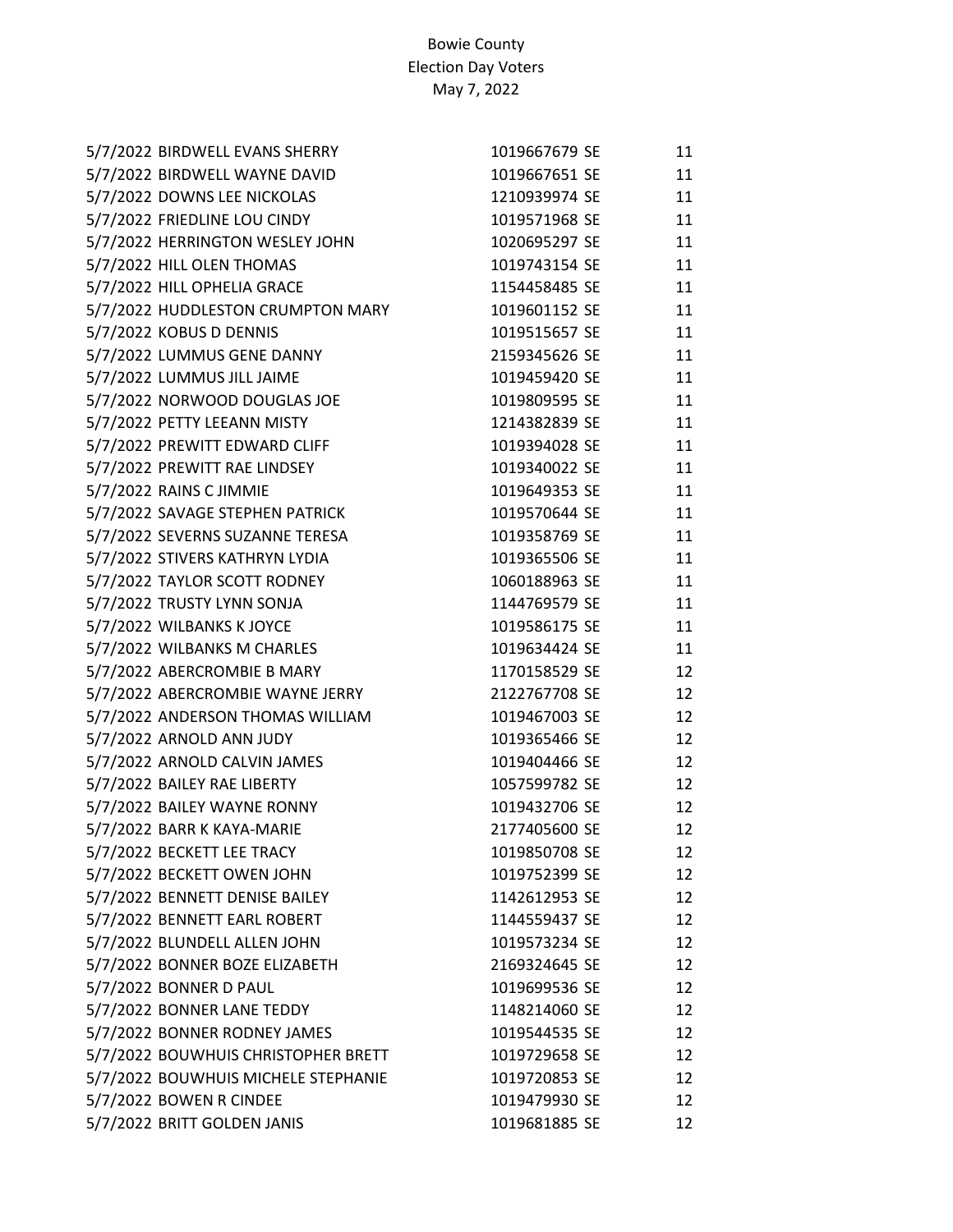Bowie County
Election Day Voters
May 7, 2022

| | | | | |
|---|---|---|---|---|
| 5/7/2022 | BIRDWELL EVANS SHERRY | 1019667679 | SE | 11 |
| 5/7/2022 | BIRDWELL WAYNE DAVID | 1019667651 | SE | 11 |
| 5/7/2022 | DOWNS LEE NICKOLAS | 1210939974 | SE | 11 |
| 5/7/2022 | FRIEDLINE LOU CINDY | 1019571968 | SE | 11 |
| 5/7/2022 | HERRINGTON WESLEY JOHN | 1020695297 | SE | 11 |
| 5/7/2022 | HILL OLEN THOMAS | 1019743154 | SE | 11 |
| 5/7/2022 | HILL OPHELIA GRACE | 1154458485 | SE | 11 |
| 5/7/2022 | HUDDLESTON CRUMPTON MARY | 1019601152 | SE | 11 |
| 5/7/2022 | KOBUS D DENNIS | 1019515657 | SE | 11 |
| 5/7/2022 | LUMMUS GENE DANNY | 2159345626 | SE | 11 |
| 5/7/2022 | LUMMUS JILL JAIME | 1019459420 | SE | 11 |
| 5/7/2022 | NORWOOD DOUGLAS JOE | 1019809595 | SE | 11 |
| 5/7/2022 | PETTY LEEANN MISTY | 1214382839 | SE | 11 |
| 5/7/2022 | PREWITT EDWARD CLIFF | 1019394028 | SE | 11 |
| 5/7/2022 | PREWITT RAE LINDSEY | 1019340022 | SE | 11 |
| 5/7/2022 | RAINS C JIMMIE | 1019649353 | SE | 11 |
| 5/7/2022 | SAVAGE STEPHEN PATRICK | 1019570644 | SE | 11 |
| 5/7/2022 | SEVERNS SUZANNE TERESA | 1019358769 | SE | 11 |
| 5/7/2022 | STIVERS KATHRYN LYDIA | 1019365506 | SE | 11 |
| 5/7/2022 | TAYLOR SCOTT RODNEY | 1060188963 | SE | 11 |
| 5/7/2022 | TRUSTY LYNN SONJA | 1144769579 | SE | 11 |
| 5/7/2022 | WILBANKS K JOYCE | 1019586175 | SE | 11 |
| 5/7/2022 | WILBANKS M CHARLES | 1019634424 | SE | 11 |
| 5/7/2022 | ABERCROMBIE B MARY | 1170158529 | SE | 12 |
| 5/7/2022 | ABERCROMBIE WAYNE JERRY | 2122767708 | SE | 12 |
| 5/7/2022 | ANDERSON THOMAS WILLIAM | 1019467003 | SE | 12 |
| 5/7/2022 | ARNOLD ANN JUDY | 1019365466 | SE | 12 |
| 5/7/2022 | ARNOLD CALVIN JAMES | 1019404466 | SE | 12 |
| 5/7/2022 | BAILEY RAE LIBERTY | 1057599782 | SE | 12 |
| 5/7/2022 | BAILEY WAYNE RONNY | 1019432706 | SE | 12 |
| 5/7/2022 | BARR K KAYA-MARIE | 2177405600 | SE | 12 |
| 5/7/2022 | BECKETT LEE TRACY | 1019850708 | SE | 12 |
| 5/7/2022 | BECKETT OWEN JOHN | 1019752399 | SE | 12 |
| 5/7/2022 | BENNETT DENISE BAILEY | 1142612953 | SE | 12 |
| 5/7/2022 | BENNETT EARL ROBERT | 1144559437 | SE | 12 |
| 5/7/2022 | BLUNDELL ALLEN JOHN | 1019573234 | SE | 12 |
| 5/7/2022 | BONNER BOZE ELIZABETH | 2169324645 | SE | 12 |
| 5/7/2022 | BONNER D PAUL | 1019699536 | SE | 12 |
| 5/7/2022 | BONNER LANE TEDDY | 1148214060 | SE | 12 |
| 5/7/2022 | BONNER RODNEY JAMES | 1019544535 | SE | 12 |
| 5/7/2022 | BOUWHUIS CHRISTOPHER BRETT | 1019729658 | SE | 12 |
| 5/7/2022 | BOUWHUIS MICHELE STEPHANIE | 1019720853 | SE | 12 |
| 5/7/2022 | BOWEN R CINDEE | 1019479930 | SE | 12 |
| 5/7/2022 | BRITT GOLDEN JANIS | 1019681885 | SE | 12 |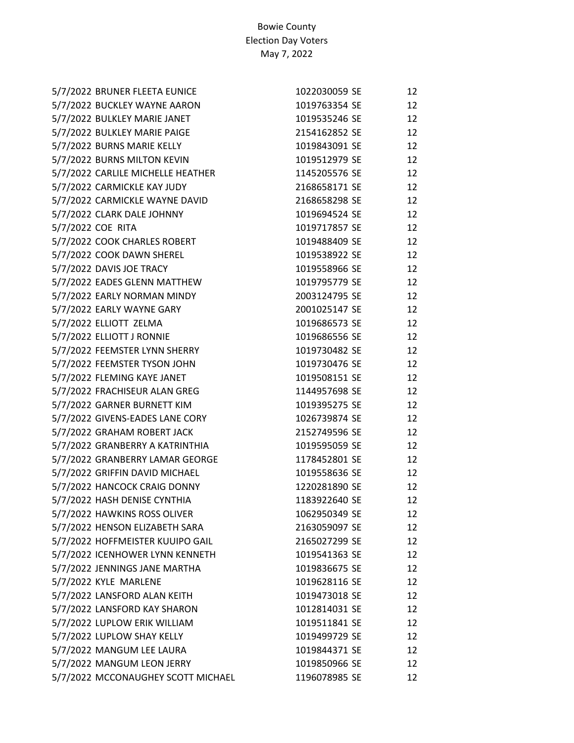Bowie County
Election Day Voters
May 7, 2022

| | | | | |
|---|---|---|---|---|
| 5/7/2022 | BRUNER FLEETA EUNICE | 1022030059 | SE | 12 |
| 5/7/2022 | BUCKLEY WAYNE AARON | 1019763354 | SE | 12 |
| 5/7/2022 | BULKLEY MARIE JANET | 1019535246 | SE | 12 |
| 5/7/2022 | BULKLEY MARIE PAIGE | 2154162852 | SE | 12 |
| 5/7/2022 | BURNS MARIE KELLY | 1019843091 | SE | 12 |
| 5/7/2022 | BURNS MILTON KEVIN | 1019512979 | SE | 12 |
| 5/7/2022 | CARLILE MICHELLE HEATHER | 1145205576 | SE | 12 |
| 5/7/2022 | CARMICKLE KAY JUDY | 2168658171 | SE | 12 |
| 5/7/2022 | CARMICKLE WAYNE DAVID | 2168658298 | SE | 12 |
| 5/7/2022 | CLARK DALE JOHNNY | 1019694524 | SE | 12 |
| 5/7/2022 | COE RITA | 1019717857 | SE | 12 |
| 5/7/2022 | COOK CHARLES ROBERT | 1019488409 | SE | 12 |
| 5/7/2022 | COOK DAWN SHEREL | 1019538922 | SE | 12 |
| 5/7/2022 | DAVIS JOE TRACY | 1019558966 | SE | 12 |
| 5/7/2022 | EADES GLENN MATTHEW | 1019795779 | SE | 12 |
| 5/7/2022 | EARLY NORMAN MINDY | 2003124795 | SE | 12 |
| 5/7/2022 | EARLY WAYNE GARY | 2001025147 | SE | 12 |
| 5/7/2022 | ELLIOTT ZELMA | 1019686573 | SE | 12 |
| 5/7/2022 | ELLIOTT J RONNIE | 1019686556 | SE | 12 |
| 5/7/2022 | FEEMSTER LYNN SHERRY | 1019730482 | SE | 12 |
| 5/7/2022 | FEEMSTER TYSON JOHN | 1019730476 | SE | 12 |
| 5/7/2022 | FLEMING KAYE JANET | 1019508151 | SE | 12 |
| 5/7/2022 | FRACHISEUR ALAN GREG | 1144957698 | SE | 12 |
| 5/7/2022 | GARNER BURNETT KIM | 1019395275 | SE | 12 |
| 5/7/2022 | GIVENS-EADES LANE CORY | 1026739874 | SE | 12 |
| 5/7/2022 | GRAHAM ROBERT JACK | 2152749596 | SE | 12 |
| 5/7/2022 | GRANBERRY A KATRINTHIA | 1019595059 | SE | 12 |
| 5/7/2022 | GRANBERRY LAMAR GEORGE | 1178452801 | SE | 12 |
| 5/7/2022 | GRIFFIN DAVID MICHAEL | 1019558636 | SE | 12 |
| 5/7/2022 | HANCOCK CRAIG DONNY | 1220281890 | SE | 12 |
| 5/7/2022 | HASH DENISE CYNTHIA | 1183922640 | SE | 12 |
| 5/7/2022 | HAWKINS ROSS OLIVER | 1062950349 | SE | 12 |
| 5/7/2022 | HENSON ELIZABETH SARA | 2163059097 | SE | 12 |
| 5/7/2022 | HOFFMEISTER KUUIPO GAIL | 2165027299 | SE | 12 |
| 5/7/2022 | ICENHOWER LYNN KENNETH | 1019541363 | SE | 12 |
| 5/7/2022 | JENNINGS JANE MARTHA | 1019836675 | SE | 12 |
| 5/7/2022 | KYLE MARLENE | 1019628116 | SE | 12 |
| 5/7/2022 | LANSFORD ALAN KEITH | 1019473018 | SE | 12 |
| 5/7/2022 | LANSFORD KAY SHARON | 1012814031 | SE | 12 |
| 5/7/2022 | LUPLOW ERIK WILLIAM | 1019511841 | SE | 12 |
| 5/7/2022 | LUPLOW SHAY KELLY | 1019499729 | SE | 12 |
| 5/7/2022 | MANGUM LEE LAURA | 1019844371 | SE | 12 |
| 5/7/2022 | MANGUM LEON JERRY | 1019850966 | SE | 12 |
| 5/7/2022 | MCCONAUGHEY SCOTT MICHAEL | 1196078985 | SE | 12 |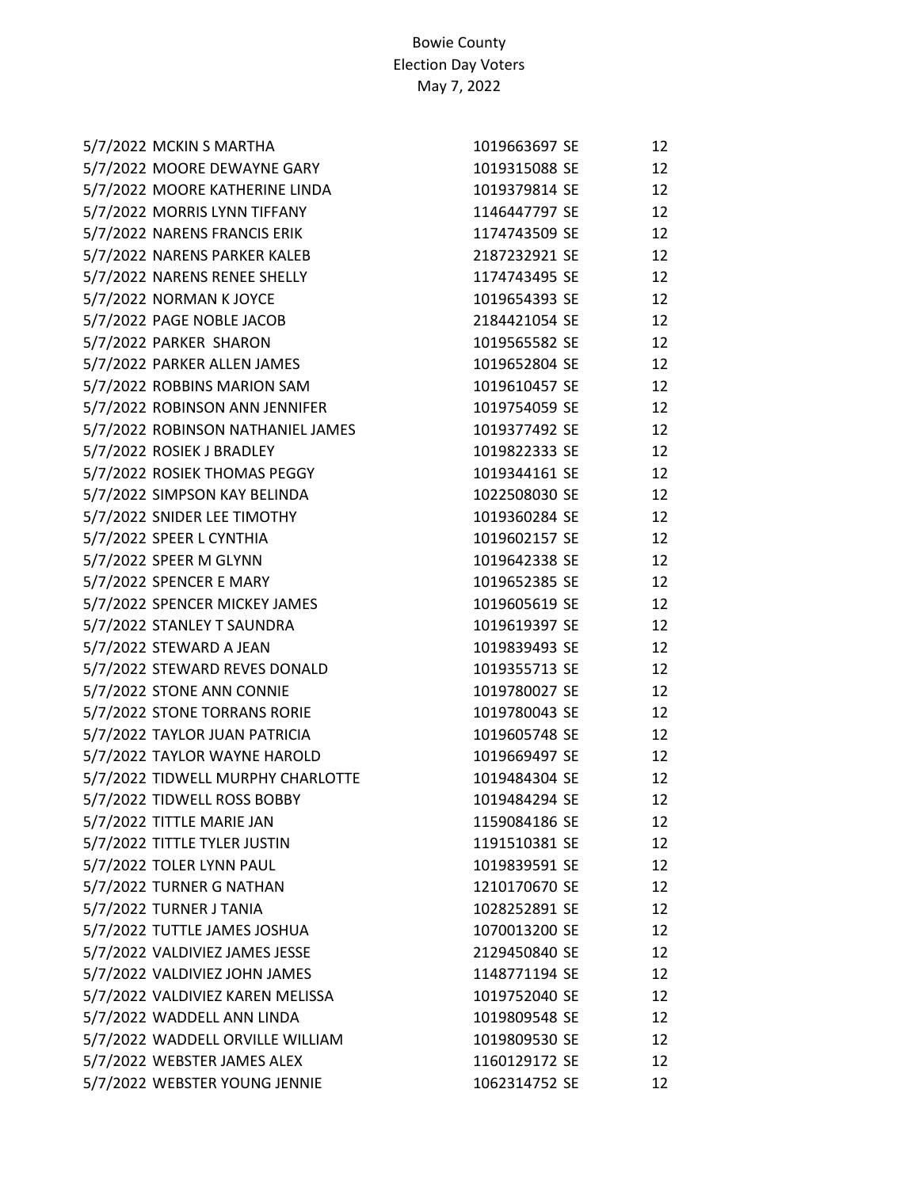Bowie County
Election Day Voters
May 7, 2022

| | | | | |
|---|---|---|---|---|
| 5/7/2022 | MCKIN S MARTHA | 1019663697 | SE | 12 |
| 5/7/2022 | MOORE DEWAYNE GARY | 1019315088 | SE | 12 |
| 5/7/2022 | MOORE KATHERINE LINDA | 1019379814 | SE | 12 |
| 5/7/2022 | MORRIS LYNN TIFFANY | 1146447797 | SE | 12 |
| 5/7/2022 | NARENS FRANCIS ERIK | 1174743509 | SE | 12 |
| 5/7/2022 | NARENS PARKER KALEB | 2187232921 | SE | 12 |
| 5/7/2022 | NARENS RENEE SHELLY | 1174743495 | SE | 12 |
| 5/7/2022 | NORMAN K JOYCE | 1019654393 | SE | 12 |
| 5/7/2022 | PAGE NOBLE JACOB | 2184421054 | SE | 12 |
| 5/7/2022 | PARKER SHARON | 1019565582 | SE | 12 |
| 5/7/2022 | PARKER ALLEN JAMES | 1019652804 | SE | 12 |
| 5/7/2022 | ROBBINS MARION SAM | 1019610457 | SE | 12 |
| 5/7/2022 | ROBINSON ANN JENNIFER | 1019754059 | SE | 12 |
| 5/7/2022 | ROBINSON NATHANIEL JAMES | 1019377492 | SE | 12 |
| 5/7/2022 | ROSIEK J BRADLEY | 1019822333 | SE | 12 |
| 5/7/2022 | ROSIEK THOMAS PEGGY | 1019344161 | SE | 12 |
| 5/7/2022 | SIMPSON KAY BELINDA | 1022508030 | SE | 12 |
| 5/7/2022 | SNIDER LEE TIMOTHY | 1019360284 | SE | 12 |
| 5/7/2022 | SPEER L CYNTHIA | 1019602157 | SE | 12 |
| 5/7/2022 | SPEER M GLYNN | 1019642338 | SE | 12 |
| 5/7/2022 | SPENCER E MARY | 1019652385 | SE | 12 |
| 5/7/2022 | SPENCER MICKEY JAMES | 1019605619 | SE | 12 |
| 5/7/2022 | STANLEY T SAUNDRA | 1019619397 | SE | 12 |
| 5/7/2022 | STEWARD A JEAN | 1019839493 | SE | 12 |
| 5/7/2022 | STEWARD REVES DONALD | 1019355713 | SE | 12 |
| 5/7/2022 | STONE ANN CONNIE | 1019780027 | SE | 12 |
| 5/7/2022 | STONE TORRANS RORIE | 1019780043 | SE | 12 |
| 5/7/2022 | TAYLOR JUAN PATRICIA | 1019605748 | SE | 12 |
| 5/7/2022 | TAYLOR WAYNE HAROLD | 1019669497 | SE | 12 |
| 5/7/2022 | TIDWELL MURPHY CHARLOTTE | 1019484304 | SE | 12 |
| 5/7/2022 | TIDWELL ROSS BOBBY | 1019484294 | SE | 12 |
| 5/7/2022 | TITTLE MARIE JAN | 1159084186 | SE | 12 |
| 5/7/2022 | TITTLE TYLER JUSTIN | 1191510381 | SE | 12 |
| 5/7/2022 | TOLER LYNN PAUL | 1019839591 | SE | 12 |
| 5/7/2022 | TURNER G NATHAN | 1210170670 | SE | 12 |
| 5/7/2022 | TURNER J TANIA | 1028252891 | SE | 12 |
| 5/7/2022 | TUTTLE JAMES JOSHUA | 1070013200 | SE | 12 |
| 5/7/2022 | VALDIVIEZ JAMES JESSE | 2129450840 | SE | 12 |
| 5/7/2022 | VALDIVIEZ JOHN JAMES | 1148771194 | SE | 12 |
| 5/7/2022 | VALDIVIEZ KAREN MELISSA | 1019752040 | SE | 12 |
| 5/7/2022 | WADDELL ANN LINDA | 1019809548 | SE | 12 |
| 5/7/2022 | WADDELL ORVILLE WILLIAM | 1019809530 | SE | 12 |
| 5/7/2022 | WEBSTER JAMES ALEX | 1160129172 | SE | 12 |
| 5/7/2022 | WEBSTER YOUNG JENNIE | 1062314752 | SE | 12 |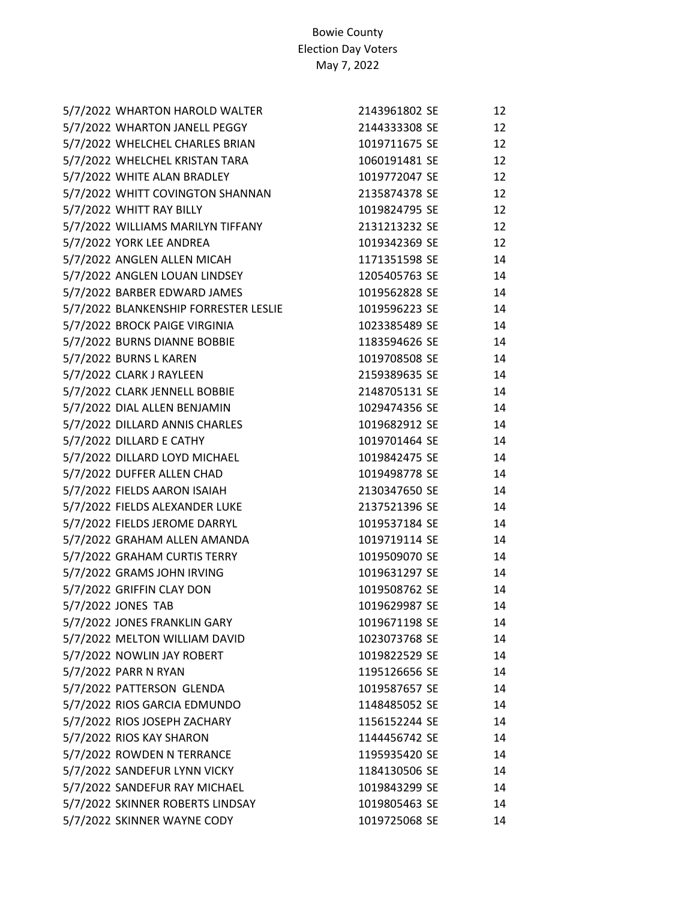Bowie County
Election Day Voters
May 7, 2022

| | | | |
|---|---|---|---|
| 5/7/2022 | WHARTON HAROLD WALTER | 2143961802 SE | 12 |
| 5/7/2022 | WHARTON JANELL PEGGY | 2144333308 SE | 12 |
| 5/7/2022 | WHELCHEL CHARLES BRIAN | 1019711675 SE | 12 |
| 5/7/2022 | WHELCHEL KRISTAN TARA | 1060191481 SE | 12 |
| 5/7/2022 | WHITE ALAN BRADLEY | 1019772047 SE | 12 |
| 5/7/2022 | WHITT COVINGTON SHANNAN | 2135874378 SE | 12 |
| 5/7/2022 | WHITT RAY BILLY | 1019824795 SE | 12 |
| 5/7/2022 | WILLIAMS MARILYN TIFFANY | 2131213232 SE | 12 |
| 5/7/2022 | YORK LEE ANDREA | 1019342369 SE | 12 |
| 5/7/2022 | ANGLEN ALLEN MICAH | 1171351598 SE | 14 |
| 5/7/2022 | ANGLEN LOUAN LINDSEY | 1205405763 SE | 14 |
| 5/7/2022 | BARBER EDWARD JAMES | 1019562828 SE | 14 |
| 5/7/2022 | BLANKENSHIP FORRESTER LESLIE | 1019596223 SE | 14 |
| 5/7/2022 | BROCK PAIGE VIRGINIA | 1023385489 SE | 14 |
| 5/7/2022 | BURNS DIANNE BOBBIE | 1183594626 SE | 14 |
| 5/7/2022 | BURNS L KAREN | 1019708508 SE | 14 |
| 5/7/2022 | CLARK J RAYLEEN | 2159389635 SE | 14 |
| 5/7/2022 | CLARK JENNELL BOBBIE | 2148705131 SE | 14 |
| 5/7/2022 | DIAL ALLEN BENJAMIN | 1029474356 SE | 14 |
| 5/7/2022 | DILLARD ANNIS CHARLES | 1019682912 SE | 14 |
| 5/7/2022 | DILLARD E CATHY | 1019701464 SE | 14 |
| 5/7/2022 | DILLARD LOYD MICHAEL | 1019842475 SE | 14 |
| 5/7/2022 | DUFFER ALLEN CHAD | 1019498778 SE | 14 |
| 5/7/2022 | FIELDS AARON ISAIAH | 2130347650 SE | 14 |
| 5/7/2022 | FIELDS ALEXANDER LUKE | 2137521396 SE | 14 |
| 5/7/2022 | FIELDS JEROME DARRYL | 1019537184 SE | 14 |
| 5/7/2022 | GRAHAM ALLEN AMANDA | 1019719114 SE | 14 |
| 5/7/2022 | GRAHAM CURTIS TERRY | 1019509070 SE | 14 |
| 5/7/2022 | GRAMS JOHN IRVING | 1019631297 SE | 14 |
| 5/7/2022 | GRIFFIN CLAY DON | 1019508762 SE | 14 |
| 5/7/2022 | JONES TAB | 1019629987 SE | 14 |
| 5/7/2022 | JONES FRANKLIN GARY | 1019671198 SE | 14 |
| 5/7/2022 | MELTON WILLIAM DAVID | 1023073768 SE | 14 |
| 5/7/2022 | NOWLIN JAY ROBERT | 1019822529 SE | 14 |
| 5/7/2022 | PARR N RYAN | 1195126656 SE | 14 |
| 5/7/2022 | PATTERSON GLENDA | 1019587657 SE | 14 |
| 5/7/2022 | RIOS GARCIA EDMUNDO | 1148485052 SE | 14 |
| 5/7/2022 | RIOS JOSEPH ZACHARY | 1156152244 SE | 14 |
| 5/7/2022 | RIOS KAY SHARON | 1144456742 SE | 14 |
| 5/7/2022 | ROWDEN N TERRANCE | 1195935420 SE | 14 |
| 5/7/2022 | SANDEFUR LYNN VICKY | 1184130506 SE | 14 |
| 5/7/2022 | SANDEFUR RAY MICHAEL | 1019843299 SE | 14 |
| 5/7/2022 | SKINNER ROBERTS LINDSAY | 1019805463 SE | 14 |
| 5/7/2022 | SKINNER WAYNE CODY | 1019725068 SE | 14 |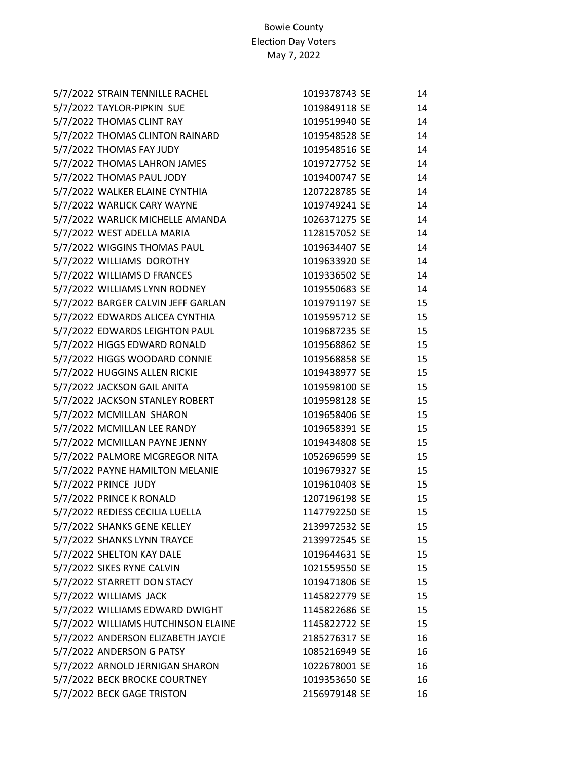Bowie County
Election Day Voters
May 7, 2022

| Date | Name | ID | Type | Precinct |
|---|---|---|---|---|
| 5/7/2022 | STRAIN TENNILLE RACHEL | 1019378743 | SE | 14 |
| 5/7/2022 | TAYLOR-PIPKIN SUE | 1019849118 | SE | 14 |
| 5/7/2022 | THOMAS CLINT RAY | 1019519940 | SE | 14 |
| 5/7/2022 | THOMAS CLINTON RAINARD | 1019548528 | SE | 14 |
| 5/7/2022 | THOMAS FAY JUDY | 1019548516 | SE | 14 |
| 5/7/2022 | THOMAS LAHRON JAMES | 1019727752 | SE | 14 |
| 5/7/2022 | THOMAS PAUL JODY | 1019400747 | SE | 14 |
| 5/7/2022 | WALKER ELAINE CYNTHIA | 1207228785 | SE | 14 |
| 5/7/2022 | WARLICK CARY WAYNE | 1019749241 | SE | 14 |
| 5/7/2022 | WARLICK MICHELLE AMANDA | 1026371275 | SE | 14 |
| 5/7/2022 | WEST ADELLA MARIA | 1128157052 | SE | 14 |
| 5/7/2022 | WIGGINS THOMAS PAUL | 1019634407 | SE | 14 |
| 5/7/2022 | WILLIAMS DOROTHY | 1019633920 | SE | 14 |
| 5/7/2022 | WILLIAMS D FRANCES | 1019336502 | SE | 14 |
| 5/7/2022 | WILLIAMS LYNN RODNEY | 1019550683 | SE | 14 |
| 5/7/2022 | BARGER CALVIN JEFF GARLAN | 1019791197 | SE | 15 |
| 5/7/2022 | EDWARDS ALICEA CYNTHIA | 1019595712 | SE | 15 |
| 5/7/2022 | EDWARDS LEIGHTON PAUL | 1019687235 | SE | 15 |
| 5/7/2022 | HIGGS EDWARD RONALD | 1019568862 | SE | 15 |
| 5/7/2022 | HIGGS WOODARD CONNIE | 1019568858 | SE | 15 |
| 5/7/2022 | HUGGINS ALLEN RICKIE | 1019438977 | SE | 15 |
| 5/7/2022 | JACKSON GAIL ANITA | 1019598100 | SE | 15 |
| 5/7/2022 | JACKSON STANLEY ROBERT | 1019598128 | SE | 15 |
| 5/7/2022 | MCMILLAN SHARON | 1019658406 | SE | 15 |
| 5/7/2022 | MCMILLAN LEE RANDY | 1019658391 | SE | 15 |
| 5/7/2022 | MCMILLAN PAYNE JENNY | 1019434808 | SE | 15 |
| 5/7/2022 | PALMORE MCGREGOR NITA | 1052696599 | SE | 15 |
| 5/7/2022 | PAYNE HAMILTON MELANIE | 1019679327 | SE | 15 |
| 5/7/2022 | PRINCE JUDY | 1019610403 | SE | 15 |
| 5/7/2022 | PRINCE K RONALD | 1207196198 | SE | 15 |
| 5/7/2022 | REDIESS CECILIA LUELLA | 1147792250 | SE | 15 |
| 5/7/2022 | SHANKS GENE KELLEY | 2139972532 | SE | 15 |
| 5/7/2022 | SHANKS LYNN TRAYCE | 2139972545 | SE | 15 |
| 5/7/2022 | SHELTON KAY DALE | 1019644631 | SE | 15 |
| 5/7/2022 | SIKES RYNE CALVIN | 1021559550 | SE | 15 |
| 5/7/2022 | STARRETT DON STACY | 1019471806 | SE | 15 |
| 5/7/2022 | WILLIAMS JACK | 1145822779 | SE | 15 |
| 5/7/2022 | WILLIAMS EDWARD DWIGHT | 1145822686 | SE | 15 |
| 5/7/2022 | WILLIAMS HUTCHINSON ELAINE | 1145822722 | SE | 15 |
| 5/7/2022 | ANDERSON ELIZABETH JAYCIE | 2185276317 | SE | 16 |
| 5/7/2022 | ANDERSON G PATSY | 1085216949 | SE | 16 |
| 5/7/2022 | ARNOLD JERNIGAN SHARON | 1022678001 | SE | 16 |
| 5/7/2022 | BECK BROCKE COURTNEY | 1019353650 | SE | 16 |
| 5/7/2022 | BECK GAGE TRISTON | 2156979148 | SE | 16 |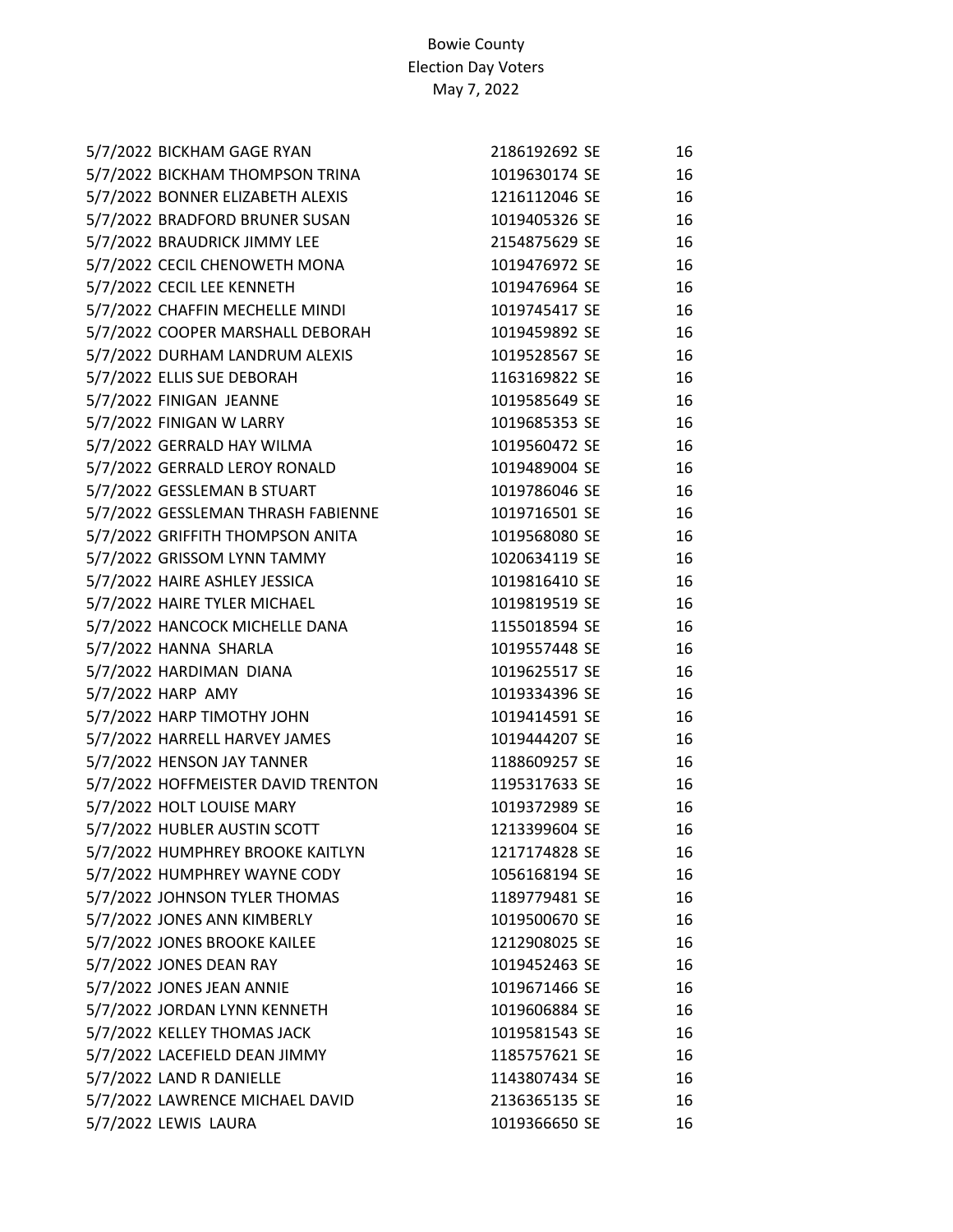Bowie County
Election Day Voters
May 7, 2022

| | | | |
|---|---|---|---|
| 5/7/2022 | BICKHAM GAGE RYAN | 2186192692 SE | 16 |
| 5/7/2022 | BICKHAM THOMPSON TRINA | 1019630174 SE | 16 |
| 5/7/2022 | BONNER ELIZABETH ALEXIS | 1216112046 SE | 16 |
| 5/7/2022 | BRADFORD BRUNER SUSAN | 1019405326 SE | 16 |
| 5/7/2022 | BRAUDRICK JIMMY LEE | 2154875629 SE | 16 |
| 5/7/2022 | CECIL CHENOWETH MONA | 1019476972 SE | 16 |
| 5/7/2022 | CECIL LEE KENNETH | 1019476964 SE | 16 |
| 5/7/2022 | CHAFFIN MECHELLE MINDI | 1019745417 SE | 16 |
| 5/7/2022 | COOPER MARSHALL DEBORAH | 1019459892 SE | 16 |
| 5/7/2022 | DURHAM LANDRUM ALEXIS | 1019528567 SE | 16 |
| 5/7/2022 | ELLIS SUE DEBORAH | 1163169822 SE | 16 |
| 5/7/2022 | FINIGAN JEANNE | 1019585649 SE | 16 |
| 5/7/2022 | FINIGAN W LARRY | 1019685353 SE | 16 |
| 5/7/2022 | GERRALD HAY WILMA | 1019560472 SE | 16 |
| 5/7/2022 | GERRALD LEROY RONALD | 1019489004 SE | 16 |
| 5/7/2022 | GESSLEMAN B STUART | 1019786046 SE | 16 |
| 5/7/2022 | GESSLEMAN THRASH FABIENNE | 1019716501 SE | 16 |
| 5/7/2022 | GRIFFITH THOMPSON ANITA | 1019568080 SE | 16 |
| 5/7/2022 | GRISSOM LYNN TAMMY | 1020634119 SE | 16 |
| 5/7/2022 | HAIRE ASHLEY JESSICA | 1019816410 SE | 16 |
| 5/7/2022 | HAIRE TYLER MICHAEL | 1019819519 SE | 16 |
| 5/7/2022 | HANCOCK MICHELLE DANA | 1155018594 SE | 16 |
| 5/7/2022 | HANNA SHARLA | 1019557448 SE | 16 |
| 5/7/2022 | HARDIMAN DIANA | 1019625517 SE | 16 |
| 5/7/2022 | HARP AMY | 1019334396 SE | 16 |
| 5/7/2022 | HARP TIMOTHY JOHN | 1019414591 SE | 16 |
| 5/7/2022 | HARRELL HARVEY JAMES | 1019444207 SE | 16 |
| 5/7/2022 | HENSON JAY TANNER | 1188609257 SE | 16 |
| 5/7/2022 | HOFFMEISTER DAVID TRENTON | 1195317633 SE | 16 |
| 5/7/2022 | HOLT LOUISE MARY | 1019372989 SE | 16 |
| 5/7/2022 | HUBLER AUSTIN SCOTT | 1213399604 SE | 16 |
| 5/7/2022 | HUMPHREY BROOKE KAITLYN | 1217174828 SE | 16 |
| 5/7/2022 | HUMPHREY WAYNE CODY | 1056168194 SE | 16 |
| 5/7/2022 | JOHNSON TYLER THOMAS | 1189779481 SE | 16 |
| 5/7/2022 | JONES ANN KIMBERLY | 1019500670 SE | 16 |
| 5/7/2022 | JONES BROOKE KAILEE | 1212908025 SE | 16 |
| 5/7/2022 | JONES DEAN RAY | 1019452463 SE | 16 |
| 5/7/2022 | JONES JEAN ANNIE | 1019671466 SE | 16 |
| 5/7/2022 | JORDAN LYNN KENNETH | 1019606884 SE | 16 |
| 5/7/2022 | KELLEY THOMAS JACK | 1019581543 SE | 16 |
| 5/7/2022 | LACEFIELD DEAN JIMMY | 1185757621 SE | 16 |
| 5/7/2022 | LAND R DANIELLE | 1143807434 SE | 16 |
| 5/7/2022 | LAWRENCE MICHAEL DAVID | 2136365135 SE | 16 |
| 5/7/2022 | LEWIS LAURA | 1019366650 SE | 16 |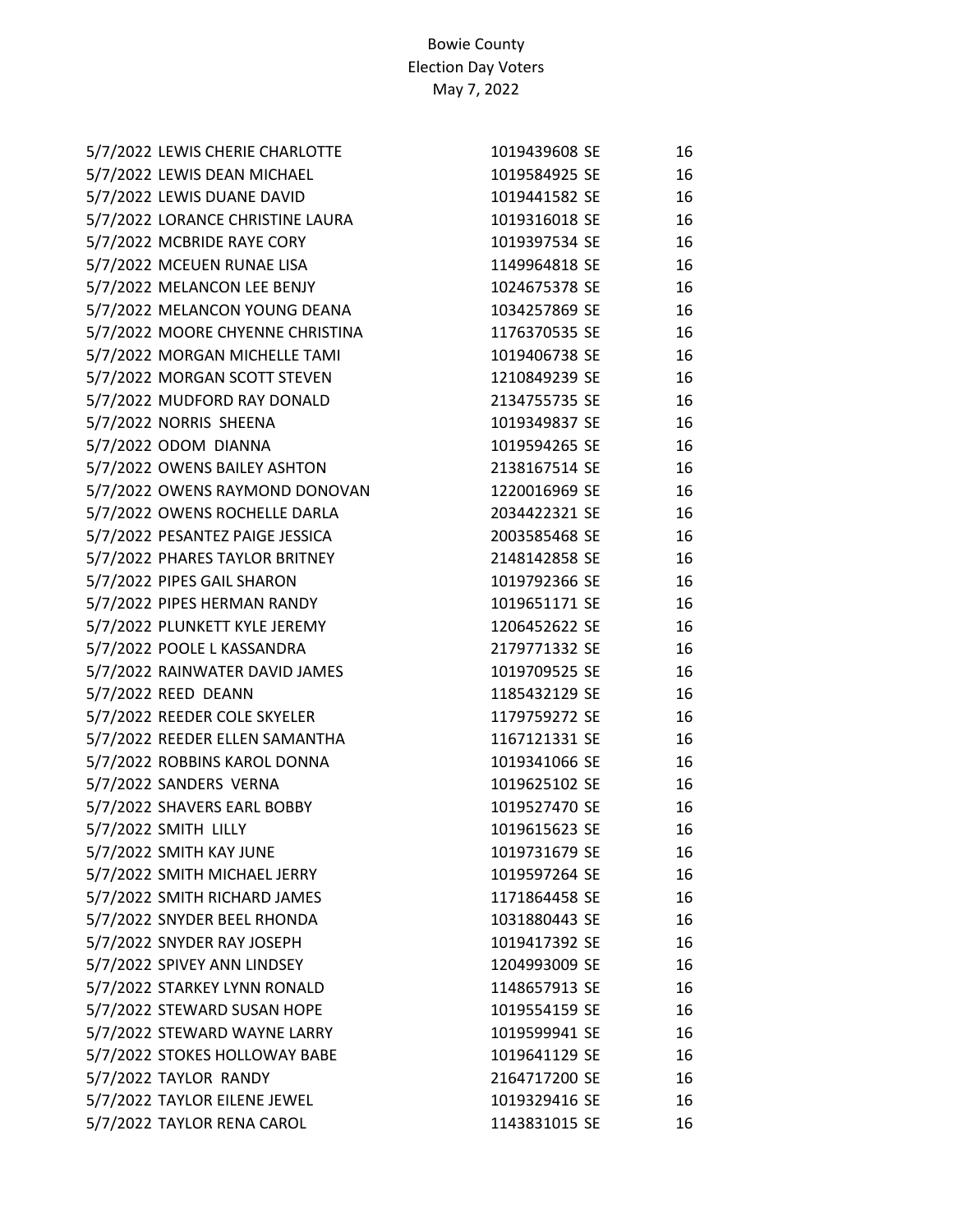Bowie County
Election Day Voters
May 7, 2022

| | | | | |
|---|---|---|---|---|
| 5/7/2022 | LEWIS CHERIE CHARLOTTE | 1019439608 | SE | 16 |
| 5/7/2022 | LEWIS DEAN MICHAEL | 1019584925 | SE | 16 |
| 5/7/2022 | LEWIS DUANE DAVID | 1019441582 | SE | 16 |
| 5/7/2022 | LORANCE CHRISTINE LAURA | 1019316018 | SE | 16 |
| 5/7/2022 | MCBRIDE RAYE CORY | 1019397534 | SE | 16 |
| 5/7/2022 | MCEUEN RUNAE LISA | 1149964818 | SE | 16 |
| 5/7/2022 | MELANCON LEE BENJY | 1024675378 | SE | 16 |
| 5/7/2022 | MELANCON YOUNG DEANA | 1034257869 | SE | 16 |
| 5/7/2022 | MOORE CHYENNE CHRISTINA | 1176370535 | SE | 16 |
| 5/7/2022 | MORGAN MICHELLE TAMI | 1019406738 | SE | 16 |
| 5/7/2022 | MORGAN SCOTT STEVEN | 1210849239 | SE | 16 |
| 5/7/2022 | MUDFORD RAY DONALD | 2134755735 | SE | 16 |
| 5/7/2022 | NORRIS SHEENA | 1019349837 | SE | 16 |
| 5/7/2022 | ODOM DIANNA | 1019594265 | SE | 16 |
| 5/7/2022 | OWENS BAILEY ASHTON | 2138167514 | SE | 16 |
| 5/7/2022 | OWENS RAYMOND DONOVAN | 1220016969 | SE | 16 |
| 5/7/2022 | OWENS ROCHELLE DARLA | 2034422321 | SE | 16 |
| 5/7/2022 | PESANTEZ PAIGE JESSICA | 2003585468 | SE | 16 |
| 5/7/2022 | PHARES TAYLOR BRITNEY | 2148142858 | SE | 16 |
| 5/7/2022 | PIPES GAIL SHARON | 1019792366 | SE | 16 |
| 5/7/2022 | PIPES HERMAN RANDY | 1019651171 | SE | 16 |
| 5/7/2022 | PLUNKETT KYLE JEREMY | 1206452622 | SE | 16 |
| 5/7/2022 | POOLE L KASSANDRA | 2179771332 | SE | 16 |
| 5/7/2022 | RAINWATER DAVID JAMES | 1019709525 | SE | 16 |
| 5/7/2022 | REED DEANN | 1185432129 | SE | 16 |
| 5/7/2022 | REEDER COLE SKYELER | 1179759272 | SE | 16 |
| 5/7/2022 | REEDER ELLEN SAMANTHA | 1167121331 | SE | 16 |
| 5/7/2022 | ROBBINS KAROL DONNA | 1019341066 | SE | 16 |
| 5/7/2022 | SANDERS VERNA | 1019625102 | SE | 16 |
| 5/7/2022 | SHAVERS EARL BOBBY | 1019527470 | SE | 16 |
| 5/7/2022 | SMITH LILLY | 1019615623 | SE | 16 |
| 5/7/2022 | SMITH KAY JUNE | 1019731679 | SE | 16 |
| 5/7/2022 | SMITH MICHAEL JERRY | 1019597264 | SE | 16 |
| 5/7/2022 | SMITH RICHARD JAMES | 1171864458 | SE | 16 |
| 5/7/2022 | SNYDER BEEL RHONDA | 1031880443 | SE | 16 |
| 5/7/2022 | SNYDER RAY JOSEPH | 1019417392 | SE | 16 |
| 5/7/2022 | SPIVEY ANN LINDSEY | 1204993009 | SE | 16 |
| 5/7/2022 | STARKEY LYNN RONALD | 1148657913 | SE | 16 |
| 5/7/2022 | STEWARD SUSAN HOPE | 1019554159 | SE | 16 |
| 5/7/2022 | STEWARD WAYNE LARRY | 1019599941 | SE | 16 |
| 5/7/2022 | STOKES HOLLOWAY BABE | 1019641129 | SE | 16 |
| 5/7/2022 | TAYLOR RANDY | 2164717200 | SE | 16 |
| 5/7/2022 | TAYLOR EILENE JEWEL | 1019329416 | SE | 16 |
| 5/7/2022 | TAYLOR RENA CAROL | 1143831015 | SE | 16 |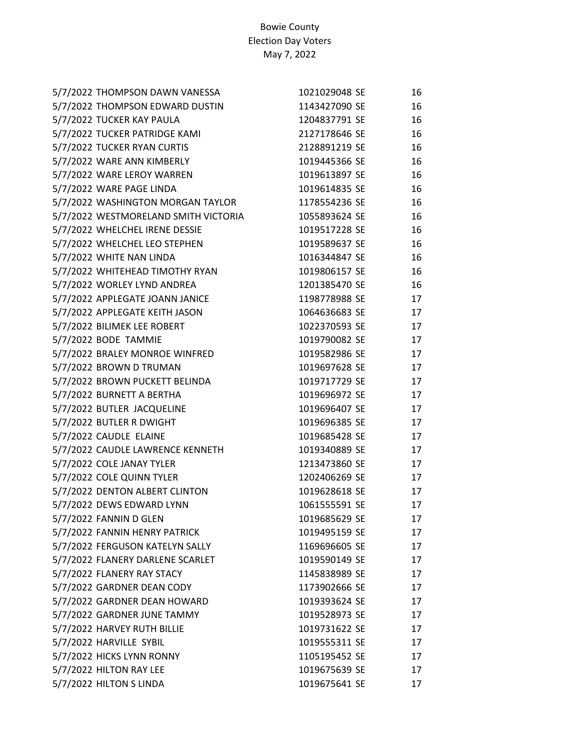Bowie County
Election Day Voters
May 7, 2022

| Date | Name | ID | Type | Precinct |
|---|---|---|---|---|
| 5/7/2022 | THOMPSON DAWN VANESSA | 1021029048 | SE | 16 |
| 5/7/2022 | THOMPSON EDWARD DUSTIN | 1143427090 | SE | 16 |
| 5/7/2022 | TUCKER KAY PAULA | 1204837791 | SE | 16 |
| 5/7/2022 | TUCKER PATRIDGE KAMI | 2127178646 | SE | 16 |
| 5/7/2022 | TUCKER RYAN CURTIS | 2128891219 | SE | 16 |
| 5/7/2022 | WARE ANN KIMBERLY | 1019445366 | SE | 16 |
| 5/7/2022 | WARE LEROY WARREN | 1019613897 | SE | 16 |
| 5/7/2022 | WARE PAGE LINDA | 1019614835 | SE | 16 |
| 5/7/2022 | WASHINGTON MORGAN TAYLOR | 1178554236 | SE | 16 |
| 5/7/2022 | WESTMORELAND SMITH VICTORIA | 1055893624 | SE | 16 |
| 5/7/2022 | WHELCHEL IRENE DESSIE | 1019517228 | SE | 16 |
| 5/7/2022 | WHELCHEL LEO STEPHEN | 1019589637 | SE | 16 |
| 5/7/2022 | WHITE NAN LINDA | 1016344847 | SE | 16 |
| 5/7/2022 | WHITEHEAD TIMOTHY RYAN | 1019806157 | SE | 16 |
| 5/7/2022 | WORLEY LYND ANDREA | 1201385470 | SE | 16 |
| 5/7/2022 | APPLEGATE JOANN JANICE | 1198778988 | SE | 17 |
| 5/7/2022 | APPLEGATE KEITH JASON | 1064636683 | SE | 17 |
| 5/7/2022 | BILIMEK LEE ROBERT | 1022370593 | SE | 17 |
| 5/7/2022 | BODE TAMMIE | 1019790082 | SE | 17 |
| 5/7/2022 | BRALEY MONROE WINFRED | 1019582986 | SE | 17 |
| 5/7/2022 | BROWN D TRUMAN | 1019697628 | SE | 17 |
| 5/7/2022 | BROWN PUCKETT BELINDA | 1019717729 | SE | 17 |
| 5/7/2022 | BURNETT A BERTHA | 1019696972 | SE | 17 |
| 5/7/2022 | BUTLER JACQUELINE | 1019696407 | SE | 17 |
| 5/7/2022 | BUTLER R DWIGHT | 1019696385 | SE | 17 |
| 5/7/2022 | CAUDLE ELAINE | 1019685428 | SE | 17 |
| 5/7/2022 | CAUDLE LAWRENCE KENNETH | 1019340889 | SE | 17 |
| 5/7/2022 | COLE JANAY TYLER | 1213473860 | SE | 17 |
| 5/7/2022 | COLE QUINN TYLER | 1202406269 | SE | 17 |
| 5/7/2022 | DENTON ALBERT CLINTON | 1019628618 | SE | 17 |
| 5/7/2022 | DEWS EDWARD LYNN | 1061555591 | SE | 17 |
| 5/7/2022 | FANNIN D GLEN | 1019685629 | SE | 17 |
| 5/7/2022 | FANNIN HENRY PATRICK | 1019495159 | SE | 17 |
| 5/7/2022 | FERGUSON KATELYN SALLY | 1169696605 | SE | 17 |
| 5/7/2022 | FLANERY DARLENE SCARLET | 1019590149 | SE | 17 |
| 5/7/2022 | FLANERY RAY STACY | 1145838989 | SE | 17 |
| 5/7/2022 | GARDNER DEAN CODY | 1173902666 | SE | 17 |
| 5/7/2022 | GARDNER DEAN HOWARD | 1019393624 | SE | 17 |
| 5/7/2022 | GARDNER JUNE TAMMY | 1019528973 | SE | 17 |
| 5/7/2022 | HARVEY RUTH BILLIE | 1019731622 | SE | 17 |
| 5/7/2022 | HARVILLE SYBIL | 1019555311 | SE | 17 |
| 5/7/2022 | HICKS LYNN RONNY | 1105195452 | SE | 17 |
| 5/7/2022 | HILTON RAY LEE | 1019675639 | SE | 17 |
| 5/7/2022 | HILTON S LINDA | 1019675641 | SE | 17 |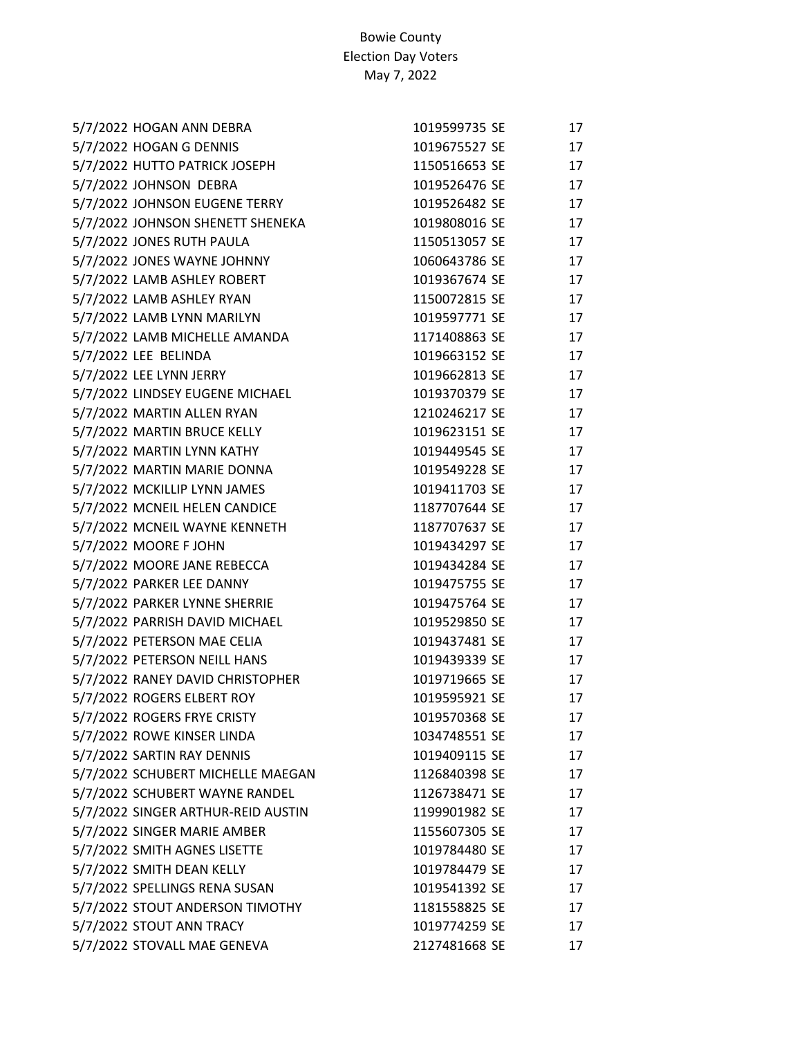Bowie County
Election Day Voters
May 7, 2022

| Date | Name | ID | Type | Precinct |
|---|---|---|---|---|
| 5/7/2022 | HOGAN ANN DEBRA | 1019599735 | SE | 17 |
| 5/7/2022 | HOGAN G DENNIS | 1019675527 | SE | 17 |
| 5/7/2022 | HUTTO PATRICK JOSEPH | 1150516653 | SE | 17 |
| 5/7/2022 | JOHNSON DEBRA | 1019526476 | SE | 17 |
| 5/7/2022 | JOHNSON EUGENE TERRY | 1019526482 | SE | 17 |
| 5/7/2022 | JOHNSON SHENETT SHENEKA | 1019808016 | SE | 17 |
| 5/7/2022 | JONES RUTH PAULA | 1150513057 | SE | 17 |
| 5/7/2022 | JONES WAYNE JOHNNY | 1060643786 | SE | 17 |
| 5/7/2022 | LAMB ASHLEY ROBERT | 1019367674 | SE | 17 |
| 5/7/2022 | LAMB ASHLEY RYAN | 1150072815 | SE | 17 |
| 5/7/2022 | LAMB LYNN MARILYN | 1019597771 | SE | 17 |
| 5/7/2022 | LAMB MICHELLE AMANDA | 1171408863 | SE | 17 |
| 5/7/2022 | LEE BELINDA | 1019663152 | SE | 17 |
| 5/7/2022 | LEE LYNN JERRY | 1019662813 | SE | 17 |
| 5/7/2022 | LINDSEY EUGENE MICHAEL | 1019370379 | SE | 17 |
| 5/7/2022 | MARTIN ALLEN RYAN | 1210246217 | SE | 17 |
| 5/7/2022 | MARTIN BRUCE KELLY | 1019623151 | SE | 17 |
| 5/7/2022 | MARTIN LYNN KATHY | 1019449545 | SE | 17 |
| 5/7/2022 | MARTIN MARIE DONNA | 1019549228 | SE | 17 |
| 5/7/2022 | MCKILLIP LYNN JAMES | 1019411703 | SE | 17 |
| 5/7/2022 | MCNEIL HELEN CANDICE | 1187707644 | SE | 17 |
| 5/7/2022 | MCNEIL WAYNE KENNETH | 1187707637 | SE | 17 |
| 5/7/2022 | MOORE F JOHN | 1019434297 | SE | 17 |
| 5/7/2022 | MOORE JANE REBECCA | 1019434284 | SE | 17 |
| 5/7/2022 | PARKER LEE DANNY | 1019475755 | SE | 17 |
| 5/7/2022 | PARKER LYNNE SHERRIE | 1019475764 | SE | 17 |
| 5/7/2022 | PARRISH DAVID MICHAEL | 1019529850 | SE | 17 |
| 5/7/2022 | PETERSON MAE CELIA | 1019437481 | SE | 17 |
| 5/7/2022 | PETERSON NEILL HANS | 1019439339 | SE | 17 |
| 5/7/2022 | RANEY DAVID CHRISTOPHER | 1019719665 | SE | 17 |
| 5/7/2022 | ROGERS ELBERT ROY | 1019595921 | SE | 17 |
| 5/7/2022 | ROGERS FRYE CRISTY | 1019570368 | SE | 17 |
| 5/7/2022 | ROWE KINSER LINDA | 1034748551 | SE | 17 |
| 5/7/2022 | SARTIN RAY DENNIS | 1019409115 | SE | 17 |
| 5/7/2022 | SCHUBERT MICHELLE MAEGAN | 1126840398 | SE | 17 |
| 5/7/2022 | SCHUBERT WAYNE RANDEL | 1126738471 | SE | 17 |
| 5/7/2022 | SINGER ARTHUR-REID AUSTIN | 1199901982 | SE | 17 |
| 5/7/2022 | SINGER MARIE AMBER | 1155607305 | SE | 17 |
| 5/7/2022 | SMITH AGNES LISETTE | 1019784480 | SE | 17 |
| 5/7/2022 | SMITH DEAN KELLY | 1019784479 | SE | 17 |
| 5/7/2022 | SPELLINGS RENA SUSAN | 1019541392 | SE | 17 |
| 5/7/2022 | STOUT ANDERSON TIMOTHY | 1181558825 | SE | 17 |
| 5/7/2022 | STOUT ANN TRACY | 1019774259 | SE | 17 |
| 5/7/2022 | STOVALL MAE GENEVA | 2127481668 | SE | 17 |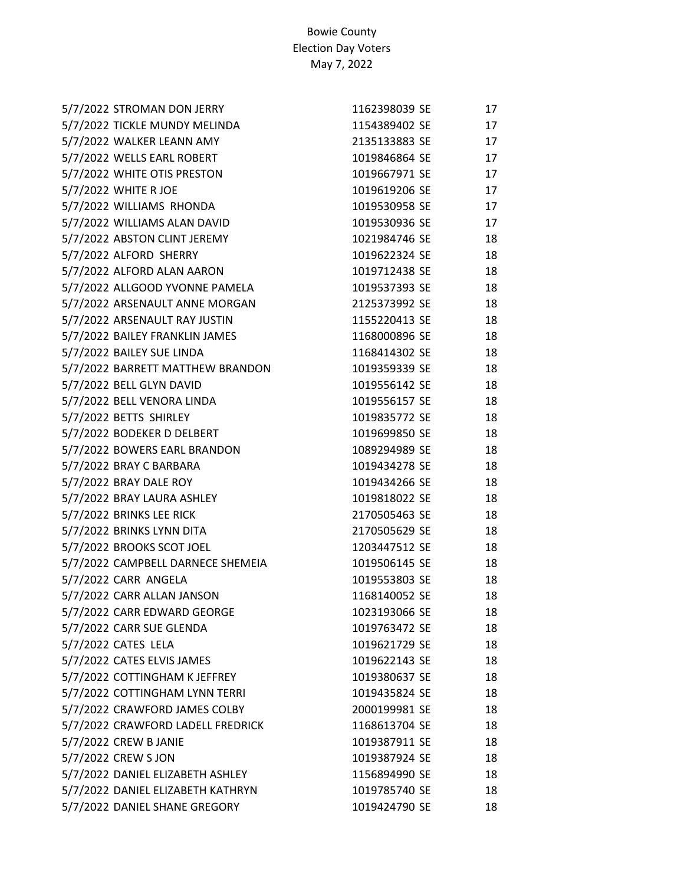Bowie County
Election Day Voters
May 7, 2022

| | | | | |
|---|---|---|---|---|
| 5/7/2022 | STROMAN DON JERRY | 1162398039 | SE | 17 |
| 5/7/2022 | TICKLE MUNDY MELINDA | 1154389402 | SE | 17 |
| 5/7/2022 | WALKER LEANN AMY | 2135133883 | SE | 17 |
| 5/7/2022 | WELLS EARL ROBERT | 1019846864 | SE | 17 |
| 5/7/2022 | WHITE OTIS PRESTON | 1019667971 | SE | 17 |
| 5/7/2022 | WHITE R JOE | 1019619206 | SE | 17 |
| 5/7/2022 | WILLIAMS RHONDA | 1019530958 | SE | 17 |
| 5/7/2022 | WILLIAMS ALAN DAVID | 1019530936 | SE | 17 |
| 5/7/2022 | ABSTON CLINT JEREMY | 1021984746 | SE | 18 |
| 5/7/2022 | ALFORD SHERRY | 1019622324 | SE | 18 |
| 5/7/2022 | ALFORD ALAN AARON | 1019712438 | SE | 18 |
| 5/7/2022 | ALLGOOD YVONNE PAMELA | 1019537393 | SE | 18 |
| 5/7/2022 | ARSENAULT ANNE MORGAN | 2125373992 | SE | 18 |
| 5/7/2022 | ARSENAULT RAY JUSTIN | 1155220413 | SE | 18 |
| 5/7/2022 | BAILEY FRANKLIN JAMES | 1168000896 | SE | 18 |
| 5/7/2022 | BAILEY SUE LINDA | 1168414302 | SE | 18 |
| 5/7/2022 | BARRETT MATTHEW BRANDON | 1019359339 | SE | 18 |
| 5/7/2022 | BELL GLYN DAVID | 1019556142 | SE | 18 |
| 5/7/2022 | BELL VENORA LINDA | 1019556157 | SE | 18 |
| 5/7/2022 | BETTS SHIRLEY | 1019835772 | SE | 18 |
| 5/7/2022 | BODEKER D DELBERT | 1019699850 | SE | 18 |
| 5/7/2022 | BOWERS EARL BRANDON | 1089294989 | SE | 18 |
| 5/7/2022 | BRAY C BARBARA | 1019434278 | SE | 18 |
| 5/7/2022 | BRAY DALE ROY | 1019434266 | SE | 18 |
| 5/7/2022 | BRAY LAURA ASHLEY | 1019818022 | SE | 18 |
| 5/7/2022 | BRINKS LEE RICK | 2170505463 | SE | 18 |
| 5/7/2022 | BRINKS LYNN DITA | 2170505629 | SE | 18 |
| 5/7/2022 | BROOKS SCOT JOEL | 1203447512 | SE | 18 |
| 5/7/2022 | CAMPBELL DARNECE SHEMEIA | 1019506145 | SE | 18 |
| 5/7/2022 | CARR ANGELA | 1019553803 | SE | 18 |
| 5/7/2022 | CARR ALLAN JANSON | 1168140052 | SE | 18 |
| 5/7/2022 | CARR EDWARD GEORGE | 1023193066 | SE | 18 |
| 5/7/2022 | CARR SUE GLENDA | 1019763472 | SE | 18 |
| 5/7/2022 | CATES LELA | 1019621729 | SE | 18 |
| 5/7/2022 | CATES ELVIS JAMES | 1019622143 | SE | 18 |
| 5/7/2022 | COTTINGHAM K JEFFREY | 1019380637 | SE | 18 |
| 5/7/2022 | COTTINGHAM LYNN TERRI | 1019435824 | SE | 18 |
| 5/7/2022 | CRAWFORD JAMES COLBY | 2000199981 | SE | 18 |
| 5/7/2022 | CRAWFORD LADELL FREDRICK | 1168613704 | SE | 18 |
| 5/7/2022 | CREW B JANIE | 1019387911 | SE | 18 |
| 5/7/2022 | CREW S JON | 1019387924 | SE | 18 |
| 5/7/2022 | DANIEL ELIZABETH ASHLEY | 1156894990 | SE | 18 |
| 5/7/2022 | DANIEL ELIZABETH KATHRYN | 1019785740 | SE | 18 |
| 5/7/2022 | DANIEL SHANE GREGORY | 1019424790 | SE | 18 |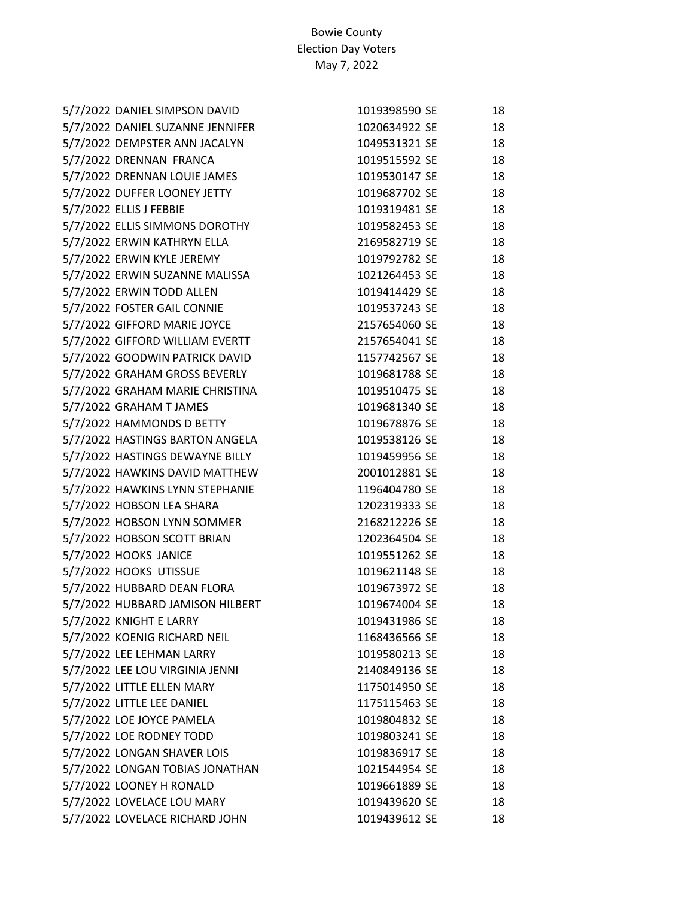Bowie County
Election Day Voters
May 7, 2022

| | | | |
|---|---|---|---|
| 5/7/2022 | DANIEL SIMPSON DAVID | 1019398590 SE | 18 |
| 5/7/2022 | DANIEL SUZANNE JENNIFER | 1020634922 SE | 18 |
| 5/7/2022 | DEMPSTER ANN JACALYN | 1049531321 SE | 18 |
| 5/7/2022 | DRENNAN FRANCA | 1019515592 SE | 18 |
| 5/7/2022 | DRENNAN LOUIE JAMES | 1019530147 SE | 18 |
| 5/7/2022 | DUFFER LOONEY JETTY | 1019687702 SE | 18 |
| 5/7/2022 | ELLIS J FEBBIE | 1019319481 SE | 18 |
| 5/7/2022 | ELLIS SIMMONS DOROTHY | 1019582453 SE | 18 |
| 5/7/2022 | ERWIN KATHRYN ELLA | 2169582719 SE | 18 |
| 5/7/2022 | ERWIN KYLE JEREMY | 1019792782 SE | 18 |
| 5/7/2022 | ERWIN SUZANNE MALISSA | 1021264453 SE | 18 |
| 5/7/2022 | ERWIN TODD ALLEN | 1019414429 SE | 18 |
| 5/7/2022 | FOSTER GAIL CONNIE | 1019537243 SE | 18 |
| 5/7/2022 | GIFFORD MARIE JOYCE | 2157654060 SE | 18 |
| 5/7/2022 | GIFFORD WILLIAM EVERTT | 2157654041 SE | 18 |
| 5/7/2022 | GOODWIN PATRICK DAVID | 1157742567 SE | 18 |
| 5/7/2022 | GRAHAM GROSS BEVERLY | 1019681788 SE | 18 |
| 5/7/2022 | GRAHAM MARIE CHRISTINA | 1019510475 SE | 18 |
| 5/7/2022 | GRAHAM T JAMES | 1019681340 SE | 18 |
| 5/7/2022 | HAMMONDS D BETTY | 1019678876 SE | 18 |
| 5/7/2022 | HASTINGS BARTON ANGELA | 1019538126 SE | 18 |
| 5/7/2022 | HASTINGS DEWAYNE BILLY | 1019459956 SE | 18 |
| 5/7/2022 | HAWKINS DAVID MATTHEW | 2001012881 SE | 18 |
| 5/7/2022 | HAWKINS LYNN STEPHANIE | 1196404780 SE | 18 |
| 5/7/2022 | HOBSON LEA SHARA | 1202319333 SE | 18 |
| 5/7/2022 | HOBSON LYNN SOMMER | 2168212226 SE | 18 |
| 5/7/2022 | HOBSON SCOTT BRIAN | 1202364504 SE | 18 |
| 5/7/2022 | HOOKS JANICE | 1019551262 SE | 18 |
| 5/7/2022 | HOOKS UTISSUE | 1019621148 SE | 18 |
| 5/7/2022 | HUBBARD DEAN FLORA | 1019673972 SE | 18 |
| 5/7/2022 | HUBBARD JAMISON HILBERT | 1019674004 SE | 18 |
| 5/7/2022 | KNIGHT E LARRY | 1019431986 SE | 18 |
| 5/7/2022 | KOENIG RICHARD NEIL | 1168436566 SE | 18 |
| 5/7/2022 | LEE LEHMAN LARRY | 1019580213 SE | 18 |
| 5/7/2022 | LEE LOU VIRGINIA JENNI | 2140849136 SE | 18 |
| 5/7/2022 | LITTLE ELLEN MARY | 1175014950 SE | 18 |
| 5/7/2022 | LITTLE LEE DANIEL | 1175115463 SE | 18 |
| 5/7/2022 | LOE JOYCE PAMELA | 1019804832 SE | 18 |
| 5/7/2022 | LOE RODNEY TODD | 1019803241 SE | 18 |
| 5/7/2022 | LONGAN SHAVER LOIS | 1019836917 SE | 18 |
| 5/7/2022 | LONGAN TOBIAS JONATHAN | 1021544954 SE | 18 |
| 5/7/2022 | LOONEY H RONALD | 1019661889 SE | 18 |
| 5/7/2022 | LOVELACE LOU MARY | 1019439620 SE | 18 |
| 5/7/2022 | LOVELACE RICHARD JOHN | 1019439612 SE | 18 |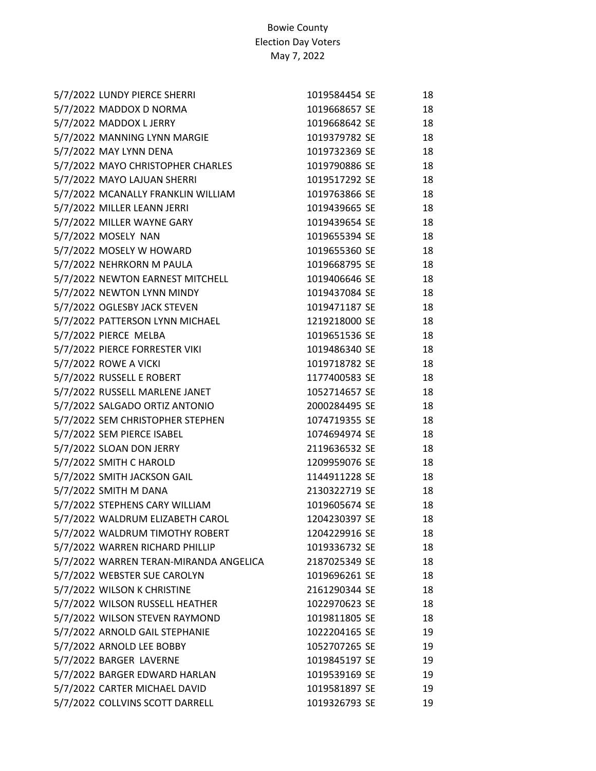Bowie County
Election Day Voters
May 7, 2022

| | | | | |
|---|---|---|---|---|
| 5/7/2022 | LUNDY PIERCE SHERRI | 1019584454 | SE | 18 |
| 5/7/2022 | MADDOX D NORMA | 1019668657 | SE | 18 |
| 5/7/2022 | MADDOX L JERRY | 1019668642 | SE | 18 |
| 5/7/2022 | MANNING LYNN MARGIE | 1019379782 | SE | 18 |
| 5/7/2022 | MAY LYNN DENA | 1019732369 | SE | 18 |
| 5/7/2022 | MAYO CHRISTOPHER CHARLES | 1019790886 | SE | 18 |
| 5/7/2022 | MAYO LAJUAN SHERRI | 1019517292 | SE | 18 |
| 5/7/2022 | MCANALLY FRANKLIN WILLIAM | 1019763866 | SE | 18 |
| 5/7/2022 | MILLER LEANN JERRI | 1019439665 | SE | 18 |
| 5/7/2022 | MILLER WAYNE GARY | 1019439654 | SE | 18 |
| 5/7/2022 | MOSELY NAN | 1019655394 | SE | 18 |
| 5/7/2022 | MOSELY W HOWARD | 1019655360 | SE | 18 |
| 5/7/2022 | NEHRKORN M PAULA | 1019668795 | SE | 18 |
| 5/7/2022 | NEWTON EARNEST MITCHELL | 1019406646 | SE | 18 |
| 5/7/2022 | NEWTON LYNN MINDY | 1019437084 | SE | 18 |
| 5/7/2022 | OGLESBY JACK STEVEN | 1019471187 | SE | 18 |
| 5/7/2022 | PATTERSON LYNN MICHAEL | 1219218000 | SE | 18 |
| 5/7/2022 | PIERCE MELBA | 1019651536 | SE | 18 |
| 5/7/2022 | PIERCE FORRESTER VIKI | 1019486340 | SE | 18 |
| 5/7/2022 | ROWE A VICKI | 1019718782 | SE | 18 |
| 5/7/2022 | RUSSELL E ROBERT | 1177400583 | SE | 18 |
| 5/7/2022 | RUSSELL MARLENE JANET | 1052714657 | SE | 18 |
| 5/7/2022 | SALGADO ORTIZ ANTONIO | 2000284495 | SE | 18 |
| 5/7/2022 | SEM CHRISTOPHER STEPHEN | 1074719355 | SE | 18 |
| 5/7/2022 | SEM PIERCE ISABEL | 1074694974 | SE | 18 |
| 5/7/2022 | SLOAN DON JERRY | 2119636532 | SE | 18 |
| 5/7/2022 | SMITH C HAROLD | 1209959076 | SE | 18 |
| 5/7/2022 | SMITH JACKSON GAIL | 1144911228 | SE | 18 |
| 5/7/2022 | SMITH M DANA | 2130322719 | SE | 18 |
| 5/7/2022 | STEPHENS CARY WILLIAM | 1019605674 | SE | 18 |
| 5/7/2022 | WALDRUM ELIZABETH CAROL | 1204230397 | SE | 18 |
| 5/7/2022 | WALDRUM TIMOTHY ROBERT | 1204229916 | SE | 18 |
| 5/7/2022 | WARREN RICHARD PHILLIP | 1019336732 | SE | 18 |
| 5/7/2022 | WARREN TERAN-MIRANDA ANGELICA | 2187025349 | SE | 18 |
| 5/7/2022 | WEBSTER SUE CAROLYN | 1019696261 | SE | 18 |
| 5/7/2022 | WILSON K CHRISTINE | 2161290344 | SE | 18 |
| 5/7/2022 | WILSON RUSSELL HEATHER | 1022970623 | SE | 18 |
| 5/7/2022 | WILSON STEVEN RAYMOND | 1019811805 | SE | 18 |
| 5/7/2022 | ARNOLD GAIL STEPHANIE | 1022204165 | SE | 19 |
| 5/7/2022 | ARNOLD LEE BOBBY | 1052707265 | SE | 19 |
| 5/7/2022 | BARGER LAVERNE | 1019845197 | SE | 19 |
| 5/7/2022 | BARGER EDWARD HARLAN | 1019539169 | SE | 19 |
| 5/7/2022 | CARTER MICHAEL DAVID | 1019581897 | SE | 19 |
| 5/7/2022 | COLLVINS SCOTT DARRELL | 1019326793 | SE | 19 |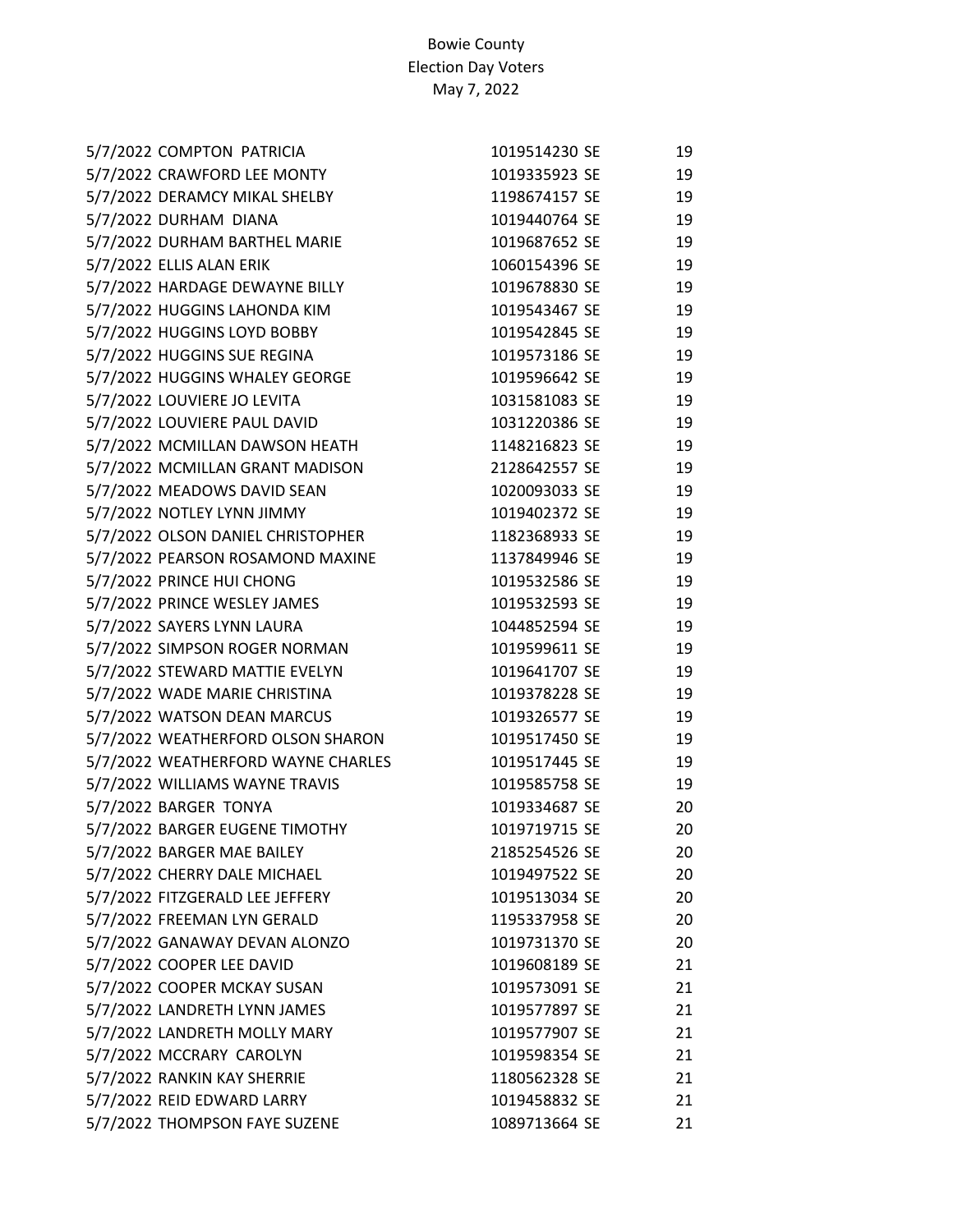Bowie County
Election Day Voters
May 7, 2022

| | | | |
|---|---|---|---|
| 5/7/2022 | COMPTON  PATRICIA | 1019514230 SE | 19 |
| 5/7/2022 | CRAWFORD LEE MONTY | 1019335923 SE | 19 |
| 5/7/2022 | DERAMCY MIKAL SHELBY | 1198674157 SE | 19 |
| 5/7/2022 | DURHAM  DIANA | 1019440764 SE | 19 |
| 5/7/2022 | DURHAM BARTHEL MARIE | 1019687652 SE | 19 |
| 5/7/2022 | ELLIS ALAN ERIK | 1060154396 SE | 19 |
| 5/7/2022 | HARDAGE DEWAYNE BILLY | 1019678830 SE | 19 |
| 5/7/2022 | HUGGINS LAHONDA KIM | 1019543467 SE | 19 |
| 5/7/2022 | HUGGINS LOYD BOBBY | 1019542845 SE | 19 |
| 5/7/2022 | HUGGINS SUE REGINA | 1019573186 SE | 19 |
| 5/7/2022 | HUGGINS WHALEY GEORGE | 1019596642 SE | 19 |
| 5/7/2022 | LOUVIERE JO LEVITA | 1031581083 SE | 19 |
| 5/7/2022 | LOUVIERE PAUL DAVID | 1031220386 SE | 19 |
| 5/7/2022 | MCMILLAN DAWSON HEATH | 1148216823 SE | 19 |
| 5/7/2022 | MCMILLAN GRANT MADISON | 2128642557 SE | 19 |
| 5/7/2022 | MEADOWS DAVID SEAN | 1020093033 SE | 19 |
| 5/7/2022 | NOTLEY LYNN JIMMY | 1019402372 SE | 19 |
| 5/7/2022 | OLSON DANIEL CHRISTOPHER | 1182368933 SE | 19 |
| 5/7/2022 | PEARSON ROSAMOND MAXINE | 1137849946 SE | 19 |
| 5/7/2022 | PRINCE HUI CHONG | 1019532586 SE | 19 |
| 5/7/2022 | PRINCE WESLEY JAMES | 1019532593 SE | 19 |
| 5/7/2022 | SAYERS LYNN LAURA | 1044852594 SE | 19 |
| 5/7/2022 | SIMPSON ROGER NORMAN | 1019599611 SE | 19 |
| 5/7/2022 | STEWARD MATTIE EVELYN | 1019641707 SE | 19 |
| 5/7/2022 | WADE MARIE CHRISTINA | 1019378228 SE | 19 |
| 5/7/2022 | WATSON DEAN MARCUS | 1019326577 SE | 19 |
| 5/7/2022 | WEATHERFORD OLSON SHARON | 1019517450 SE | 19 |
| 5/7/2022 | WEATHERFORD WAYNE CHARLES | 1019517445 SE | 19 |
| 5/7/2022 | WILLIAMS WAYNE TRAVIS | 1019585758 SE | 19 |
| 5/7/2022 | BARGER  TONYA | 1019334687 SE | 20 |
| 5/7/2022 | BARGER EUGENE TIMOTHY | 1019719715 SE | 20 |
| 5/7/2022 | BARGER MAE BAILEY | 2185254526 SE | 20 |
| 5/7/2022 | CHERRY DALE MICHAEL | 1019497522 SE | 20 |
| 5/7/2022 | FITZGERALD LEE JEFFERY | 1019513034 SE | 20 |
| 5/7/2022 | FREEMAN LYN GERALD | 1195337958 SE | 20 |
| 5/7/2022 | GANAWAY DEVAN ALONZO | 1019731370 SE | 20 |
| 5/7/2022 | COOPER LEE DAVID | 1019608189 SE | 21 |
| 5/7/2022 | COOPER MCKAY SUSAN | 1019573091 SE | 21 |
| 5/7/2022 | LANDRETH LYNN JAMES | 1019577897 SE | 21 |
| 5/7/2022 | LANDRETH MOLLY MARY | 1019577907 SE | 21 |
| 5/7/2022 | MCCRARY  CAROLYN | 1019598354 SE | 21 |
| 5/7/2022 | RANKIN KAY SHERRIE | 1180562328 SE | 21 |
| 5/7/2022 | REID EDWARD LARRY | 1019458832 SE | 21 |
| 5/7/2022 | THOMPSON FAYE SUZENE | 1089713664 SE | 21 |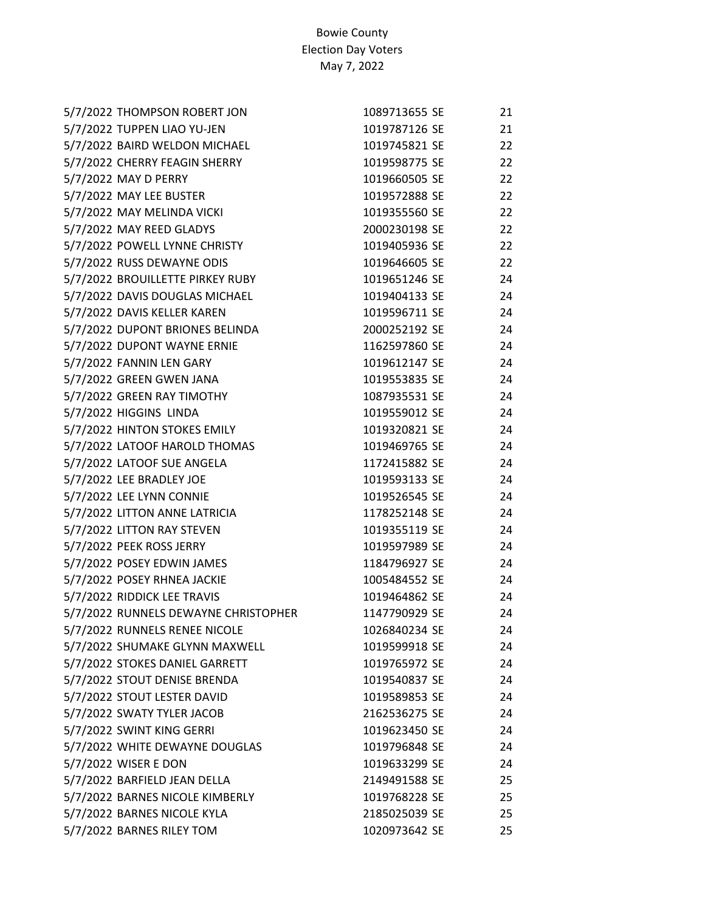Bowie County
Election Day Voters
May 7, 2022

| | | | | |
|---|---|---|---|---|
| 5/7/2022 | THOMPSON ROBERT JON | 1089713655 | SE | 21 |
| 5/7/2022 | TUPPEN LIAO YU-JEN | 1019787126 | SE | 21 |
| 5/7/2022 | BAIRD WELDON MICHAEL | 1019745821 | SE | 22 |
| 5/7/2022 | CHERRY FEAGIN SHERRY | 1019598775 | SE | 22 |
| 5/7/2022 | MAY D PERRY | 1019660505 | SE | 22 |
| 5/7/2022 | MAY LEE BUSTER | 1019572888 | SE | 22 |
| 5/7/2022 | MAY MELINDA VICKI | 1019355560 | SE | 22 |
| 5/7/2022 | MAY REED GLADYS | 2000230198 | SE | 22 |
| 5/7/2022 | POWELL LYNNE CHRISTY | 1019405936 | SE | 22 |
| 5/7/2022 | RUSS DEWAYNE ODIS | 1019646605 | SE | 22 |
| 5/7/2022 | BROUILLETTE PIRKEY RUBY | 1019651246 | SE | 24 |
| 5/7/2022 | DAVIS DOUGLAS MICHAEL | 1019404133 | SE | 24 |
| 5/7/2022 | DAVIS KELLER KAREN | 1019596711 | SE | 24 |
| 5/7/2022 | DUPONT BRIONES BELINDA | 2000252192 | SE | 24 |
| 5/7/2022 | DUPONT WAYNE ERNIE | 1162597860 | SE | 24 |
| 5/7/2022 | FANNIN LEN GARY | 1019612147 | SE | 24 |
| 5/7/2022 | GREEN GWEN JANA | 1019553835 | SE | 24 |
| 5/7/2022 | GREEN RAY TIMOTHY | 1087935531 | SE | 24 |
| 5/7/2022 | HIGGINS LINDA | 1019559012 | SE | 24 |
| 5/7/2022 | HINTON STOKES EMILY | 1019320821 | SE | 24 |
| 5/7/2022 | LATOOF HAROLD THOMAS | 1019469765 | SE | 24 |
| 5/7/2022 | LATOOF SUE ANGELA | 1172415882 | SE | 24 |
| 5/7/2022 | LEE BRADLEY JOE | 1019593133 | SE | 24 |
| 5/7/2022 | LEE LYNN CONNIE | 1019526545 | SE | 24 |
| 5/7/2022 | LITTON ANNE LATRICIA | 1178252148 | SE | 24 |
| 5/7/2022 | LITTON RAY STEVEN | 1019355119 | SE | 24 |
| 5/7/2022 | PEEK ROSS JERRY | 1019597989 | SE | 24 |
| 5/7/2022 | POSEY EDWIN JAMES | 1184796927 | SE | 24 |
| 5/7/2022 | POSEY RHNEA JACKIE | 1005484552 | SE | 24 |
| 5/7/2022 | RIDDICK LEE TRAVIS | 1019464862 | SE | 24 |
| 5/7/2022 | RUNNELS DEWAYNE CHRISTOPHER | 1147790929 | SE | 24 |
| 5/7/2022 | RUNNELS RENEE NICOLE | 1026840234 | SE | 24 |
| 5/7/2022 | SHUMAKE GLYNN MAXWELL | 1019599918 | SE | 24 |
| 5/7/2022 | STOKES DANIEL GARRETT | 1019765972 | SE | 24 |
| 5/7/2022 | STOUT DENISE BRENDA | 1019540837 | SE | 24 |
| 5/7/2022 | STOUT LESTER DAVID | 1019589853 | SE | 24 |
| 5/7/2022 | SWATY TYLER JACOB | 2162536275 | SE | 24 |
| 5/7/2022 | SWINT KING GERRI | 1019623450 | SE | 24 |
| 5/7/2022 | WHITE DEWAYNE DOUGLAS | 1019796848 | SE | 24 |
| 5/7/2022 | WISER E DON | 1019633299 | SE | 24 |
| 5/7/2022 | BARFIELD JEAN DELLA | 2149491588 | SE | 25 |
| 5/7/2022 | BARNES NICOLE KIMBERLY | 1019768228 | SE | 25 |
| 5/7/2022 | BARNES NICOLE KYLA | 2185025039 | SE | 25 |
| 5/7/2022 | BARNES RILEY TOM | 1020973642 | SE | 25 |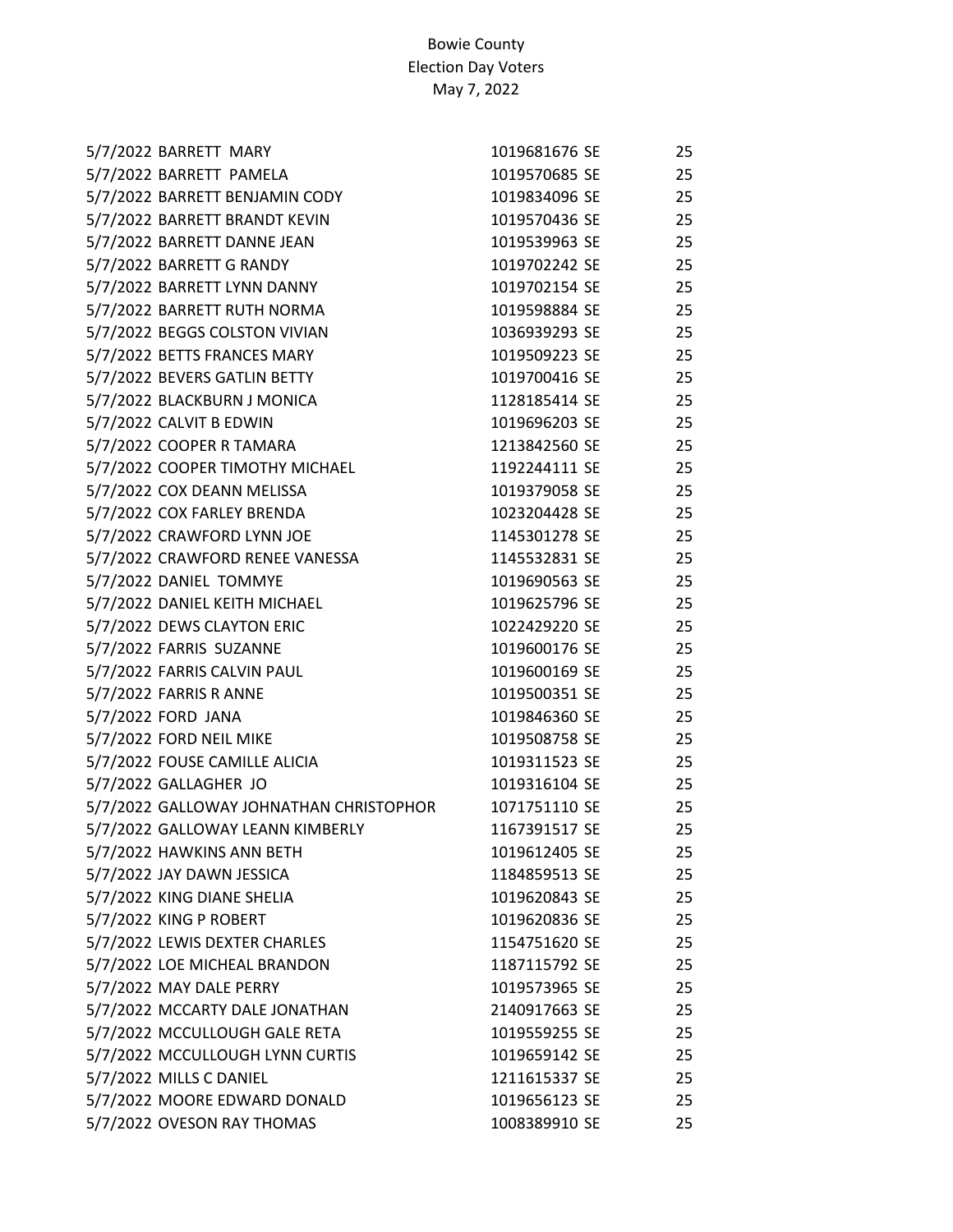Bowie County
Election Day Voters
May 7, 2022

| | | | | |
|---|---|---|---|---|
| 5/7/2022 | BARRETT  MARY | 1019681676 | SE | 25 |
| 5/7/2022 | BARRETT  PAMELA | 1019570685 | SE | 25 |
| 5/7/2022 | BARRETT BENJAMIN CODY | 1019834096 | SE | 25 |
| 5/7/2022 | BARRETT BRANDT KEVIN | 1019570436 | SE | 25 |
| 5/7/2022 | BARRETT DANNE JEAN | 1019539963 | SE | 25 |
| 5/7/2022 | BARRETT G RANDY | 1019702242 | SE | 25 |
| 5/7/2022 | BARRETT LYNN DANNY | 1019702154 | SE | 25 |
| 5/7/2022 | BARRETT RUTH NORMA | 1019598884 | SE | 25 |
| 5/7/2022 | BEGGS COLSTON VIVIAN | 1036939293 | SE | 25 |
| 5/7/2022 | BETTS FRANCES MARY | 1019509223 | SE | 25 |
| 5/7/2022 | BEVERS GATLIN BETTY | 1019700416 | SE | 25 |
| 5/7/2022 | BLACKBURN J MONICA | 1128185414 | SE | 25 |
| 5/7/2022 | CALVIT B EDWIN | 1019696203 | SE | 25 |
| 5/7/2022 | COOPER R TAMARA | 1213842560 | SE | 25 |
| 5/7/2022 | COOPER TIMOTHY MICHAEL | 1192244111 | SE | 25 |
| 5/7/2022 | COX DEANN MELISSA | 1019379058 | SE | 25 |
| 5/7/2022 | COX FARLEY BRENDA | 1023204428 | SE | 25 |
| 5/7/2022 | CRAWFORD LYNN JOE | 1145301278 | SE | 25 |
| 5/7/2022 | CRAWFORD RENEE VANESSA | 1145532831 | SE | 25 |
| 5/7/2022 | DANIEL  TOMMYE | 1019690563 | SE | 25 |
| 5/7/2022 | DANIEL KEITH MICHAEL | 1019625796 | SE | 25 |
| 5/7/2022 | DEWS CLAYTON ERIC | 1022429220 | SE | 25 |
| 5/7/2022 | FARRIS  SUZANNE | 1019600176 | SE | 25 |
| 5/7/2022 | FARRIS CALVIN PAUL | 1019600169 | SE | 25 |
| 5/7/2022 | FARRIS R ANNE | 1019500351 | SE | 25 |
| 5/7/2022 | FORD  JANA | 1019846360 | SE | 25 |
| 5/7/2022 | FORD NEIL MIKE | 1019508758 | SE | 25 |
| 5/7/2022 | FOUSE CAMILLE ALICIA | 1019311523 | SE | 25 |
| 5/7/2022 | GALLAGHER  JO | 1019316104 | SE | 25 |
| 5/7/2022 | GALLOWAY JOHNATHAN CHRISTOPHOR | 1071751110 | SE | 25 |
| 5/7/2022 | GALLOWAY LEANN KIMBERLY | 1167391517 | SE | 25 |
| 5/7/2022 | HAWKINS ANN BETH | 1019612405 | SE | 25 |
| 5/7/2022 | JAY DAWN JESSICA | 1184859513 | SE | 25 |
| 5/7/2022 | KING DIANE SHELIA | 1019620843 | SE | 25 |
| 5/7/2022 | KING P ROBERT | 1019620836 | SE | 25 |
| 5/7/2022 | LEWIS DEXTER CHARLES | 1154751620 | SE | 25 |
| 5/7/2022 | LOE MICHEAL BRANDON | 1187115792 | SE | 25 |
| 5/7/2022 | MAY DALE PERRY | 1019573965 | SE | 25 |
| 5/7/2022 | MCCARTY DALE JONATHAN | 2140917663 | SE | 25 |
| 5/7/2022 | MCCULLOUGH GALE RETA | 1019559255 | SE | 25 |
| 5/7/2022 | MCCULLOUGH LYNN CURTIS | 1019659142 | SE | 25 |
| 5/7/2022 | MILLS C DANIEL | 1211615337 | SE | 25 |
| 5/7/2022 | MOORE EDWARD DONALD | 1019656123 | SE | 25 |
| 5/7/2022 | OVESON RAY THOMAS | 1008389910 | SE | 25 |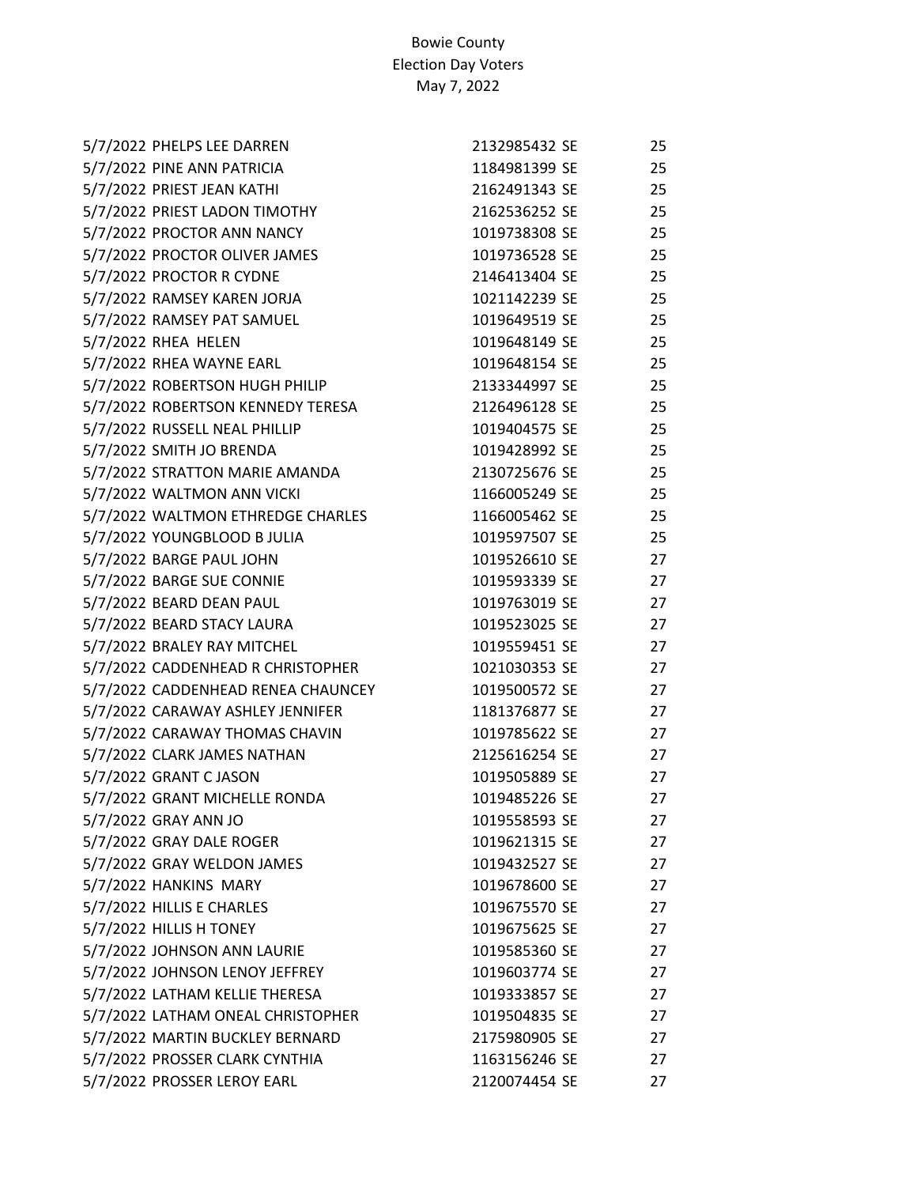Bowie County
Election Day Voters
May 7, 2022

| Date | Name | ID | Type | Precinct |
|---|---|---|---|---|
| 5/7/2022 | PHELPS LEE DARREN | 2132985432 | SE | 25 |
| 5/7/2022 | PINE ANN PATRICIA | 1184981399 | SE | 25 |
| 5/7/2022 | PRIEST JEAN KATHI | 2162491343 | SE | 25 |
| 5/7/2022 | PRIEST LADON TIMOTHY | 2162536252 | SE | 25 |
| 5/7/2022 | PROCTOR ANN NANCY | 1019738308 | SE | 25 |
| 5/7/2022 | PROCTOR OLIVER JAMES | 1019736528 | SE | 25 |
| 5/7/2022 | PROCTOR R CYDNE | 2146413404 | SE | 25 |
| 5/7/2022 | RAMSEY KAREN JORJA | 1021142239 | SE | 25 |
| 5/7/2022 | RAMSEY PAT SAMUEL | 1019649519 | SE | 25 |
| 5/7/2022 | RHEA HELEN | 1019648149 | SE | 25 |
| 5/7/2022 | RHEA WAYNE EARL | 1019648154 | SE | 25 |
| 5/7/2022 | ROBERTSON HUGH PHILIP | 2133344997 | SE | 25 |
| 5/7/2022 | ROBERTSON KENNEDY TERESA | 2126496128 | SE | 25 |
| 5/7/2022 | RUSSELL NEAL PHILLIP | 1019404575 | SE | 25 |
| 5/7/2022 | SMITH JO BRENDA | 1019428992 | SE | 25 |
| 5/7/2022 | STRATTON MARIE AMANDA | 2130725676 | SE | 25 |
| 5/7/2022 | WALTMON ANN VICKI | 1166005249 | SE | 25 |
| 5/7/2022 | WALTMON ETHREDGE CHARLES | 1166005462 | SE | 25 |
| 5/7/2022 | YOUNGBLOOD B JULIA | 1019597507 | SE | 25 |
| 5/7/2022 | BARGE PAUL JOHN | 1019526610 | SE | 27 |
| 5/7/2022 | BARGE SUE CONNIE | 1019593339 | SE | 27 |
| 5/7/2022 | BEARD DEAN PAUL | 1019763019 | SE | 27 |
| 5/7/2022 | BEARD STACY LAURA | 1019523025 | SE | 27 |
| 5/7/2022 | BRALEY RAY MITCHEL | 1019559451 | SE | 27 |
| 5/7/2022 | CADDENHEAD R CHRISTOPHER | 1021030353 | SE | 27 |
| 5/7/2022 | CADDENHEAD RENEA CHAUNCEY | 1019500572 | SE | 27 |
| 5/7/2022 | CARAWAY ASHLEY JENNIFER | 1181376877 | SE | 27 |
| 5/7/2022 | CARAWAY THOMAS CHAVIN | 1019785622 | SE | 27 |
| 5/7/2022 | CLARK JAMES NATHAN | 2125616254 | SE | 27 |
| 5/7/2022 | GRANT C JASON | 1019505889 | SE | 27 |
| 5/7/2022 | GRANT MICHELLE RONDA | 1019485226 | SE | 27 |
| 5/7/2022 | GRAY ANN JO | 1019558593 | SE | 27 |
| 5/7/2022 | GRAY DALE ROGER | 1019621315 | SE | 27 |
| 5/7/2022 | GRAY WELDON JAMES | 1019432527 | SE | 27 |
| 5/7/2022 | HANKINS MARY | 1019678600 | SE | 27 |
| 5/7/2022 | HILLIS E CHARLES | 1019675570 | SE | 27 |
| 5/7/2022 | HILLIS H TONEY | 1019675625 | SE | 27 |
| 5/7/2022 | JOHNSON ANN LAURIE | 1019585360 | SE | 27 |
| 5/7/2022 | JOHNSON LENOY JEFFREY | 1019603774 | SE | 27 |
| 5/7/2022 | LATHAM KELLIE THERESA | 1019333857 | SE | 27 |
| 5/7/2022 | LATHAM ONEAL CHRISTOPHER | 1019504835 | SE | 27 |
| 5/7/2022 | MARTIN BUCKLEY BERNARD | 2175980905 | SE | 27 |
| 5/7/2022 | PROSSER CLARK CYNTHIA | 1163156246 | SE | 27 |
| 5/7/2022 | PROSSER LEROY EARL | 2120074454 | SE | 27 |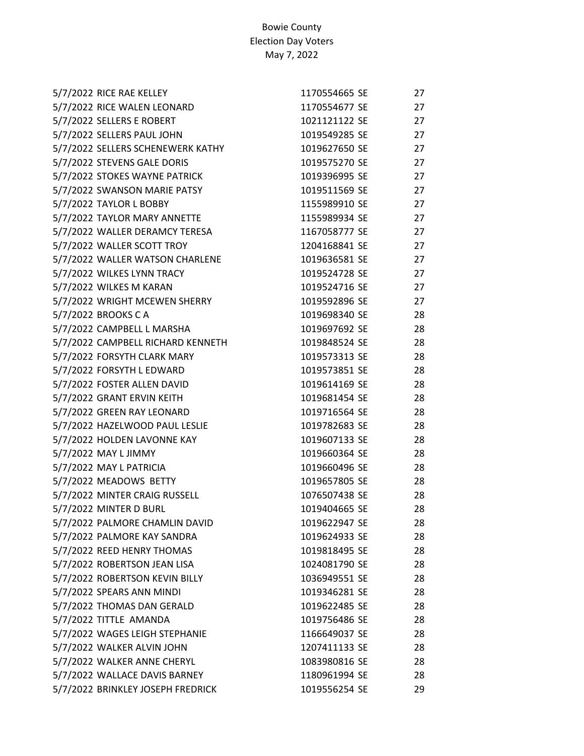Bowie County
Election Day Voters
May 7, 2022

| | | | |
|---|---|---|---|
| 5/7/2022 | RICE RAE KELLEY | 1170554665 SE | 27 |
| 5/7/2022 | RICE WALEN LEONARD | 1170554677 SE | 27 |
| 5/7/2022 | SELLERS E ROBERT | 1021121122 SE | 27 |
| 5/7/2022 | SELLERS PAUL JOHN | 1019549285 SE | 27 |
| 5/7/2022 | SELLERS SCHENEWERK KATHY | 1019627650 SE | 27 |
| 5/7/2022 | STEVENS GALE DORIS | 1019575270 SE | 27 |
| 5/7/2022 | STOKES WAYNE PATRICK | 1019396995 SE | 27 |
| 5/7/2022 | SWANSON MARIE PATSY | 1019511569 SE | 27 |
| 5/7/2022 | TAYLOR L BOBBY | 1155989910 SE | 27 |
| 5/7/2022 | TAYLOR MARY ANNETTE | 1155989934 SE | 27 |
| 5/7/2022 | WALLER DERAMCY TERESA | 1167058777 SE | 27 |
| 5/7/2022 | WALLER SCOTT TROY | 1204168841 SE | 27 |
| 5/7/2022 | WALLER WATSON CHARLENE | 1019636581 SE | 27 |
| 5/7/2022 | WILKES LYNN TRACY | 1019524728 SE | 27 |
| 5/7/2022 | WILKES M KARAN | 1019524716 SE | 27 |
| 5/7/2022 | WRIGHT MCEWEN SHERRY | 1019592896 SE | 27 |
| 5/7/2022 | BROOKS C A | 1019698340 SE | 28 |
| 5/7/2022 | CAMPBELL L MARSHA | 1019697692 SE | 28 |
| 5/7/2022 | CAMPBELL RICHARD KENNETH | 1019848524 SE | 28 |
| 5/7/2022 | FORSYTH CLARK MARY | 1019573313 SE | 28 |
| 5/7/2022 | FORSYTH L EDWARD | 1019573851 SE | 28 |
| 5/7/2022 | FOSTER ALLEN DAVID | 1019614169 SE | 28 |
| 5/7/2022 | GRANT ERVIN KEITH | 1019681454 SE | 28 |
| 5/7/2022 | GREEN RAY LEONARD | 1019716564 SE | 28 |
| 5/7/2022 | HAZELWOOD PAUL LESLIE | 1019782683 SE | 28 |
| 5/7/2022 | HOLDEN LAVONNE KAY | 1019607133 SE | 28 |
| 5/7/2022 | MAY L JIMMY | 1019660364 SE | 28 |
| 5/7/2022 | MAY L PATRICIA | 1019660496 SE | 28 |
| 5/7/2022 | MEADOWS BETTY | 1019657805 SE | 28 |
| 5/7/2022 | MINTER CRAIG RUSSELL | 1076507438 SE | 28 |
| 5/7/2022 | MINTER D BURL | 1019404665 SE | 28 |
| 5/7/2022 | PALMORE CHAMLIN DAVID | 1019622947 SE | 28 |
| 5/7/2022 | PALMORE KAY SANDRA | 1019624933 SE | 28 |
| 5/7/2022 | REED HENRY THOMAS | 1019818495 SE | 28 |
| 5/7/2022 | ROBERTSON JEAN LISA | 1024081790 SE | 28 |
| 5/7/2022 | ROBERTSON KEVIN BILLY | 1036949551 SE | 28 |
| 5/7/2022 | SPEARS ANN MINDI | 1019346281 SE | 28 |
| 5/7/2022 | THOMAS DAN GERALD | 1019622485 SE | 28 |
| 5/7/2022 | TITTLE AMANDA | 1019756486 SE | 28 |
| 5/7/2022 | WAGES LEIGH STEPHANIE | 1166649037 SE | 28 |
| 5/7/2022 | WALKER ALVIN JOHN | 1207411133 SE | 28 |
| 5/7/2022 | WALKER ANNE CHERYL | 1083980816 SE | 28 |
| 5/7/2022 | WALLACE DAVIS BARNEY | 1180961994 SE | 28 |
| 5/7/2022 | BRINKLEY JOSEPH FREDRICK | 1019556254 SE | 29 |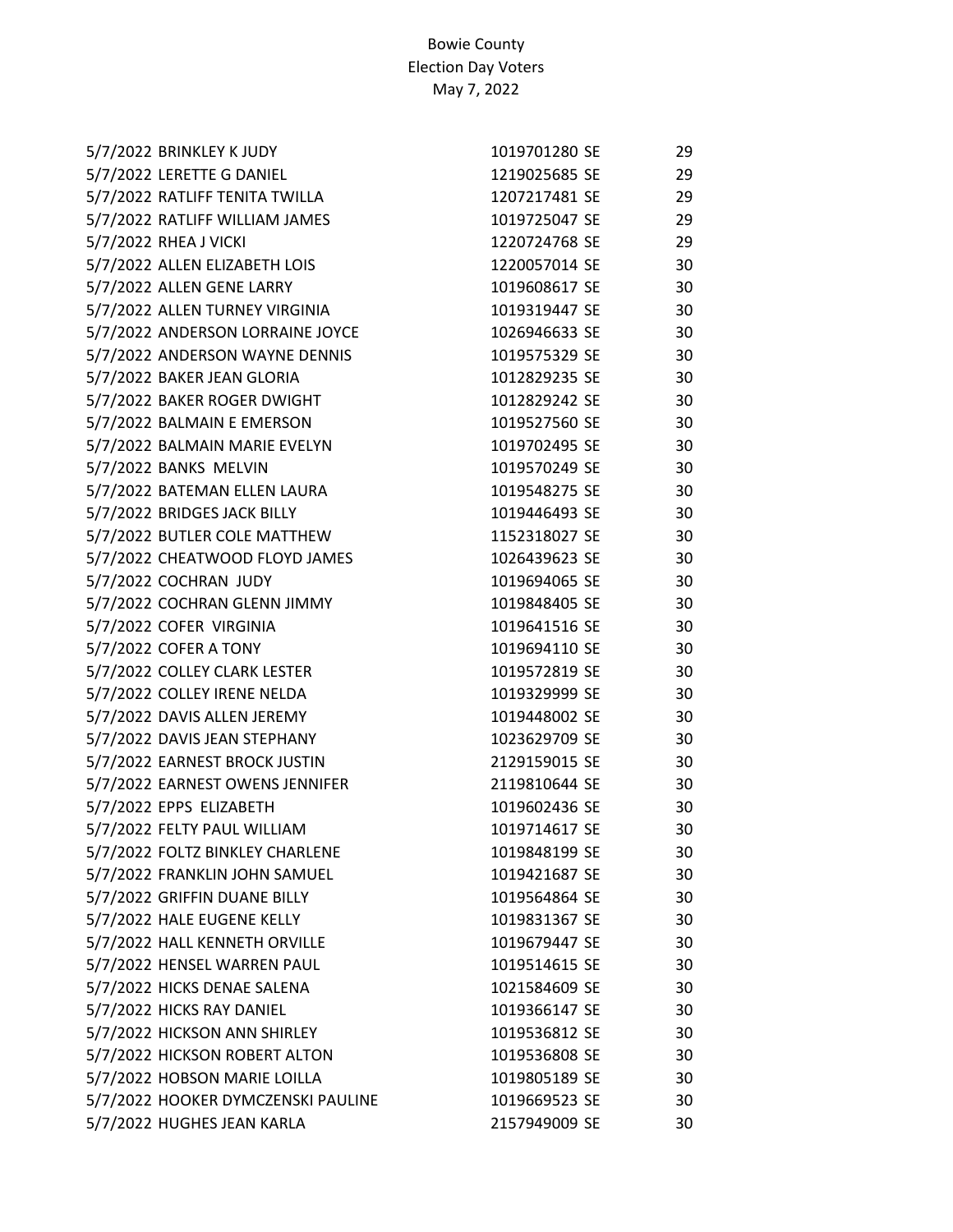Bowie County
Election Day Voters
May 7, 2022

| Date | Name | ID | Type | Precinct |
|---|---|---|---|---|
| 5/7/2022 | BRINKLEY K JUDY | 1019701280 | SE | 29 |
| 5/7/2022 | LERETTE G DANIEL | 1219025685 | SE | 29 |
| 5/7/2022 | RATLIFF TENITA TWILLA | 1207217481 | SE | 29 |
| 5/7/2022 | RATLIFF WILLIAM JAMES | 1019725047 | SE | 29 |
| 5/7/2022 | RHEA J VICKI | 1220724768 | SE | 29 |
| 5/7/2022 | ALLEN ELIZABETH LOIS | 1220057014 | SE | 30 |
| 5/7/2022 | ALLEN GENE LARRY | 1019608617 | SE | 30 |
| 5/7/2022 | ALLEN TURNEY VIRGINIA | 1019319447 | SE | 30 |
| 5/7/2022 | ANDERSON LORRAINE JOYCE | 1026946633 | SE | 30 |
| 5/7/2022 | ANDERSON WAYNE DENNIS | 1019575329 | SE | 30 |
| 5/7/2022 | BAKER JEAN GLORIA | 1012829235 | SE | 30 |
| 5/7/2022 | BAKER ROGER DWIGHT | 1012829242 | SE | 30 |
| 5/7/2022 | BALMAIN E EMERSON | 1019527560 | SE | 30 |
| 5/7/2022 | BALMAIN MARIE EVELYN | 1019702495 | SE | 30 |
| 5/7/2022 | BANKS MELVIN | 1019570249 | SE | 30 |
| 5/7/2022 | BATEMAN ELLEN LAURA | 1019548275 | SE | 30 |
| 5/7/2022 | BRIDGES JACK BILLY | 1019446493 | SE | 30 |
| 5/7/2022 | BUTLER COLE MATTHEW | 1152318027 | SE | 30 |
| 5/7/2022 | CHEATWOOD FLOYD JAMES | 1026439623 | SE | 30 |
| 5/7/2022 | COCHRAN JUDY | 1019694065 | SE | 30 |
| 5/7/2022 | COCHRAN GLENN JIMMY | 1019848405 | SE | 30 |
| 5/7/2022 | COFER VIRGINIA | 1019641516 | SE | 30 |
| 5/7/2022 | COFER A TONY | 1019694110 | SE | 30 |
| 5/7/2022 | COLLEY CLARK LESTER | 1019572819 | SE | 30 |
| 5/7/2022 | COLLEY IRENE NELDA | 1019329999 | SE | 30 |
| 5/7/2022 | DAVIS ALLEN JEREMY | 1019448002 | SE | 30 |
| 5/7/2022 | DAVIS JEAN STEPHANY | 1023629709 | SE | 30 |
| 5/7/2022 | EARNEST BROCK JUSTIN | 2129159015 | SE | 30 |
| 5/7/2022 | EARNEST OWENS JENNIFER | 2119810644 | SE | 30 |
| 5/7/2022 | EPPS ELIZABETH | 1019602436 | SE | 30 |
| 5/7/2022 | FELTY PAUL WILLIAM | 1019714617 | SE | 30 |
| 5/7/2022 | FOLTZ BINKLEY CHARLENE | 1019848199 | SE | 30 |
| 5/7/2022 | FRANKLIN JOHN SAMUEL | 1019421687 | SE | 30 |
| 5/7/2022 | GRIFFIN DUANE BILLY | 1019564864 | SE | 30 |
| 5/7/2022 | HALE EUGENE KELLY | 1019831367 | SE | 30 |
| 5/7/2022 | HALL KENNETH ORVILLE | 1019679447 | SE | 30 |
| 5/7/2022 | HENSEL WARREN PAUL | 1019514615 | SE | 30 |
| 5/7/2022 | HICKS DENAE SALENA | 1021584609 | SE | 30 |
| 5/7/2022 | HICKS RAY DANIEL | 1019366147 | SE | 30 |
| 5/7/2022 | HICKSON ANN SHIRLEY | 1019536812 | SE | 30 |
| 5/7/2022 | HICKSON ROBERT ALTON | 1019536808 | SE | 30 |
| 5/7/2022 | HOBSON MARIE LOILLA | 1019805189 | SE | 30 |
| 5/7/2022 | HOOKER DYMCZENSKI PAULINE | 1019669523 | SE | 30 |
| 5/7/2022 | HUGHES JEAN KARLA | 2157949009 | SE | 30 |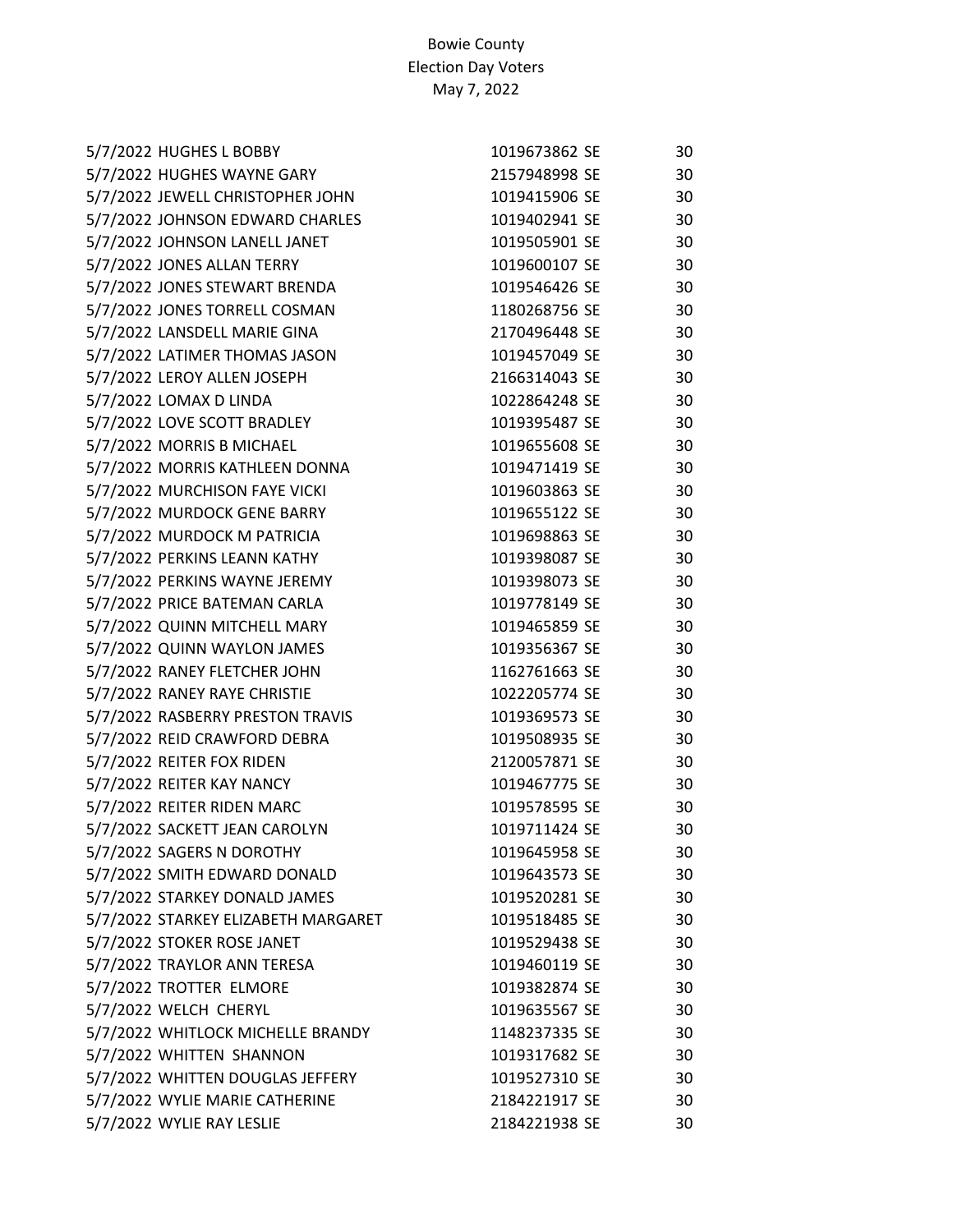Bowie County
Election Day Voters
May 7, 2022

| | | | | |
|---|---|---|---|---|
| 5/7/2022 | HUGHES L BOBBY | 1019673862 | SE | 30 |
| 5/7/2022 | HUGHES WAYNE GARY | 2157948998 | SE | 30 |
| 5/7/2022 | JEWELL CHRISTOPHER JOHN | 1019415906 | SE | 30 |
| 5/7/2022 | JOHNSON EDWARD CHARLES | 1019402941 | SE | 30 |
| 5/7/2022 | JOHNSON LANELL JANET | 1019505901 | SE | 30 |
| 5/7/2022 | JONES ALLAN TERRY | 1019600107 | SE | 30 |
| 5/7/2022 | JONES STEWART BRENDA | 1019546426 | SE | 30 |
| 5/7/2022 | JONES TORRELL COSMAN | 1180268756 | SE | 30 |
| 5/7/2022 | LANSDELL MARIE GINA | 2170496448 | SE | 30 |
| 5/7/2022 | LATIMER THOMAS JASON | 1019457049 | SE | 30 |
| 5/7/2022 | LEROY ALLEN JOSEPH | 2166314043 | SE | 30 |
| 5/7/2022 | LOMAX D LINDA | 1022864248 | SE | 30 |
| 5/7/2022 | LOVE SCOTT BRADLEY | 1019395487 | SE | 30 |
| 5/7/2022 | MORRIS B MICHAEL | 1019655608 | SE | 30 |
| 5/7/2022 | MORRIS KATHLEEN DONNA | 1019471419 | SE | 30 |
| 5/7/2022 | MURCHISON FAYE VICKI | 1019603863 | SE | 30 |
| 5/7/2022 | MURDOCK GENE BARRY | 1019655122 | SE | 30 |
| 5/7/2022 | MURDOCK M PATRICIA | 1019698863 | SE | 30 |
| 5/7/2022 | PERKINS LEANN KATHY | 1019398087 | SE | 30 |
| 5/7/2022 | PERKINS WAYNE JEREMY | 1019398073 | SE | 30 |
| 5/7/2022 | PRICE BATEMAN CARLA | 1019778149 | SE | 30 |
| 5/7/2022 | QUINN MITCHELL MARY | 1019465859 | SE | 30 |
| 5/7/2022 | QUINN WAYLON JAMES | 1019356367 | SE | 30 |
| 5/7/2022 | RANEY FLETCHER JOHN | 1162761663 | SE | 30 |
| 5/7/2022 | RANEY RAYE CHRISTIE | 1022205774 | SE | 30 |
| 5/7/2022 | RASBERRY PRESTON TRAVIS | 1019369573 | SE | 30 |
| 5/7/2022 | REID CRAWFORD DEBRA | 1019508935 | SE | 30 |
| 5/7/2022 | REITER FOX RIDEN | 2120057871 | SE | 30 |
| 5/7/2022 | REITER KAY NANCY | 1019467775 | SE | 30 |
| 5/7/2022 | REITER RIDEN MARC | 1019578595 | SE | 30 |
| 5/7/2022 | SACKETT JEAN CAROLYN | 1019711424 | SE | 30 |
| 5/7/2022 | SAGERS N DOROTHY | 1019645958 | SE | 30 |
| 5/7/2022 | SMITH EDWARD DONALD | 1019643573 | SE | 30 |
| 5/7/2022 | STARKEY DONALD JAMES | 1019520281 | SE | 30 |
| 5/7/2022 | STARKEY ELIZABETH MARGARET | 1019518485 | SE | 30 |
| 5/7/2022 | STOKER ROSE JANET | 1019529438 | SE | 30 |
| 5/7/2022 | TRAYLOR ANN TERESA | 1019460119 | SE | 30 |
| 5/7/2022 | TROTTER ELMORE | 1019382874 | SE | 30 |
| 5/7/2022 | WELCH CHERYL | 1019635567 | SE | 30 |
| 5/7/2022 | WHITLOCK MICHELLE BRANDY | 1148237335 | SE | 30 |
| 5/7/2022 | WHITTEN SHANNON | 1019317682 | SE | 30 |
| 5/7/2022 | WHITTEN DOUGLAS JEFFERY | 1019527310 | SE | 30 |
| 5/7/2022 | WYLIE MARIE CATHERINE | 2184221917 | SE | 30 |
| 5/7/2022 | WYLIE RAY LESLIE | 2184221938 | SE | 30 |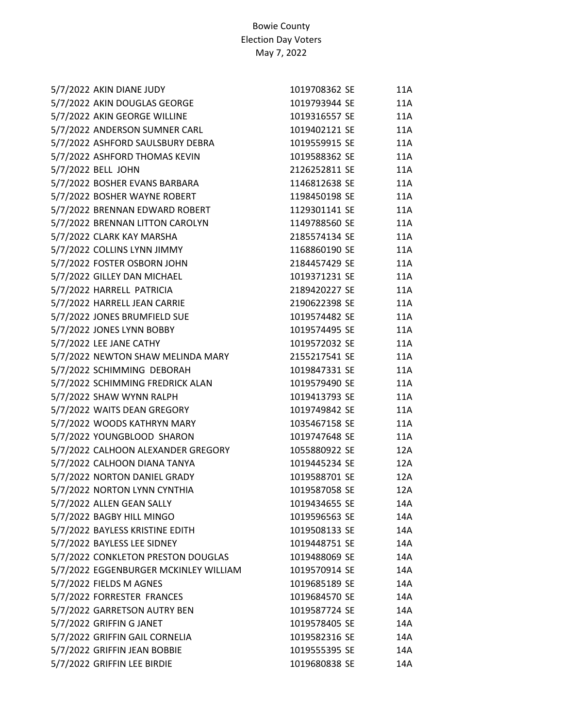Bowie County
Election Day Voters
May 7, 2022

| Date | Name | Voter ID | Type | Precinct |
|---|---|---|---|---|
| 5/7/2022 | AKIN DIANE JUDY | 1019708362 | SE | 11A |
| 5/7/2022 | AKIN DOUGLAS GEORGE | 1019793944 | SE | 11A |
| 5/7/2022 | AKIN GEORGE WILLINE | 1019316557 | SE | 11A |
| 5/7/2022 | ANDERSON SUMNER CARL | 1019402121 | SE | 11A |
| 5/7/2022 | ASHFORD SAULSBURY DEBRA | 1019559915 | SE | 11A |
| 5/7/2022 | ASHFORD THOMAS KEVIN | 1019588362 | SE | 11A |
| 5/7/2022 | BELL JOHN | 2126252811 | SE | 11A |
| 5/7/2022 | BOSHER EVANS BARBARA | 1146812638 | SE | 11A |
| 5/7/2022 | BOSHER WAYNE ROBERT | 1198450198 | SE | 11A |
| 5/7/2022 | BRENNAN EDWARD ROBERT | 1129301141 | SE | 11A |
| 5/7/2022 | BRENNAN LITTON CAROLYN | 1149788560 | SE | 11A |
| 5/7/2022 | CLARK KAY MARSHA | 2185574134 | SE | 11A |
| 5/7/2022 | COLLINS LYNN JIMMY | 1168860190 | SE | 11A |
| 5/7/2022 | FOSTER OSBORN JOHN | 2184457429 | SE | 11A |
| 5/7/2022 | GILLEY DAN MICHAEL | 1019371231 | SE | 11A |
| 5/7/2022 | HARRELL PATRICIA | 2189420227 | SE | 11A |
| 5/7/2022 | HARRELL JEAN CARRIE | 2190622398 | SE | 11A |
| 5/7/2022 | JONES BRUMFIELD SUE | 1019574482 | SE | 11A |
| 5/7/2022 | JONES LYNN BOBBY | 1019574495 | SE | 11A |
| 5/7/2022 | LEE JANE CATHY | 1019572032 | SE | 11A |
| 5/7/2022 | NEWTON SHAW MELINDA MARY | 2155217541 | SE | 11A |
| 5/7/2022 | SCHIMMING DEBORAH | 1019847331 | SE | 11A |
| 5/7/2022 | SCHIMMING FREDRICK ALAN | 1019579490 | SE | 11A |
| 5/7/2022 | SHAW WYNN RALPH | 1019413793 | SE | 11A |
| 5/7/2022 | WAITS DEAN GREGORY | 1019749842 | SE | 11A |
| 5/7/2022 | WOODS KATHRYN MARY | 1035467158 | SE | 11A |
| 5/7/2022 | YOUNGBLOOD SHARON | 1019747648 | SE | 11A |
| 5/7/2022 | CALHOON ALEXANDER GREGORY | 1055880922 | SE | 12A |
| 5/7/2022 | CALHOON DIANA TANYA | 1019445234 | SE | 12A |
| 5/7/2022 | NORTON DANIEL GRADY | 1019588701 | SE | 12A |
| 5/7/2022 | NORTON LYNN CYNTHIA | 1019587058 | SE | 12A |
| 5/7/2022 | ALLEN GEAN SALLY | 1019434655 | SE | 14A |
| 5/7/2022 | BAGBY HILL MINGO | 1019596563 | SE | 14A |
| 5/7/2022 | BAYLESS KRISTINE EDITH | 1019508133 | SE | 14A |
| 5/7/2022 | BAYLESS LEE SIDNEY | 1019448751 | SE | 14A |
| 5/7/2022 | CONKLETON PRESTON DOUGLAS | 1019488069 | SE | 14A |
| 5/7/2022 | EGGENBURGER MCKINLEY WILLIAM | 1019570914 | SE | 14A |
| 5/7/2022 | FIELDS M AGNES | 1019685189 | SE | 14A |
| 5/7/2022 | FORRESTER FRANCES | 1019684570 | SE | 14A |
| 5/7/2022 | GARRETSON AUTRY BEN | 1019587724 | SE | 14A |
| 5/7/2022 | GRIFFIN G JANET | 1019578405 | SE | 14A |
| 5/7/2022 | GRIFFIN GAIL CORNELIA | 1019582316 | SE | 14A |
| 5/7/2022 | GRIFFIN JEAN BOBBIE | 1019555395 | SE | 14A |
| 5/7/2022 | GRIFFIN LEE BIRDIE | 1019680838 | SE | 14A |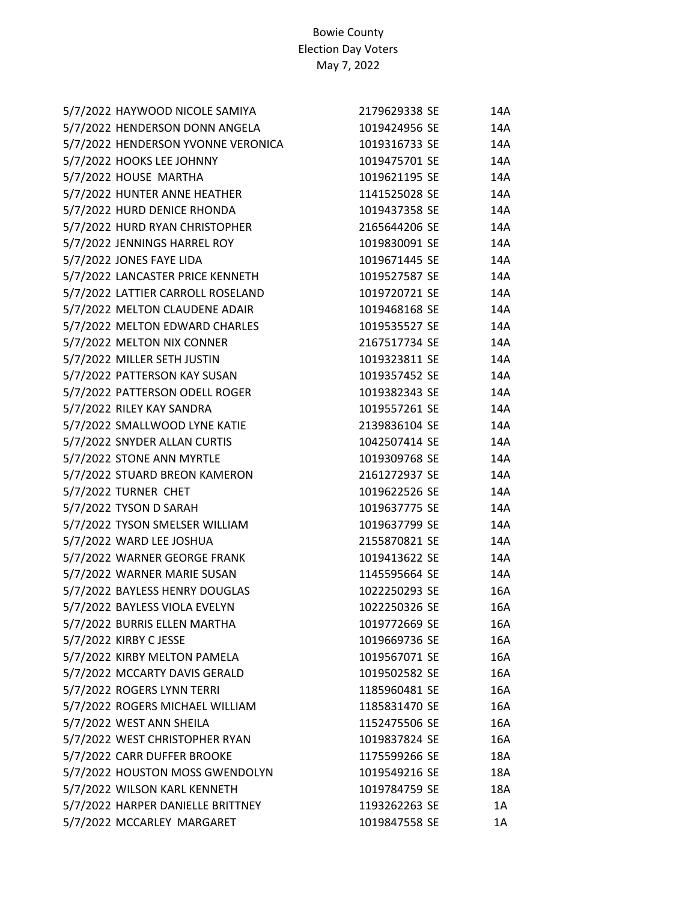Bowie County
Election Day Voters
May 7, 2022

| | | | |
|---|---|---|---|
| 5/7/2022 | HAYWOOD NICOLE SAMIYA | 2179629338 SE | 14A |
| 5/7/2022 | HENDERSON DONN ANGELA | 1019424956 SE | 14A |
| 5/7/2022 | HENDERSON YVONNE VERONICA | 1019316733 SE | 14A |
| 5/7/2022 | HOOKS LEE JOHNNY | 1019475701 SE | 14A |
| 5/7/2022 | HOUSE MARTHA | 1019621195 SE | 14A |
| 5/7/2022 | HUNTER ANNE HEATHER | 1141525028 SE | 14A |
| 5/7/2022 | HURD DENICE RHONDA | 1019437358 SE | 14A |
| 5/7/2022 | HURD RYAN CHRISTOPHER | 2165644206 SE | 14A |
| 5/7/2022 | JENNINGS HARREL ROY | 1019830091 SE | 14A |
| 5/7/2022 | JONES FAYE LIDA | 1019671445 SE | 14A |
| 5/7/2022 | LANCASTER PRICE KENNETH | 1019527587 SE | 14A |
| 5/7/2022 | LATTIER CARROLL ROSELAND | 1019720721 SE | 14A |
| 5/7/2022 | MELTON CLAUDENE ADAIR | 1019468168 SE | 14A |
| 5/7/2022 | MELTON EDWARD CHARLES | 1019535527 SE | 14A |
| 5/7/2022 | MELTON NIX CONNER | 2167517734 SE | 14A |
| 5/7/2022 | MILLER SETH JUSTIN | 1019323811 SE | 14A |
| 5/7/2022 | PATTERSON KAY SUSAN | 1019357452 SE | 14A |
| 5/7/2022 | PATTERSON ODELL ROGER | 1019382343 SE | 14A |
| 5/7/2022 | RILEY KAY SANDRA | 1019557261 SE | 14A |
| 5/7/2022 | SMALLWOOD LYNE KATIE | 2139836104 SE | 14A |
| 5/7/2022 | SNYDER ALLAN CURTIS | 1042507414 SE | 14A |
| 5/7/2022 | STONE ANN MYRTLE | 1019309768 SE | 14A |
| 5/7/2022 | STUARD BREON KAMERON | 2161272937 SE | 14A |
| 5/7/2022 | TURNER CHET | 1019622526 SE | 14A |
| 5/7/2022 | TYSON D SARAH | 1019637775 SE | 14A |
| 5/7/2022 | TYSON SMELSER WILLIAM | 1019637799 SE | 14A |
| 5/7/2022 | WARD LEE JOSHUA | 2155870821 SE | 14A |
| 5/7/2022 | WARNER GEORGE FRANK | 1019413622 SE | 14A |
| 5/7/2022 | WARNER MARIE SUSAN | 1145595664 SE | 14A |
| 5/7/2022 | BAYLESS HENRY DOUGLAS | 1022250293 SE | 16A |
| 5/7/2022 | BAYLESS VIOLA EVELYN | 1022250326 SE | 16A |
| 5/7/2022 | BURRIS ELLEN MARTHA | 1019772669 SE | 16A |
| 5/7/2022 | KIRBY C JESSE | 1019669736 SE | 16A |
| 5/7/2022 | KIRBY MELTON PAMELA | 1019567071 SE | 16A |
| 5/7/2022 | MCCARTY DAVIS GERALD | 1019502582 SE | 16A |
| 5/7/2022 | ROGERS LYNN TERRI | 1185960481 SE | 16A |
| 5/7/2022 | ROGERS MICHAEL WILLIAM | 1185831470 SE | 16A |
| 5/7/2022 | WEST ANN SHEILA | 1152475506 SE | 16A |
| 5/7/2022 | WEST CHRISTOPHER RYAN | 1019837824 SE | 16A |
| 5/7/2022 | CARR DUFFER BROOKE | 1175599266 SE | 18A |
| 5/7/2022 | HOUSTON MOSS GWENDOLYN | 1019549216 SE | 18A |
| 5/7/2022 | WILSON KARL KENNETH | 1019784759 SE | 18A |
| 5/7/2022 | HARPER DANIELLE BRITTNEY | 1193262263 SE | 1A |
| 5/7/2022 | MCCARLEY MARGARET | 1019847558 SE | 1A |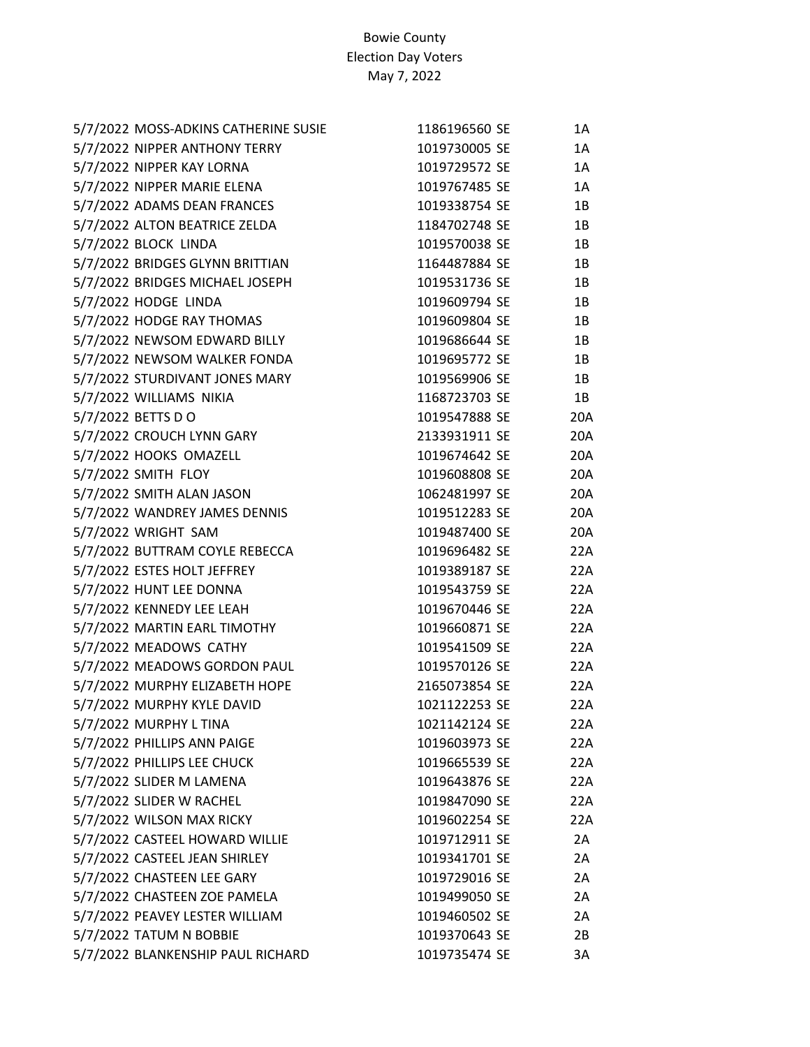Bowie County
Election Day Voters
May 7, 2022

| Date | Name | ID | Type | Precinct |
|---|---|---|---|---|
| 5/7/2022 | MOSS-ADKINS CATHERINE SUSIE | 1186196560 | SE | 1A |
| 5/7/2022 | NIPPER ANTHONY TERRY | 1019730005 | SE | 1A |
| 5/7/2022 | NIPPER KAY LORNA | 1019729572 | SE | 1A |
| 5/7/2022 | NIPPER MARIE ELENA | 1019767485 | SE | 1A |
| 5/7/2022 | ADAMS DEAN FRANCES | 1019338754 | SE | 1B |
| 5/7/2022 | ALTON BEATRICE ZELDA | 1184702748 | SE | 1B |
| 5/7/2022 | BLOCK  LINDA | 1019570038 | SE | 1B |
| 5/7/2022 | BRIDGES GLYNN BRITTIAN | 1164487884 | SE | 1B |
| 5/7/2022 | BRIDGES MICHAEL JOSEPH | 1019531736 | SE | 1B |
| 5/7/2022 | HODGE  LINDA | 1019609794 | SE | 1B |
| 5/7/2022 | HODGE RAY THOMAS | 1019609804 | SE | 1B |
| 5/7/2022 | NEWSOM EDWARD BILLY | 1019686644 | SE | 1B |
| 5/7/2022 | NEWSOM WALKER FONDA | 1019695772 | SE | 1B |
| 5/7/2022 | STURDIVANT JONES MARY | 1019569906 | SE | 1B |
| 5/7/2022 | WILLIAMS  NIKIA | 1168723703 | SE | 1B |
| 5/7/2022 | BETTS D O | 1019547888 | SE | 20A |
| 5/7/2022 | CROUCH LYNN GARY | 2133931911 | SE | 20A |
| 5/7/2022 | HOOKS  OMAZELL | 1019674642 | SE | 20A |
| 5/7/2022 | SMITH  FLOY | 1019608808 | SE | 20A |
| 5/7/2022 | SMITH ALAN JASON | 1062481997 | SE | 20A |
| 5/7/2022 | WANDREY JAMES DENNIS | 1019512283 | SE | 20A |
| 5/7/2022 | WRIGHT  SAM | 1019487400 | SE | 20A |
| 5/7/2022 | BUTTRAM COYLE REBECCA | 1019696482 | SE | 22A |
| 5/7/2022 | ESTES HOLT JEFFREY | 1019389187 | SE | 22A |
| 5/7/2022 | HUNT LEE DONNA | 1019543759 | SE | 22A |
| 5/7/2022 | KENNEDY LEE LEAH | 1019670446 | SE | 22A |
| 5/7/2022 | MARTIN EARL TIMOTHY | 1019660871 | SE | 22A |
| 5/7/2022 | MEADOWS  CATHY | 1019541509 | SE | 22A |
| 5/7/2022 | MEADOWS GORDON PAUL | 1019570126 | SE | 22A |
| 5/7/2022 | MURPHY ELIZABETH HOPE | 2165073854 | SE | 22A |
| 5/7/2022 | MURPHY KYLE DAVID | 1021122253 | SE | 22A |
| 5/7/2022 | MURPHY L TINA | 1021142124 | SE | 22A |
| 5/7/2022 | PHILLIPS ANN PAIGE | 1019603973 | SE | 22A |
| 5/7/2022 | PHILLIPS LEE CHUCK | 1019665539 | SE | 22A |
| 5/7/2022 | SLIDER M LAMENA | 1019643876 | SE | 22A |
| 5/7/2022 | SLIDER W RACHEL | 1019847090 | SE | 22A |
| 5/7/2022 | WILSON MAX RICKY | 1019602254 | SE | 22A |
| 5/7/2022 | CASTEEL HOWARD WILLIE | 1019712911 | SE | 2A |
| 5/7/2022 | CASTEEL JEAN SHIRLEY | 1019341701 | SE | 2A |
| 5/7/2022 | CHASTEEN LEE GARY | 1019729016 | SE | 2A |
| 5/7/2022 | CHASTEEN ZOE PAMELA | 1019499050 | SE | 2A |
| 5/7/2022 | PEAVEY LESTER WILLIAM | 1019460502 | SE | 2A |
| 5/7/2022 | TATUM N BOBBIE | 1019370643 | SE | 2B |
| 5/7/2022 | BLANKENSHIP PAUL RICHARD | 1019735474 | SE | 3A |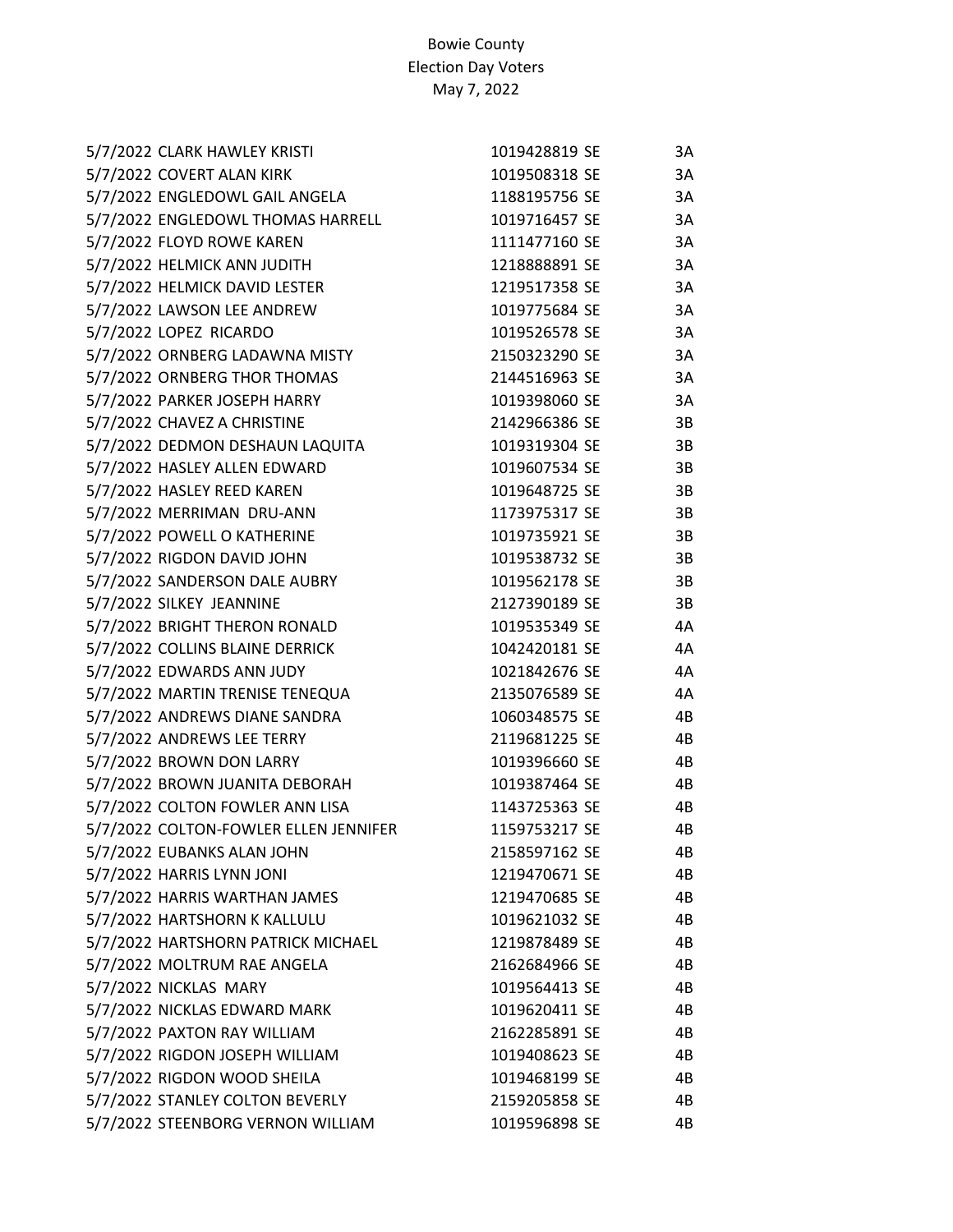Bowie County
Election Day Voters
May 7, 2022

| | | | | |
|---|---|---|---|---|
| 5/7/2022 | CLARK HAWLEY KRISTI | 1019428819 | SE | 3A |
| 5/7/2022 | COVERT ALAN KIRK | 1019508318 | SE | 3A |
| 5/7/2022 | ENGLEDOWL GAIL ANGELA | 1188195756 | SE | 3A |
| 5/7/2022 | ENGLEDOWL THOMAS HARRELL | 1019716457 | SE | 3A |
| 5/7/2022 | FLOYD ROWE KAREN | 1111477160 | SE | 3A |
| 5/7/2022 | HELMICK ANN JUDITH | 1218888891 | SE | 3A |
| 5/7/2022 | HELMICK DAVID LESTER | 1219517358 | SE | 3A |
| 5/7/2022 | LAWSON LEE ANDREW | 1019775684 | SE | 3A |
| 5/7/2022 | LOPEZ RICARDO | 1019526578 | SE | 3A |
| 5/7/2022 | ORNBERG LADAWNA MISTY | 2150323290 | SE | 3A |
| 5/7/2022 | ORNBERG THOR THOMAS | 2144516963 | SE | 3A |
| 5/7/2022 | PARKER JOSEPH HARRY | 1019398060 | SE | 3A |
| 5/7/2022 | CHAVEZ A CHRISTINE | 2142966386 | SE | 3B |
| 5/7/2022 | DEDMON DESHAUN LAQUITA | 1019319304 | SE | 3B |
| 5/7/2022 | HASLEY ALLEN EDWARD | 1019607534 | SE | 3B |
| 5/7/2022 | HASLEY REED KAREN | 1019648725 | SE | 3B |
| 5/7/2022 | MERRIMAN DRU-ANN | 1173975317 | SE | 3B |
| 5/7/2022 | POWELL O KATHERINE | 1019735921 | SE | 3B |
| 5/7/2022 | RIGDON DAVID JOHN | 1019538732 | SE | 3B |
| 5/7/2022 | SANDERSON DALE AUBRY | 1019562178 | SE | 3B |
| 5/7/2022 | SILKEY JEANNINE | 2127390189 | SE | 3B |
| 5/7/2022 | BRIGHT THERON RONALD | 1019535349 | SE | 4A |
| 5/7/2022 | COLLINS BLAINE DERRICK | 1042420181 | SE | 4A |
| 5/7/2022 | EDWARDS ANN JUDY | 1021842676 | SE | 4A |
| 5/7/2022 | MARTIN TRENISE TENEQUA | 2135076589 | SE | 4A |
| 5/7/2022 | ANDREWS DIANE SANDRA | 1060348575 | SE | 4B |
| 5/7/2022 | ANDREWS LEE TERRY | 2119681225 | SE | 4B |
| 5/7/2022 | BROWN DON LARRY | 1019396660 | SE | 4B |
| 5/7/2022 | BROWN JUANITA DEBORAH | 1019387464 | SE | 4B |
| 5/7/2022 | COLTON FOWLER ANN LISA | 1143725363 | SE | 4B |
| 5/7/2022 | COLTON-FOWLER ELLEN JENNIFER | 1159753217 | SE | 4B |
| 5/7/2022 | EUBANKS ALAN JOHN | 2158597162 | SE | 4B |
| 5/7/2022 | HARRIS LYNN JONI | 1219470671 | SE | 4B |
| 5/7/2022 | HARRIS WARTHAN JAMES | 1219470685 | SE | 4B |
| 5/7/2022 | HARTSHORN K KALLULU | 1019621032 | SE | 4B |
| 5/7/2022 | HARTSHORN PATRICK MICHAEL | 1219878489 | SE | 4B |
| 5/7/2022 | MOLTRUM RAE ANGELA | 2162684966 | SE | 4B |
| 5/7/2022 | NICKLAS MARY | 1019564413 | SE | 4B |
| 5/7/2022 | NICKLAS EDWARD MARK | 1019620411 | SE | 4B |
| 5/7/2022 | PAXTON RAY WILLIAM | 2162285891 | SE | 4B |
| 5/7/2022 | RIGDON JOSEPH WILLIAM | 1019408623 | SE | 4B |
| 5/7/2022 | RIGDON WOOD SHEILA | 1019468199 | SE | 4B |
| 5/7/2022 | STANLEY COLTON BEVERLY | 2159205858 | SE | 4B |
| 5/7/2022 | STEENBORG VERNON WILLIAM | 1019596898 | SE | 4B |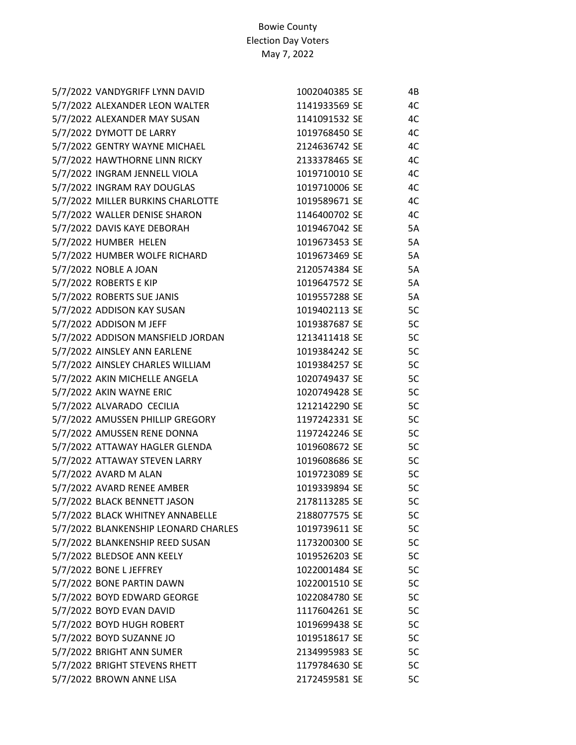Bowie County
Election Day Voters
May 7, 2022

| Date | Name | ID | Type | Precinct |
|---|---|---|---|---|
| 5/7/2022 | VANDYGRIFF LYNN DAVID | 1002040385 | SE | 4B |
| 5/7/2022 | ALEXANDER LEON WALTER | 1141933569 | SE | 4C |
| 5/7/2022 | ALEXANDER MAY SUSAN | 1141091532 | SE | 4C |
| 5/7/2022 | DYMOTT DE LARRY | 1019768450 | SE | 4C |
| 5/7/2022 | GENTRY WAYNE MICHAEL | 2124636742 | SE | 4C |
| 5/7/2022 | HAWTHORNE LINN RICKY | 2133378465 | SE | 4C |
| 5/7/2022 | INGRAM JENNELL VIOLA | 1019710010 | SE | 4C |
| 5/7/2022 | INGRAM RAY DOUGLAS | 1019710006 | SE | 4C |
| 5/7/2022 | MILLER BURKINS CHARLOTTE | 1019589671 | SE | 4C |
| 5/7/2022 | WALLER DENISE SHARON | 1146400702 | SE | 4C |
| 5/7/2022 | DAVIS KAYE DEBORAH | 1019467042 | SE | 5A |
| 5/7/2022 | HUMBER HELEN | 1019673453 | SE | 5A |
| 5/7/2022 | HUMBER WOLFE RICHARD | 1019673469 | SE | 5A |
| 5/7/2022 | NOBLE A JOAN | 2120574384 | SE | 5A |
| 5/7/2022 | ROBERTS E KIP | 1019647572 | SE | 5A |
| 5/7/2022 | ROBERTS SUE JANIS | 1019557288 | SE | 5A |
| 5/7/2022 | ADDISON KAY SUSAN | 1019402113 | SE | 5C |
| 5/7/2022 | ADDISON M JEFF | 1019387687 | SE | 5C |
| 5/7/2022 | ADDISON MANSFIELD JORDAN | 1213411418 | SE | 5C |
| 5/7/2022 | AINSLEY ANN EARLENE | 1019384242 | SE | 5C |
| 5/7/2022 | AINSLEY CHARLES WILLIAM | 1019384257 | SE | 5C |
| 5/7/2022 | AKIN MICHELLE ANGELA | 1020749437 | SE | 5C |
| 5/7/2022 | AKIN WAYNE ERIC | 1020749428 | SE | 5C |
| 5/7/2022 | ALVARADO CECILIA | 1212142290 | SE | 5C |
| 5/7/2022 | AMUSSEN PHILLIP GREGORY | 1197242331 | SE | 5C |
| 5/7/2022 | AMUSSEN RENE DONNA | 1197242246 | SE | 5C |
| 5/7/2022 | ATTAWAY HAGLER GLENDA | 1019608672 | SE | 5C |
| 5/7/2022 | ATTAWAY STEVEN LARRY | 1019608686 | SE | 5C |
| 5/7/2022 | AVARD M ALAN | 1019723089 | SE | 5C |
| 5/7/2022 | AVARD RENEE AMBER | 1019339894 | SE | 5C |
| 5/7/2022 | BLACK BENNETT JASON | 2178113285 | SE | 5C |
| 5/7/2022 | BLACK WHITNEY ANNABELLE | 2188077575 | SE | 5C |
| 5/7/2022 | BLANKENSHIP LEONARD CHARLES | 1019739611 | SE | 5C |
| 5/7/2022 | BLANKENSHIP REED SUSAN | 1173200300 | SE | 5C |
| 5/7/2022 | BLEDSOE ANN KEELY | 1019526203 | SE | 5C |
| 5/7/2022 | BONE L JEFFREY | 1022001484 | SE | 5C |
| 5/7/2022 | BONE PARTIN DAWN | 1022001510 | SE | 5C |
| 5/7/2022 | BOYD EDWARD GEORGE | 1022084780 | SE | 5C |
| 5/7/2022 | BOYD EVAN DAVID | 1117604261 | SE | 5C |
| 5/7/2022 | BOYD HUGH ROBERT | 1019699438 | SE | 5C |
| 5/7/2022 | BOYD SUZANNE JO | 1019518617 | SE | 5C |
| 5/7/2022 | BRIGHT ANN SUMER | 2134995983 | SE | 5C |
| 5/7/2022 | BRIGHT STEVENS RHETT | 1179784630 | SE | 5C |
| 5/7/2022 | BROWN ANNE LISA | 2172459581 | SE | 5C |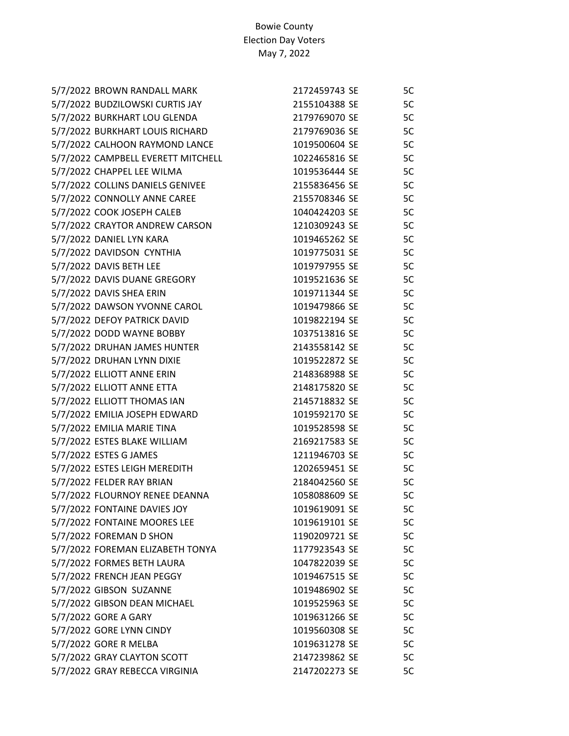Bowie County
Election Day Voters
May 7, 2022

| Date | Name | ID | Type | Precinct |
|---|---|---|---|---|
| 5/7/2022 | BROWN RANDALL MARK | 2172459743 | SE | 5C |
| 5/7/2022 | BUDZILOWSKI CURTIS JAY | 2155104388 | SE | 5C |
| 5/7/2022 | BURKHART LOU GLENDA | 2179769070 | SE | 5C |
| 5/7/2022 | BURKHART LOUIS RICHARD | 2179769036 | SE | 5C |
| 5/7/2022 | CALHOON RAYMOND LANCE | 1019500604 | SE | 5C |
| 5/7/2022 | CAMPBELL EVERETT MITCHELL | 1022465816 | SE | 5C |
| 5/7/2022 | CHAPPEL LEE WILMA | 1019536444 | SE | 5C |
| 5/7/2022 | COLLINS DANIELS GENIVEE | 2155836456 | SE | 5C |
| 5/7/2022 | CONNOLLY ANNE CAREE | 2155708346 | SE | 5C |
| 5/7/2022 | COOK JOSEPH CALEB | 1040424203 | SE | 5C |
| 5/7/2022 | CRAYTOR ANDREW CARSON | 1210309243 | SE | 5C |
| 5/7/2022 | DANIEL LYN KARA | 1019465262 | SE | 5C |
| 5/7/2022 | DAVIDSON CYNTHIA | 1019775031 | SE | 5C |
| 5/7/2022 | DAVIS BETH LEE | 1019797955 | SE | 5C |
| 5/7/2022 | DAVIS DUANE GREGORY | 1019521636 | SE | 5C |
| 5/7/2022 | DAVIS SHEA ERIN | 1019711344 | SE | 5C |
| 5/7/2022 | DAWSON YVONNE CAROL | 1019479866 | SE | 5C |
| 5/7/2022 | DEFOY PATRICK DAVID | 1019822194 | SE | 5C |
| 5/7/2022 | DODD WAYNE BOBBY | 1037513816 | SE | 5C |
| 5/7/2022 | DRUHAN JAMES HUNTER | 2143558142 | SE | 5C |
| 5/7/2022 | DRUHAN LYNN DIXIE | 1019522872 | SE | 5C |
| 5/7/2022 | ELLIOTT ANNE ERIN | 2148368988 | SE | 5C |
| 5/7/2022 | ELLIOTT ANNE ETTA | 2148175820 | SE | 5C |
| 5/7/2022 | ELLIOTT THOMAS IAN | 2145718832 | SE | 5C |
| 5/7/2022 | EMILIA JOSEPH EDWARD | 1019592170 | SE | 5C |
| 5/7/2022 | EMILIA MARIE TINA | 1019528598 | SE | 5C |
| 5/7/2022 | ESTES BLAKE WILLIAM | 2169217583 | SE | 5C |
| 5/7/2022 | ESTES G JAMES | 1211946703 | SE | 5C |
| 5/7/2022 | ESTES LEIGH MEREDITH | 1202659451 | SE | 5C |
| 5/7/2022 | FELDER RAY BRIAN | 2184042560 | SE | 5C |
| 5/7/2022 | FLOURNOY RENEE DEANNA | 1058088609 | SE | 5C |
| 5/7/2022 | FONTAINE DAVIES JOY | 1019619091 | SE | 5C |
| 5/7/2022 | FONTAINE MOORES LEE | 1019619101 | SE | 5C |
| 5/7/2022 | FOREMAN D SHON | 1190209721 | SE | 5C |
| 5/7/2022 | FOREMAN ELIZABETH TONYA | 1177923543 | SE | 5C |
| 5/7/2022 | FORMES BETH LAURA | 1047822039 | SE | 5C |
| 5/7/2022 | FRENCH JEAN PEGGY | 1019467515 | SE | 5C |
| 5/7/2022 | GIBSON SUZANNE | 1019486902 | SE | 5C |
| 5/7/2022 | GIBSON DEAN MICHAEL | 1019525963 | SE | 5C |
| 5/7/2022 | GORE A GARY | 1019631266 | SE | 5C |
| 5/7/2022 | GORE LYNN CINDY | 1019560308 | SE | 5C |
| 5/7/2022 | GORE R MELBA | 1019631278 | SE | 5C |
| 5/7/2022 | GRAY CLAYTON SCOTT | 2147239862 | SE | 5C |
| 5/7/2022 | GRAY REBECCA VIRGINIA | 2147202273 | SE | 5C |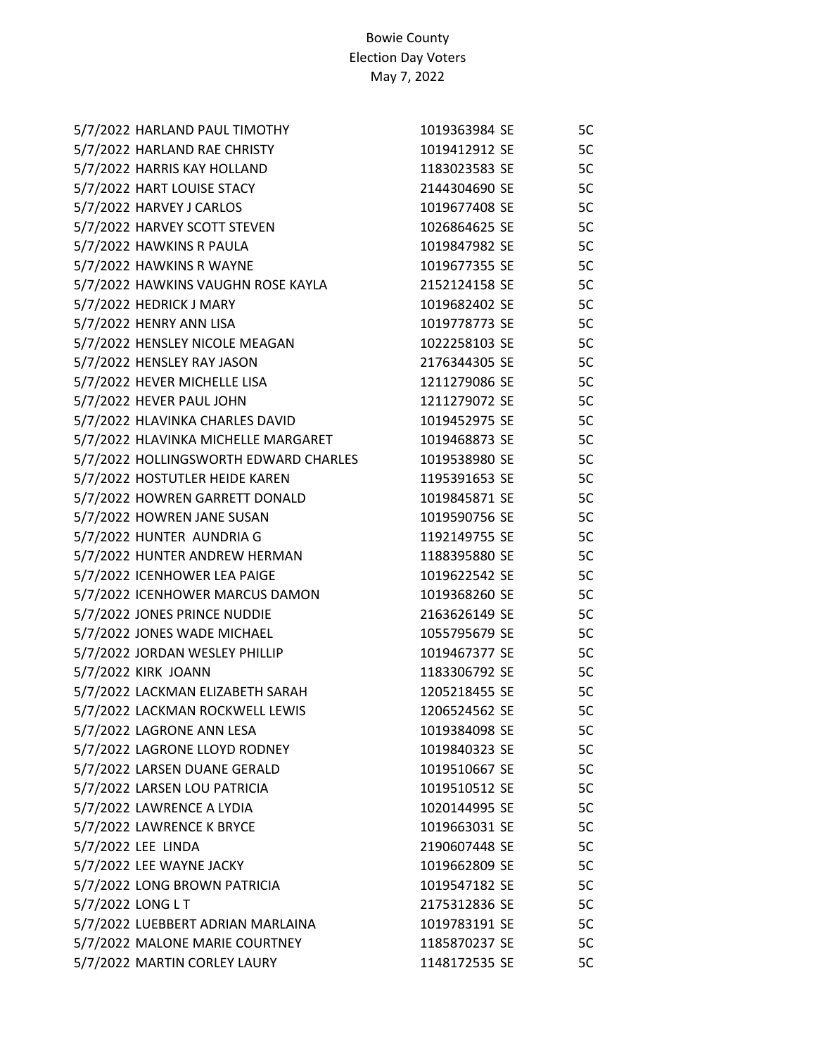Bowie County
Election Day Voters
May 7, 2022

| | | | | |
|---|---|---|---|---|
| 5/7/2022 | HARLAND PAUL TIMOTHY | 1019363984 | SE | 5C |
| 5/7/2022 | HARLAND RAE CHRISTY | 1019412912 | SE | 5C |
| 5/7/2022 | HARRIS KAY HOLLAND | 1183023583 | SE | 5C |
| 5/7/2022 | HART LOUISE STACY | 2144304690 | SE | 5C |
| 5/7/2022 | HARVEY J CARLOS | 1019677408 | SE | 5C |
| 5/7/2022 | HARVEY SCOTT STEVEN | 1026864625 | SE | 5C |
| 5/7/2022 | HAWKINS R PAULA | 1019847982 | SE | 5C |
| 5/7/2022 | HAWKINS R WAYNE | 1019677355 | SE | 5C |
| 5/7/2022 | HAWKINS VAUGHN ROSE KAYLA | 2152124158 | SE | 5C |
| 5/7/2022 | HEDRICK J MARY | 1019682402 | SE | 5C |
| 5/7/2022 | HENRY ANN LISA | 1019778773 | SE | 5C |
| 5/7/2022 | HENSLEY NICOLE MEAGAN | 1022258103 | SE | 5C |
| 5/7/2022 | HENSLEY RAY JASON | 2176344305 | SE | 5C |
| 5/7/2022 | HEVER MICHELLE LISA | 1211279086 | SE | 5C |
| 5/7/2022 | HEVER PAUL JOHN | 1211279072 | SE | 5C |
| 5/7/2022 | HLAVINKA CHARLES DAVID | 1019452975 | SE | 5C |
| 5/7/2022 | HLAVINKA MICHELLE MARGARET | 1019468873 | SE | 5C |
| 5/7/2022 | HOLLINGSWORTH EDWARD CHARLES | 1019538980 | SE | 5C |
| 5/7/2022 | HOSTUTLER HEIDE KAREN | 1195391653 | SE | 5C |
| 5/7/2022 | HOWREN GARRETT DONALD | 1019845871 | SE | 5C |
| 5/7/2022 | HOWREN JANE SUSAN | 1019590756 | SE | 5C |
| 5/7/2022 | HUNTER AUNDRIA G | 1192149755 | SE | 5C |
| 5/7/2022 | HUNTER ANDREW HERMAN | 1188395880 | SE | 5C |
| 5/7/2022 | ICENHOWER LEA PAIGE | 1019622542 | SE | 5C |
| 5/7/2022 | ICENHOWER MARCUS DAMON | 1019368260 | SE | 5C |
| 5/7/2022 | JONES PRINCE NUDDIE | 2163626149 | SE | 5C |
| 5/7/2022 | JONES WADE MICHAEL | 1055795679 | SE | 5C |
| 5/7/2022 | JORDAN WESLEY PHILLIP | 1019467377 | SE | 5C |
| 5/7/2022 | KIRK JOANN | 1183306792 | SE | 5C |
| 5/7/2022 | LACKMAN ELIZABETH SARAH | 1205218455 | SE | 5C |
| 5/7/2022 | LACKMAN ROCKWELL LEWIS | 1206524562 | SE | 5C |
| 5/7/2022 | LAGRONE ANN LESA | 1019384098 | SE | 5C |
| 5/7/2022 | LAGRONE LLOYD RODNEY | 1019840323 | SE | 5C |
| 5/7/2022 | LARSEN DUANE GERALD | 1019510667 | SE | 5C |
| 5/7/2022 | LARSEN LOU PATRICIA | 1019510512 | SE | 5C |
| 5/7/2022 | LAWRENCE A LYDIA | 1020144995 | SE | 5C |
| 5/7/2022 | LAWRENCE K BRYCE | 1019663031 | SE | 5C |
| 5/7/2022 | LEE LINDA | 2190607448 | SE | 5C |
| 5/7/2022 | LEE WAYNE JACKY | 1019662809 | SE | 5C |
| 5/7/2022 | LONG BROWN PATRICIA | 1019547182 | SE | 5C |
| 5/7/2022 | LONG L T | 2175312836 | SE | 5C |
| 5/7/2022 | LUEBBERT ADRIAN MARLAINA | 1019783191 | SE | 5C |
| 5/7/2022 | MALONE MARIE COURTNEY | 1185870237 | SE | 5C |
| 5/7/2022 | MARTIN CORLEY LAURY | 1148172535 | SE | 5C |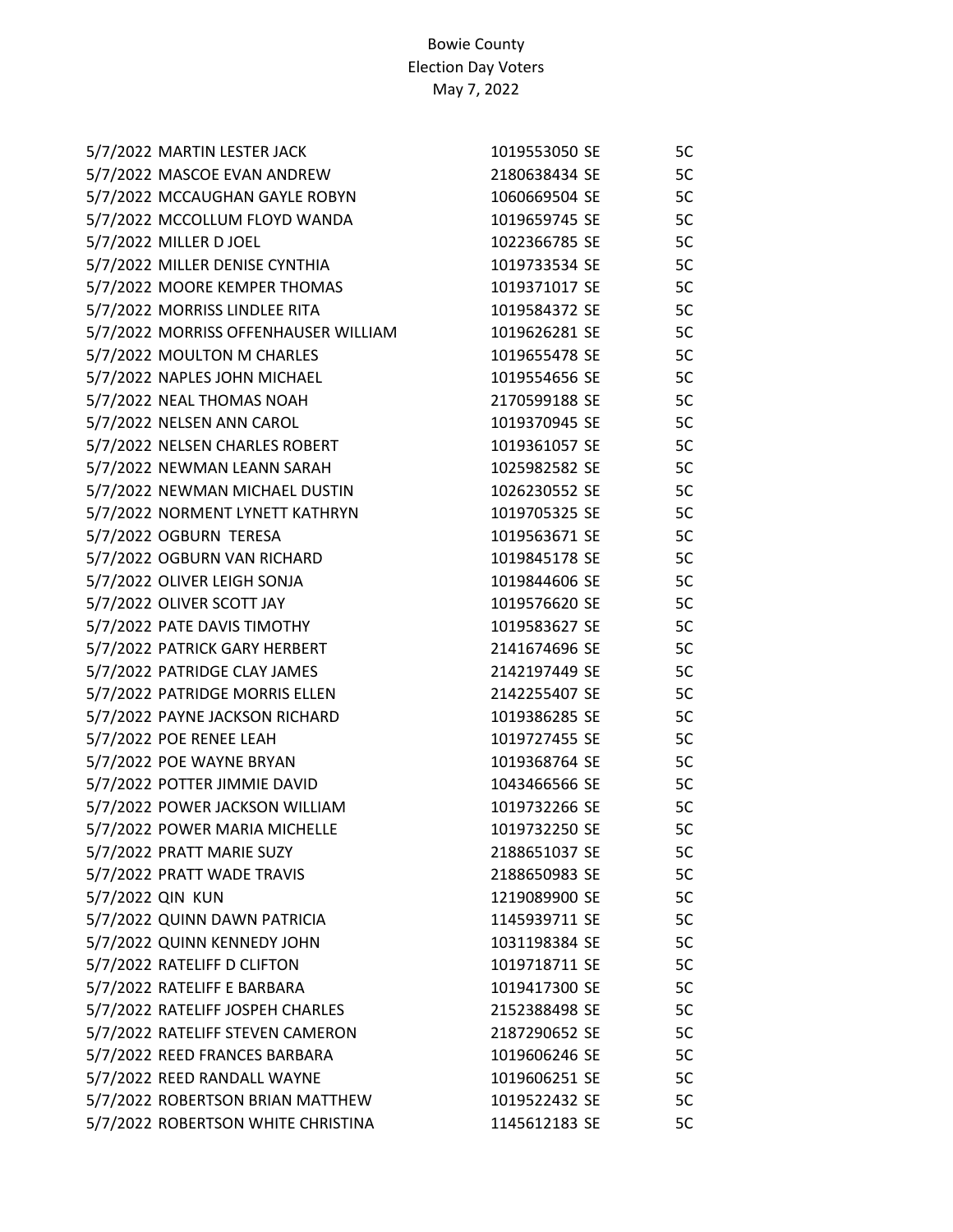Bowie County
Election Day Voters
May 7, 2022

| | | | | |
|---|---|---|---|---|
| 5/7/2022 | MARTIN LESTER JACK | 1019553050 | SE | 5C |
| 5/7/2022 | MASCOE EVAN ANDREW | 2180638434 | SE | 5C |
| 5/7/2022 | MCCAUGHAN GAYLE ROBYN | 1060669504 | SE | 5C |
| 5/7/2022 | MCCOLLUM FLOYD WANDA | 1019659745 | SE | 5C |
| 5/7/2022 | MILLER D JOEL | 1022366785 | SE | 5C |
| 5/7/2022 | MILLER DENISE CYNTHIA | 1019733534 | SE | 5C |
| 5/7/2022 | MOORE KEMPER THOMAS | 1019371017 | SE | 5C |
| 5/7/2022 | MORRISS LINDLEE RITA | 1019584372 | SE | 5C |
| 5/7/2022 | MORRISS OFFENHAUSER WILLIAM | 1019626281 | SE | 5C |
| 5/7/2022 | MOULTON M CHARLES | 1019655478 | SE | 5C |
| 5/7/2022 | NAPLES JOHN MICHAEL | 1019554656 | SE | 5C |
| 5/7/2022 | NEAL THOMAS NOAH | 2170599188 | SE | 5C |
| 5/7/2022 | NELSEN ANN CAROL | 1019370945 | SE | 5C |
| 5/7/2022 | NELSEN CHARLES ROBERT | 1019361057 | SE | 5C |
| 5/7/2022 | NEWMAN LEANN SARAH | 1025982582 | SE | 5C |
| 5/7/2022 | NEWMAN MICHAEL DUSTIN | 1026230552 | SE | 5C |
| 5/7/2022 | NORMENT LYNETT KATHRYN | 1019705325 | SE | 5C |
| 5/7/2022 | OGBURN TERESA | 1019563671 | SE | 5C |
| 5/7/2022 | OGBURN VAN RICHARD | 1019845178 | SE | 5C |
| 5/7/2022 | OLIVER LEIGH SONJA | 1019844606 | SE | 5C |
| 5/7/2022 | OLIVER SCOTT JAY | 1019576620 | SE | 5C |
| 5/7/2022 | PATE DAVIS TIMOTHY | 1019583627 | SE | 5C |
| 5/7/2022 | PATRICK GARY HERBERT | 2141674696 | SE | 5C |
| 5/7/2022 | PATRIDGE CLAY JAMES | 2142197449 | SE | 5C |
| 5/7/2022 | PATRIDGE MORRIS ELLEN | 2142255407 | SE | 5C |
| 5/7/2022 | PAYNE JACKSON RICHARD | 1019386285 | SE | 5C |
| 5/7/2022 | POE RENEE LEAH | 1019727455 | SE | 5C |
| 5/7/2022 | POE WAYNE BRYAN | 1019368764 | SE | 5C |
| 5/7/2022 | POTTER JIMMIE DAVID | 1043466566 | SE | 5C |
| 5/7/2022 | POWER JACKSON WILLIAM | 1019732266 | SE | 5C |
| 5/7/2022 | POWER MARIA MICHELLE | 1019732250 | SE | 5C |
| 5/7/2022 | PRATT MARIE SUZY | 2188651037 | SE | 5C |
| 5/7/2022 | PRATT WADE TRAVIS | 2188650983 | SE | 5C |
| 5/7/2022 | QIN KUN | 1219089900 | SE | 5C |
| 5/7/2022 | QUINN DAWN PATRICIA | 1145939711 | SE | 5C |
| 5/7/2022 | QUINN KENNEDY JOHN | 1031198384 | SE | 5C |
| 5/7/2022 | RATELIFF D CLIFTON | 1019718711 | SE | 5C |
| 5/7/2022 | RATELIFF E BARBARA | 1019417300 | SE | 5C |
| 5/7/2022 | RATELIFF JOSPEH CHARLES | 2152388498 | SE | 5C |
| 5/7/2022 | RATELIFF STEVEN CAMERON | 2187290652 | SE | 5C |
| 5/7/2022 | REED FRANCES BARBARA | 1019606246 | SE | 5C |
| 5/7/2022 | REED RANDALL WAYNE | 1019606251 | SE | 5C |
| 5/7/2022 | ROBERTSON BRIAN MATTHEW | 1019522432 | SE | 5C |
| 5/7/2022 | ROBERTSON WHITE CHRISTINA | 1145612183 | SE | 5C |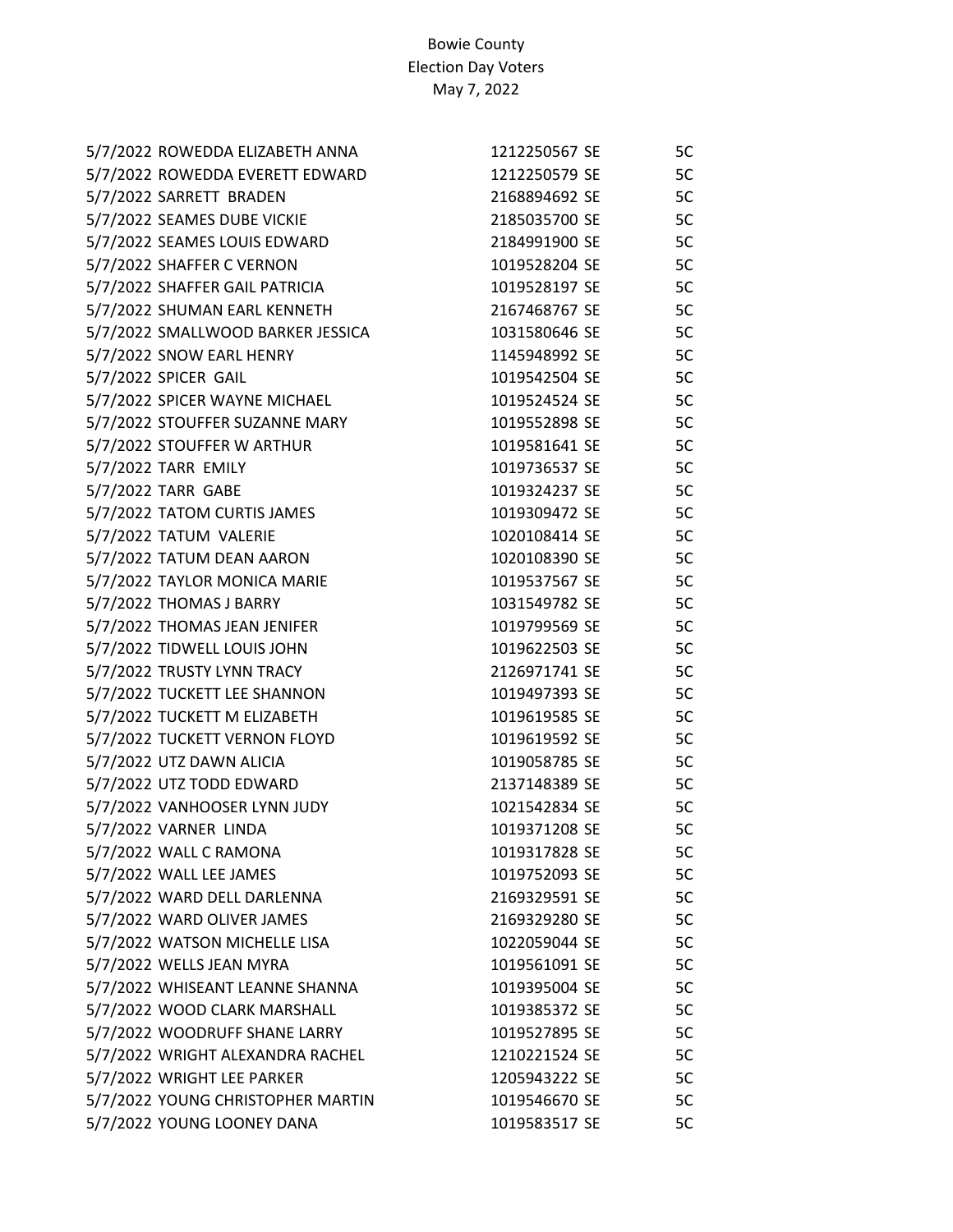Bowie County
Election Day Voters
May 7, 2022

| | | | | |
|---|---|---|---|---|
| 5/7/2022 | ROWEDDA ELIZABETH ANNA | 1212250567 | SE | 5C |
| 5/7/2022 | ROWEDDA EVERETT EDWARD | 1212250579 | SE | 5C |
| 5/7/2022 | SARRETT BRADEN | 2168894692 | SE | 5C |
| 5/7/2022 | SEAMES DUBE VICKIE | 2185035700 | SE | 5C |
| 5/7/2022 | SEAMES LOUIS EDWARD | 2184991900 | SE | 5C |
| 5/7/2022 | SHAFFER C VERNON | 1019528204 | SE | 5C |
| 5/7/2022 | SHAFFER GAIL PATRICIA | 1019528197 | SE | 5C |
| 5/7/2022 | SHUMAN EARL KENNETH | 2167468767 | SE | 5C |
| 5/7/2022 | SMALLWOOD BARKER JESSICA | 1031580646 | SE | 5C |
| 5/7/2022 | SNOW EARL HENRY | 1145948992 | SE | 5C |
| 5/7/2022 | SPICER GAIL | 1019542504 | SE | 5C |
| 5/7/2022 | SPICER WAYNE MICHAEL | 1019524524 | SE | 5C |
| 5/7/2022 | STOUFFER SUZANNE MARY | 1019552898 | SE | 5C |
| 5/7/2022 | STOUFFER W ARTHUR | 1019581641 | SE | 5C |
| 5/7/2022 | TARR EMILY | 1019736537 | SE | 5C |
| 5/7/2022 | TARR GABE | 1019324237 | SE | 5C |
| 5/7/2022 | TATOM CURTIS JAMES | 1019309472 | SE | 5C |
| 5/7/2022 | TATUM VALERIE | 1020108414 | SE | 5C |
| 5/7/2022 | TATUM DEAN AARON | 1020108390 | SE | 5C |
| 5/7/2022 | TAYLOR MONICA MARIE | 1019537567 | SE | 5C |
| 5/7/2022 | THOMAS J BARRY | 1031549782 | SE | 5C |
| 5/7/2022 | THOMAS JEAN JENIFER | 1019799569 | SE | 5C |
| 5/7/2022 | TIDWELL LOUIS JOHN | 1019622503 | SE | 5C |
| 5/7/2022 | TRUSTY LYNN TRACY | 2126971741 | SE | 5C |
| 5/7/2022 | TUCKETT LEE SHANNON | 1019497393 | SE | 5C |
| 5/7/2022 | TUCKETT M ELIZABETH | 1019619585 | SE | 5C |
| 5/7/2022 | TUCKETT VERNON FLOYD | 1019619592 | SE | 5C |
| 5/7/2022 | UTZ DAWN ALICIA | 1019058785 | SE | 5C |
| 5/7/2022 | UTZ TODD EDWARD | 2137148389 | SE | 5C |
| 5/7/2022 | VANHOOSER LYNN JUDY | 1021542834 | SE | 5C |
| 5/7/2022 | VARNER LINDA | 1019371208 | SE | 5C |
| 5/7/2022 | WALL C RAMONA | 1019317828 | SE | 5C |
| 5/7/2022 | WALL LEE JAMES | 1019752093 | SE | 5C |
| 5/7/2022 | WARD DELL DARLENNA | 2169329591 | SE | 5C |
| 5/7/2022 | WARD OLIVER JAMES | 2169329280 | SE | 5C |
| 5/7/2022 | WATSON MICHELLE LISA | 1022059044 | SE | 5C |
| 5/7/2022 | WELLS JEAN MYRA | 1019561091 | SE | 5C |
| 5/7/2022 | WHISEANT LEANNE SHANNA | 1019395004 | SE | 5C |
| 5/7/2022 | WOOD CLARK MARSHALL | 1019385372 | SE | 5C |
| 5/7/2022 | WOODRUFF SHANE LARRY | 1019527895 | SE | 5C |
| 5/7/2022 | WRIGHT ALEXANDRA RACHEL | 1210221524 | SE | 5C |
| 5/7/2022 | WRIGHT LEE PARKER | 1205943222 | SE | 5C |
| 5/7/2022 | YOUNG CHRISTOPHER MARTIN | 1019546670 | SE | 5C |
| 5/7/2022 | YOUNG LOONEY DANA | 1019583517 | SE | 5C |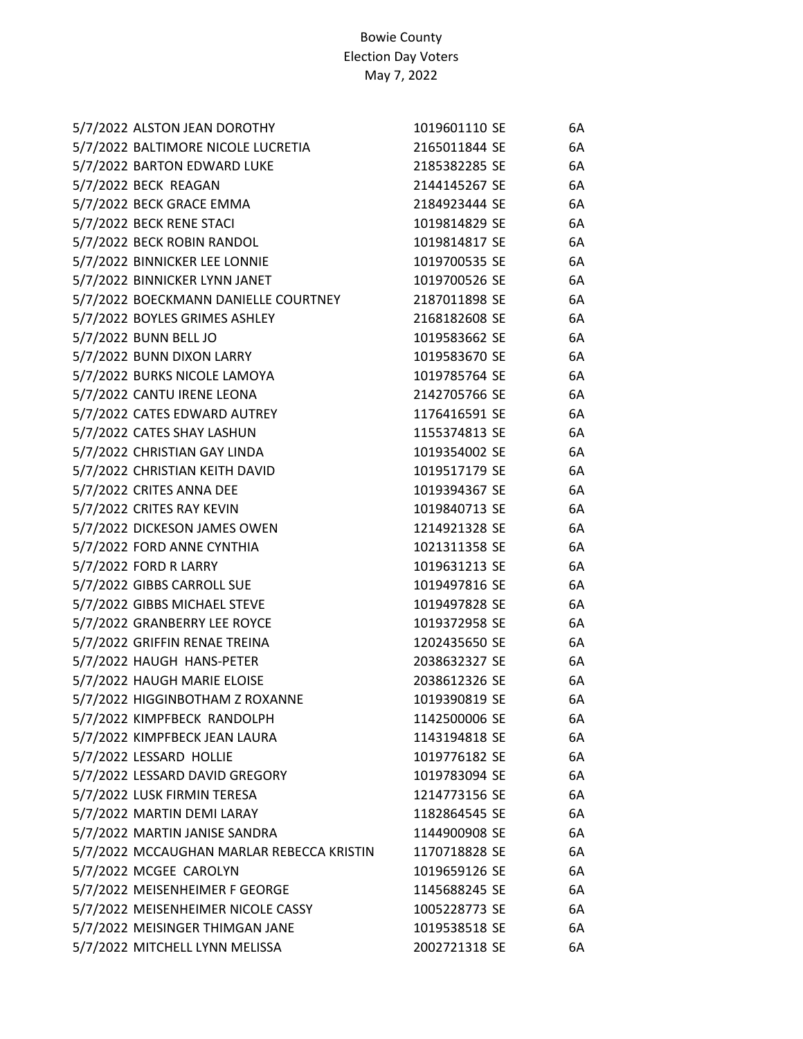Bowie County
Election Day Voters
May 7, 2022

| | | | |
|---|---|---|---|
| 5/7/2022 | ALSTON JEAN DOROTHY | 1019601110 SE | 6A |
| 5/7/2022 | BALTIMORE NICOLE LUCRETIA | 2165011844 SE | 6A |
| 5/7/2022 | BARTON EDWARD LUKE | 2185382285 SE | 6A |
| 5/7/2022 | BECK REAGAN | 2144145267 SE | 6A |
| 5/7/2022 | BECK GRACE EMMA | 2184923444 SE | 6A |
| 5/7/2022 | BECK RENE STACI | 1019814829 SE | 6A |
| 5/7/2022 | BECK ROBIN RANDOL | 1019814817 SE | 6A |
| 5/7/2022 | BINNICKER LEE LONNIE | 1019700535 SE | 6A |
| 5/7/2022 | BINNICKER LYNN JANET | 1019700526 SE | 6A |
| 5/7/2022 | BOECKMANN DANIELLE COURTNEY | 2187011898 SE | 6A |
| 5/7/2022 | BOYLES GRIMES ASHLEY | 2168182608 SE | 6A |
| 5/7/2022 | BUNN BELL JO | 1019583662 SE | 6A |
| 5/7/2022 | BUNN DIXON LARRY | 1019583670 SE | 6A |
| 5/7/2022 | BURKS NICOLE LAMOYA | 1019785764 SE | 6A |
| 5/7/2022 | CANTU IRENE LEONA | 2142705766 SE | 6A |
| 5/7/2022 | CATES EDWARD AUTREY | 1176416591 SE | 6A |
| 5/7/2022 | CATES SHAY LASHUN | 1155374813 SE | 6A |
| 5/7/2022 | CHRISTIAN GAY LINDA | 1019354002 SE | 6A |
| 5/7/2022 | CHRISTIAN KEITH DAVID | 1019517179 SE | 6A |
| 5/7/2022 | CRITES ANNA DEE | 1019394367 SE | 6A |
| 5/7/2022 | CRITES RAY KEVIN | 1019840713 SE | 6A |
| 5/7/2022 | DICKESON JAMES OWEN | 1214921328 SE | 6A |
| 5/7/2022 | FORD ANNE CYNTHIA | 1021311358 SE | 6A |
| 5/7/2022 | FORD R LARRY | 1019631213 SE | 6A |
| 5/7/2022 | GIBBS CARROLL SUE | 1019497816 SE | 6A |
| 5/7/2022 | GIBBS MICHAEL STEVE | 1019497828 SE | 6A |
| 5/7/2022 | GRANBERRY LEE ROYCE | 1019372958 SE | 6A |
| 5/7/2022 | GRIFFIN RENAE TREINA | 1202435650 SE | 6A |
| 5/7/2022 | HAUGH HANS-PETER | 2038632327 SE | 6A |
| 5/7/2022 | HAUGH MARIE ELOISE | 2038612326 SE | 6A |
| 5/7/2022 | HIGGINBOTHAM Z ROXANNE | 1019390819 SE | 6A |
| 5/7/2022 | KIMPFBECK RANDOLPH | 1142500006 SE | 6A |
| 5/7/2022 | KIMPFBECK JEAN LAURA | 1143194818 SE | 6A |
| 5/7/2022 | LESSARD HOLLIE | 1019776182 SE | 6A |
| 5/7/2022 | LESSARD DAVID GREGORY | 1019783094 SE | 6A |
| 5/7/2022 | LUSK FIRMIN TERESA | 1214773156 SE | 6A |
| 5/7/2022 | MARTIN DEMI LARAY | 1182864545 SE | 6A |
| 5/7/2022 | MARTIN JANISE SANDRA | 1144900908 SE | 6A |
| 5/7/2022 | MCCAUGHAN MARLAR REBECCA KRISTIN | 1170718828 SE | 6A |
| 5/7/2022 | MCGEE CAROLYN | 1019659126 SE | 6A |
| 5/7/2022 | MEISENHEIMER F GEORGE | 1145688245 SE | 6A |
| 5/7/2022 | MEISENHEIMER NICOLE CASSY | 1005228773 SE | 6A |
| 5/7/2022 | MEISINGER THIMGAN JANE | 1019538518 SE | 6A |
| 5/7/2022 | MITCHELL LYNN MELISSA | 2002721318 SE | 6A |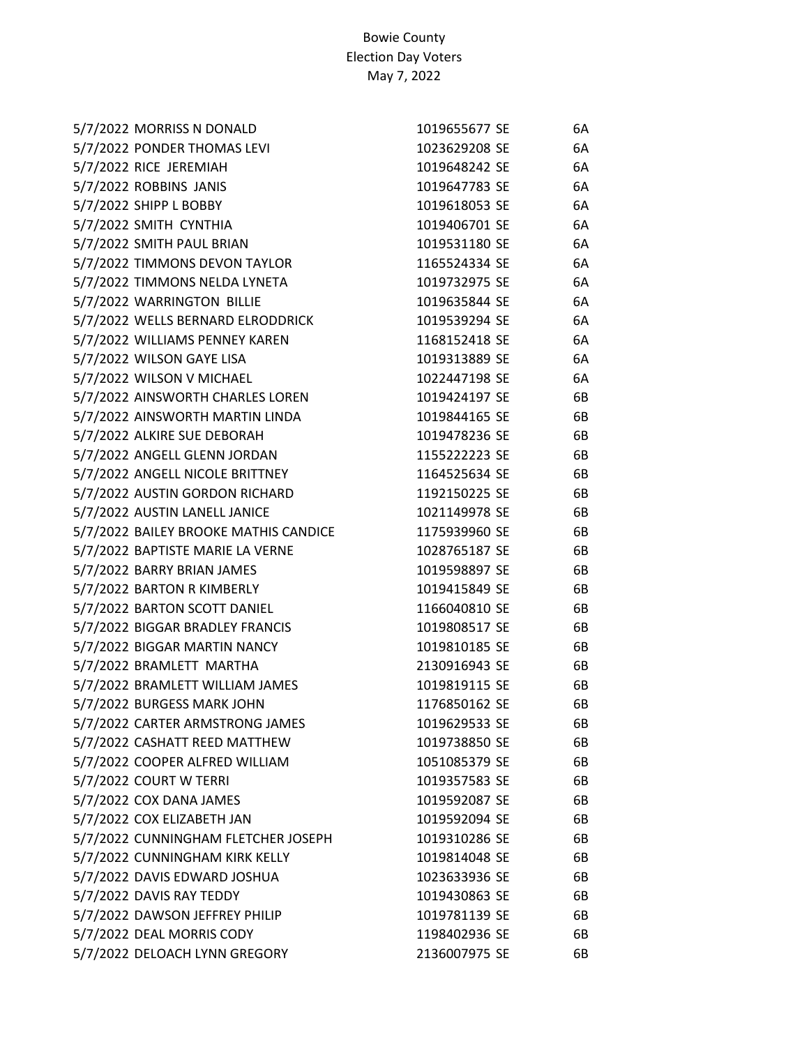Bowie County
Election Day Voters
May 7, 2022

| | | | | |
|---|---|---|---|---|
| 5/7/2022 | MORRISS N DONALD | 1019655677 | SE | 6A |
| 5/7/2022 | PONDER THOMAS LEVI | 1023629208 | SE | 6A |
| 5/7/2022 | RICE JEREMIAH | 1019648242 | SE | 6A |
| 5/7/2022 | ROBBINS JANIS | 1019647783 | SE | 6A |
| 5/7/2022 | SHIPP L BOBBY | 1019618053 | SE | 6A |
| 5/7/2022 | SMITH CYNTHIA | 1019406701 | SE | 6A |
| 5/7/2022 | SMITH PAUL BRIAN | 1019531180 | SE | 6A |
| 5/7/2022 | TIMMONS DEVON TAYLOR | 1165524334 | SE | 6A |
| 5/7/2022 | TIMMONS NELDA LYNETA | 1019732975 | SE | 6A |
| 5/7/2022 | WARRINGTON BILLIE | 1019635844 | SE | 6A |
| 5/7/2022 | WELLS BERNARD ELRODDRICK | 1019539294 | SE | 6A |
| 5/7/2022 | WILLIAMS PENNEY KAREN | 1168152418 | SE | 6A |
| 5/7/2022 | WILSON GAYE LISA | 1019313889 | SE | 6A |
| 5/7/2022 | WILSON V MICHAEL | 1022447198 | SE | 6A |
| 5/7/2022 | AINSWORTH CHARLES LOREN | 1019424197 | SE | 6B |
| 5/7/2022 | AINSWORTH MARTIN LINDA | 1019844165 | SE | 6B |
| 5/7/2022 | ALKIRE SUE DEBORAH | 1019478236 | SE | 6B |
| 5/7/2022 | ANGELL GLENN JORDAN | 1155222223 | SE | 6B |
| 5/7/2022 | ANGELL NICOLE BRITTNEY | 1164525634 | SE | 6B |
| 5/7/2022 | AUSTIN GORDON RICHARD | 1192150225 | SE | 6B |
| 5/7/2022 | AUSTIN LANELL JANICE | 1021149978 | SE | 6B |
| 5/7/2022 | BAILEY BROOKE MATHIS CANDICE | 1175939960 | SE | 6B |
| 5/7/2022 | BAPTISTE MARIE LA VERNE | 1028765187 | SE | 6B |
| 5/7/2022 | BARRY BRIAN JAMES | 1019598897 | SE | 6B |
| 5/7/2022 | BARTON R KIMBERLY | 1019415849 | SE | 6B |
| 5/7/2022 | BARTON SCOTT DANIEL | 1166040810 | SE | 6B |
| 5/7/2022 | BIGGAR BRADLEY FRANCIS | 1019808517 | SE | 6B |
| 5/7/2022 | BIGGAR MARTIN NANCY | 1019810185 | SE | 6B |
| 5/7/2022 | BRAMLETT MARTHA | 2130916943 | SE | 6B |
| 5/7/2022 | BRAMLETT WILLIAM JAMES | 1019819115 | SE | 6B |
| 5/7/2022 | BURGESS MARK JOHN | 1176850162 | SE | 6B |
| 5/7/2022 | CARTER ARMSTRONG JAMES | 1019629533 | SE | 6B |
| 5/7/2022 | CASHATT REED MATTHEW | 1019738850 | SE | 6B |
| 5/7/2022 | COOPER ALFRED WILLIAM | 1051085379 | SE | 6B |
| 5/7/2022 | COURT W TERRI | 1019357583 | SE | 6B |
| 5/7/2022 | COX DANA JAMES | 1019592087 | SE | 6B |
| 5/7/2022 | COX ELIZABETH JAN | 1019592094 | SE | 6B |
| 5/7/2022 | CUNNINGHAM FLETCHER JOSEPH | 1019310286 | SE | 6B |
| 5/7/2022 | CUNNINGHAM KIRK KELLY | 1019814048 | SE | 6B |
| 5/7/2022 | DAVIS EDWARD JOSHUA | 1023633936 | SE | 6B |
| 5/7/2022 | DAVIS RAY TEDDY | 1019430863 | SE | 6B |
| 5/7/2022 | DAWSON JEFFREY PHILIP | 1019781139 | SE | 6B |
| 5/7/2022 | DEAL MORRIS CODY | 1198402936 | SE | 6B |
| 5/7/2022 | DELOACH LYNN GREGORY | 2136007975 | SE | 6B |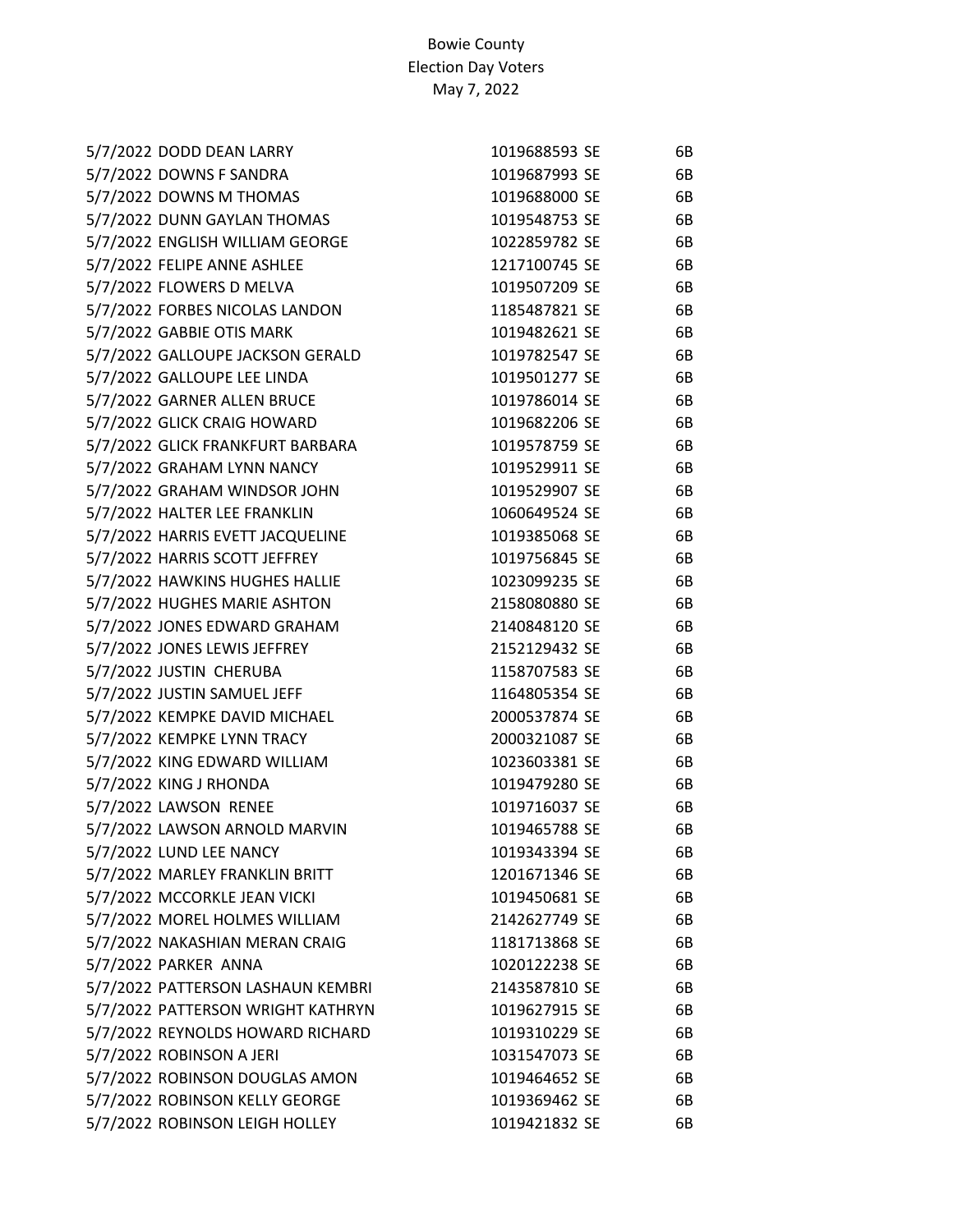Bowie County
Election Day Voters
May 7, 2022

| | | | | |
|---|---|---|---|---|
| 5/7/2022 | DODD DEAN LARRY | 1019688593 | SE | 6B |
| 5/7/2022 | DOWNS F SANDRA | 1019687993 | SE | 6B |
| 5/7/2022 | DOWNS M THOMAS | 1019688000 | SE | 6B |
| 5/7/2022 | DUNN GAYLAN THOMAS | 1019548753 | SE | 6B |
| 5/7/2022 | ENGLISH WILLIAM GEORGE | 1022859782 | SE | 6B |
| 5/7/2022 | FELIPE ANNE ASHLEE | 1217100745 | SE | 6B |
| 5/7/2022 | FLOWERS D MELVA | 1019507209 | SE | 6B |
| 5/7/2022 | FORBES NICOLAS LANDON | 1185487821 | SE | 6B |
| 5/7/2022 | GABBIE OTIS MARK | 1019482621 | SE | 6B |
| 5/7/2022 | GALLOUPE JACKSON GERALD | 1019782547 | SE | 6B |
| 5/7/2022 | GALLOUPE LEE LINDA | 1019501277 | SE | 6B |
| 5/7/2022 | GARNER ALLEN BRUCE | 1019786014 | SE | 6B |
| 5/7/2022 | GLICK CRAIG HOWARD | 1019682206 | SE | 6B |
| 5/7/2022 | GLICK FRANKFURT BARBARA | 1019578759 | SE | 6B |
| 5/7/2022 | GRAHAM LYNN NANCY | 1019529911 | SE | 6B |
| 5/7/2022 | GRAHAM WINDSOR JOHN | 1019529907 | SE | 6B |
| 5/7/2022 | HALTER LEE FRANKLIN | 1060649524 | SE | 6B |
| 5/7/2022 | HARRIS EVETT JACQUELINE | 1019385068 | SE | 6B |
| 5/7/2022 | HARRIS SCOTT JEFFREY | 1019756845 | SE | 6B |
| 5/7/2022 | HAWKINS HUGHES HALLIE | 1023099235 | SE | 6B |
| 5/7/2022 | HUGHES MARIE ASHTON | 2158080880 | SE | 6B |
| 5/7/2022 | JONES EDWARD GRAHAM | 2140848120 | SE | 6B |
| 5/7/2022 | JONES LEWIS JEFFREY | 2152129432 | SE | 6B |
| 5/7/2022 | JUSTIN CHERUBA | 1158707583 | SE | 6B |
| 5/7/2022 | JUSTIN SAMUEL JEFF | 1164805354 | SE | 6B |
| 5/7/2022 | KEMPKE DAVID MICHAEL | 2000537874 | SE | 6B |
| 5/7/2022 | KEMPKE LYNN TRACY | 2000321087 | SE | 6B |
| 5/7/2022 | KING EDWARD WILLIAM | 1023603381 | SE | 6B |
| 5/7/2022 | KING J RHONDA | 1019479280 | SE | 6B |
| 5/7/2022 | LAWSON RENEE | 1019716037 | SE | 6B |
| 5/7/2022 | LAWSON ARNOLD MARVIN | 1019465788 | SE | 6B |
| 5/7/2022 | LUND LEE NANCY | 1019343394 | SE | 6B |
| 5/7/2022 | MARLEY FRANKLIN BRITT | 1201671346 | SE | 6B |
| 5/7/2022 | MCCORKLE JEAN VICKI | 1019450681 | SE | 6B |
| 5/7/2022 | MOREL HOLMES WILLIAM | 2142627749 | SE | 6B |
| 5/7/2022 | NAKASHIAN MERAN CRAIG | 1181713868 | SE | 6B |
| 5/7/2022 | PARKER ANNA | 1020122238 | SE | 6B |
| 5/7/2022 | PATTERSON LASHAUN KEMBRI | 2143587810 | SE | 6B |
| 5/7/2022 | PATTERSON WRIGHT KATHRYN | 1019627915 | SE | 6B |
| 5/7/2022 | REYNOLDS HOWARD RICHARD | 1019310229 | SE | 6B |
| 5/7/2022 | ROBINSON A JERI | 1031547073 | SE | 6B |
| 5/7/2022 | ROBINSON DOUGLAS AMON | 1019464652 | SE | 6B |
| 5/7/2022 | ROBINSON KELLY GEORGE | 1019369462 | SE | 6B |
| 5/7/2022 | ROBINSON LEIGH HOLLEY | 1019421832 | SE | 6B |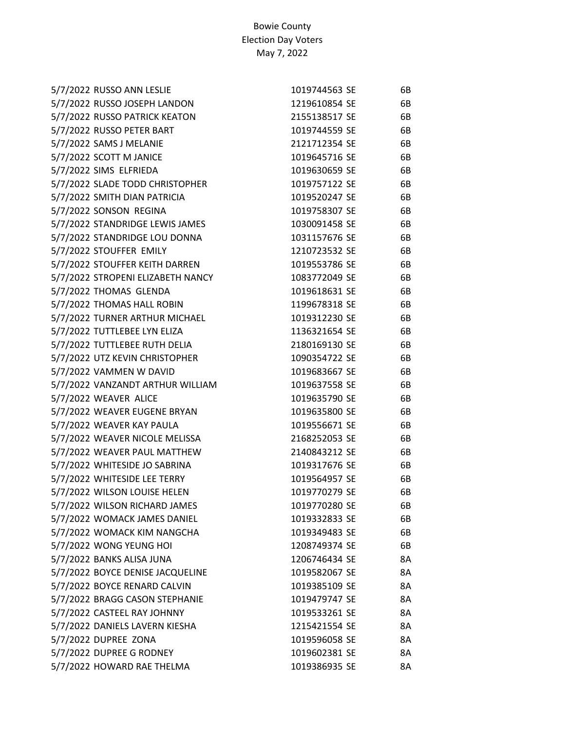Bowie County
Election Day Voters
May 7, 2022

| Date | Name | ID | Type | Precinct |
|---|---|---|---|---|
| 5/7/2022 | RUSSO ANN LESLIE | 1019744563 | SE | 6B |
| 5/7/2022 | RUSSO JOSEPH LANDON | 1219610854 | SE | 6B |
| 5/7/2022 | RUSSO PATRICK KEATON | 2155138517 | SE | 6B |
| 5/7/2022 | RUSSO PETER BART | 1019744559 | SE | 6B |
| 5/7/2022 | SAMS J MELANIE | 2121712354 | SE | 6B |
| 5/7/2022 | SCOTT M JANICE | 1019645716 | SE | 6B |
| 5/7/2022 | SIMS ELFRIEDA | 1019630659 | SE | 6B |
| 5/7/2022 | SLADE TODD CHRISTOPHER | 1019757122 | SE | 6B |
| 5/7/2022 | SMITH DIAN PATRICIA | 1019520247 | SE | 6B |
| 5/7/2022 | SONSON REGINA | 1019758307 | SE | 6B |
| 5/7/2022 | STANDRIDGE LEWIS JAMES | 1030091458 | SE | 6B |
| 5/7/2022 | STANDRIDGE LOU DONNA | 1031157676 | SE | 6B |
| 5/7/2022 | STOUFFER EMILY | 1210723532 | SE | 6B |
| 5/7/2022 | STOUFFER KEITH DARREN | 1019553786 | SE | 6B |
| 5/7/2022 | STROPENI ELIZABETH NANCY | 1083772049 | SE | 6B |
| 5/7/2022 | THOMAS GLENDA | 1019618631 | SE | 6B |
| 5/7/2022 | THOMAS HALL ROBIN | 1199678318 | SE | 6B |
| 5/7/2022 | TURNER ARTHUR MICHAEL | 1019312230 | SE | 6B |
| 5/7/2022 | TUTTLEBEE LYN ELIZA | 1136321654 | SE | 6B |
| 5/7/2022 | TUTTLEBEE RUTH DELIA | 2180169130 | SE | 6B |
| 5/7/2022 | UTZ KEVIN CHRISTOPHER | 1090354722 | SE | 6B |
| 5/7/2022 | VAMMEN W DAVID | 1019683667 | SE | 6B |
| 5/7/2022 | VANZANDT ARTHUR WILLIAM | 1019637558 | SE | 6B |
| 5/7/2022 | WEAVER ALICE | 1019635790 | SE | 6B |
| 5/7/2022 | WEAVER EUGENE BRYAN | 1019635800 | SE | 6B |
| 5/7/2022 | WEAVER KAY PAULA | 1019556671 | SE | 6B |
| 5/7/2022 | WEAVER NICOLE MELISSA | 2168252053 | SE | 6B |
| 5/7/2022 | WEAVER PAUL MATTHEW | 2140843212 | SE | 6B |
| 5/7/2022 | WHITESIDE JO SABRINA | 1019317676 | SE | 6B |
| 5/7/2022 | WHITESIDE LEE TERRY | 1019564957 | SE | 6B |
| 5/7/2022 | WILSON LOUISE HELEN | 1019770279 | SE | 6B |
| 5/7/2022 | WILSON RICHARD JAMES | 1019770280 | SE | 6B |
| 5/7/2022 | WOMACK JAMES DANIEL | 1019332833 | SE | 6B |
| 5/7/2022 | WOMACK KIM NANGCHA | 1019349483 | SE | 6B |
| 5/7/2022 | WONG YEUNG HOI | 1208749374 | SE | 6B |
| 5/7/2022 | BANKS ALISA JUNA | 1206746434 | SE | 8A |
| 5/7/2022 | BOYCE DENISE JACQUELINE | 1019582067 | SE | 8A |
| 5/7/2022 | BOYCE RENARD CALVIN | 1019385109 | SE | 8A |
| 5/7/2022 | BRAGG CASON STEPHANIE | 1019479747 | SE | 8A |
| 5/7/2022 | CASTEEL RAY JOHNNY | 1019533261 | SE | 8A |
| 5/7/2022 | DANIELS LAVERN KIESHA | 1215421554 | SE | 8A |
| 5/7/2022 | DUPREE ZONA | 1019596058 | SE | 8A |
| 5/7/2022 | DUPREE G RODNEY | 1019602381 | SE | 8A |
| 5/7/2022 | HOWARD RAE THELMA | 1019386935 | SE | 8A |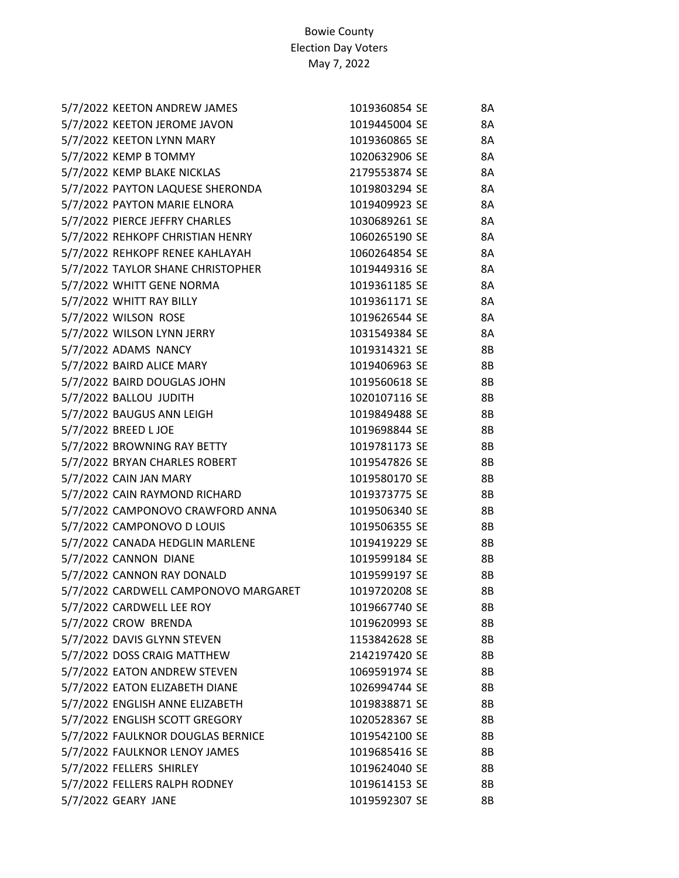Bowie County
Election Day Voters
May 7, 2022

| | | | |
|---|---|---|---|
| 5/7/2022 | KEETON ANDREW JAMES | 1019360854 SE | 8A |
| 5/7/2022 | KEETON JEROME JAVON | 1019445004 SE | 8A |
| 5/7/2022 | KEETON LYNN MARY | 1019360865 SE | 8A |
| 5/7/2022 | KEMP B TOMMY | 1020632906 SE | 8A |
| 5/7/2022 | KEMP BLAKE NICKLAS | 2179553874 SE | 8A |
| 5/7/2022 | PAYTON LAQUESE SHERONDA | 1019803294 SE | 8A |
| 5/7/2022 | PAYTON MARIE ELNORA | 1019409923 SE | 8A |
| 5/7/2022 | PIERCE JEFFRY CHARLES | 1030689261 SE | 8A |
| 5/7/2022 | REHKOPF CHRISTIAN HENRY | 1060265190 SE | 8A |
| 5/7/2022 | REHKOPF RENEE KAHLAYAH | 1060264854 SE | 8A |
| 5/7/2022 | TAYLOR SHANE CHRISTOPHER | 1019449316 SE | 8A |
| 5/7/2022 | WHITT GENE NORMA | 1019361185 SE | 8A |
| 5/7/2022 | WHITT RAY BILLY | 1019361171 SE | 8A |
| 5/7/2022 | WILSON ROSE | 1019626544 SE | 8A |
| 5/7/2022 | WILSON LYNN JERRY | 1031549384 SE | 8A |
| 5/7/2022 | ADAMS NANCY | 1019314321 SE | 8B |
| 5/7/2022 | BAIRD ALICE MARY | 1019406963 SE | 8B |
| 5/7/2022 | BAIRD DOUGLAS JOHN | 1019560618 SE | 8B |
| 5/7/2022 | BALLOU JUDITH | 1020107116 SE | 8B |
| 5/7/2022 | BAUGUS ANN LEIGH | 1019849488 SE | 8B |
| 5/7/2022 | BREED L JOE | 1019698844 SE | 8B |
| 5/7/2022 | BROWNING RAY BETTY | 1019781173 SE | 8B |
| 5/7/2022 | BRYAN CHARLES ROBERT | 1019547826 SE | 8B |
| 5/7/2022 | CAIN JAN MARY | 1019580170 SE | 8B |
| 5/7/2022 | CAIN RAYMOND RICHARD | 1019373775 SE | 8B |
| 5/7/2022 | CAMPONOVO CRAWFORD ANNA | 1019506340 SE | 8B |
| 5/7/2022 | CAMPONOVO D LOUIS | 1019506355 SE | 8B |
| 5/7/2022 | CANADA HEDGLIN MARLENE | 1019419229 SE | 8B |
| 5/7/2022 | CANNON DIANE | 1019599184 SE | 8B |
| 5/7/2022 | CANNON RAY DONALD | 1019599197 SE | 8B |
| 5/7/2022 | CARDWELL CAMPONOVO MARGARET | 1019720208 SE | 8B |
| 5/7/2022 | CARDWELL LEE ROY | 1019667740 SE | 8B |
| 5/7/2022 | CROW BRENDA | 1019620993 SE | 8B |
| 5/7/2022 | DAVIS GLYNN STEVEN | 1153842628 SE | 8B |
| 5/7/2022 | DOSS CRAIG MATTHEW | 2142197420 SE | 8B |
| 5/7/2022 | EATON ANDREW STEVEN | 1069591974 SE | 8B |
| 5/7/2022 | EATON ELIZABETH DIANE | 1026994744 SE | 8B |
| 5/7/2022 | ENGLISH ANNE ELIZABETH | 1019838871 SE | 8B |
| 5/7/2022 | ENGLISH SCOTT GREGORY | 1020528367 SE | 8B |
| 5/7/2022 | FAULKNOR DOUGLAS BERNICE | 1019542100 SE | 8B |
| 5/7/2022 | FAULKNOR LENOY JAMES | 1019685416 SE | 8B |
| 5/7/2022 | FELLERS SHIRLEY | 1019624040 SE | 8B |
| 5/7/2022 | FELLERS RALPH RODNEY | 1019614153 SE | 8B |
| 5/7/2022 | GEARY JANE | 1019592307 SE | 8B |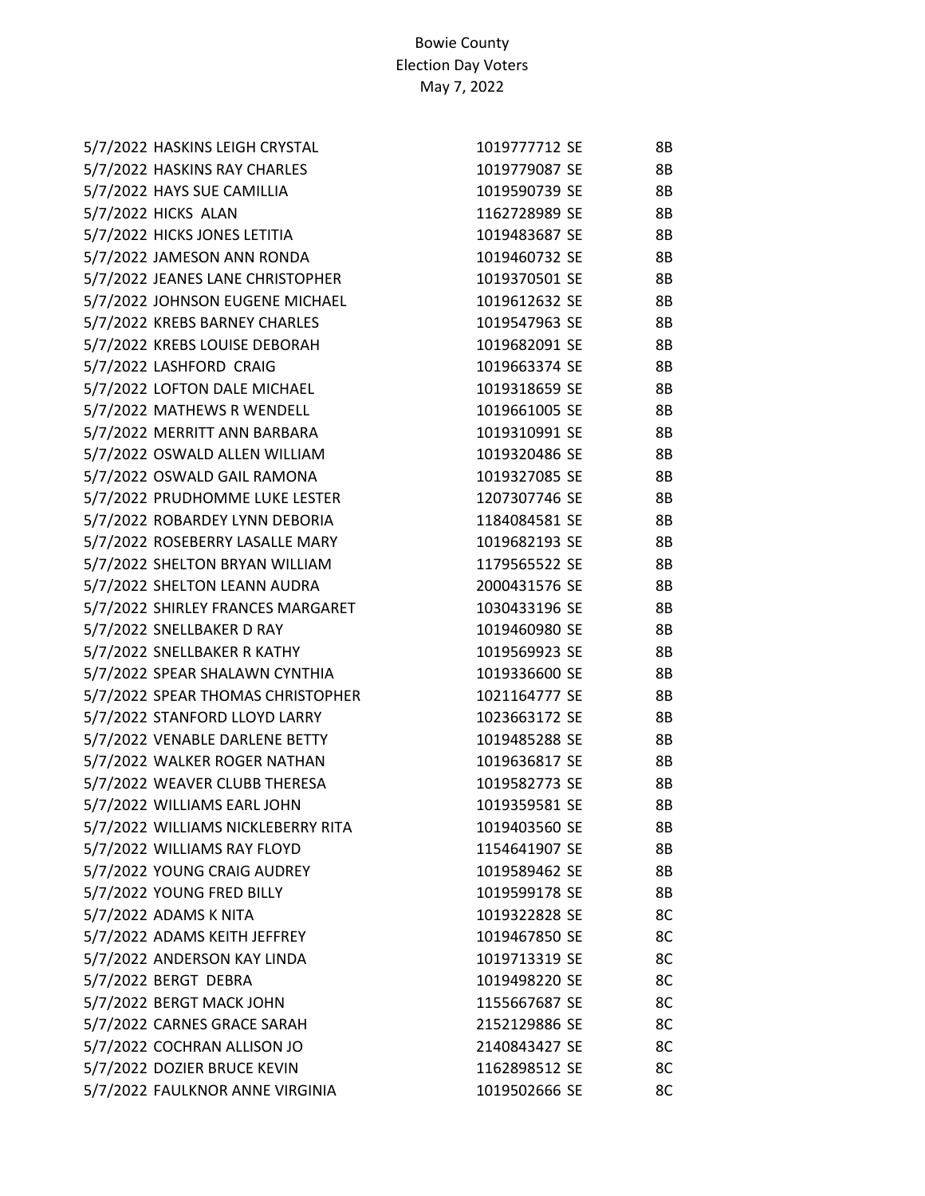Bowie County
Election Day Voters
May 7, 2022

| | | | | |
|---|---|---|---|---|
| 5/7/2022 | HASKINS LEIGH CRYSTAL | 1019777712 | SE | 8B |
| 5/7/2022 | HASKINS RAY CHARLES | 1019779087 | SE | 8B |
| 5/7/2022 | HAYS SUE CAMILLIA | 1019590739 | SE | 8B |
| 5/7/2022 | HICKS  ALAN | 1162728989 | SE | 8B |
| 5/7/2022 | HICKS JONES LETITIA | 1019483687 | SE | 8B |
| 5/7/2022 | JAMESON ANN RONDA | 1019460732 | SE | 8B |
| 5/7/2022 | JEANES LANE CHRISTOPHER | 1019370501 | SE | 8B |
| 5/7/2022 | JOHNSON EUGENE MICHAEL | 1019612632 | SE | 8B |
| 5/7/2022 | KREBS BARNEY CHARLES | 1019547963 | SE | 8B |
| 5/7/2022 | KREBS LOUISE DEBORAH | 1019682091 | SE | 8B |
| 5/7/2022 | LASHFORD  CRAIG | 1019663374 | SE | 8B |
| 5/7/2022 | LOFTON DALE MICHAEL | 1019318659 | SE | 8B |
| 5/7/2022 | MATHEWS R WENDELL | 1019661005 | SE | 8B |
| 5/7/2022 | MERRITT ANN BARBARA | 1019310991 | SE | 8B |
| 5/7/2022 | OSWALD ALLEN WILLIAM | 1019320486 | SE | 8B |
| 5/7/2022 | OSWALD GAIL RAMONA | 1019327085 | SE | 8B |
| 5/7/2022 | PRUDHOMME LUKE LESTER | 1207307746 | SE | 8B |
| 5/7/2022 | ROBARDEY LYNN DEBORIA | 1184084581 | SE | 8B |
| 5/7/2022 | ROSEBERRY LASALLE MARY | 1019682193 | SE | 8B |
| 5/7/2022 | SHELTON BRYAN WILLIAM | 1179565522 | SE | 8B |
| 5/7/2022 | SHELTON LEANN AUDRA | 2000431576 | SE | 8B |
| 5/7/2022 | SHIRLEY FRANCES MARGARET | 1030433196 | SE | 8B |
| 5/7/2022 | SNELLBAKER D RAY | 1019460980 | SE | 8B |
| 5/7/2022 | SNELLBAKER R KATHY | 1019569923 | SE | 8B |
| 5/7/2022 | SPEAR SHALAWN CYNTHIA | 1019336600 | SE | 8B |
| 5/7/2022 | SPEAR THOMAS CHRISTOPHER | 1021164777 | SE | 8B |
| 5/7/2022 | STANFORD LLOYD LARRY | 1023663172 | SE | 8B |
| 5/7/2022 | VENABLE DARLENE BETTY | 1019485288 | SE | 8B |
| 5/7/2022 | WALKER ROGER NATHAN | 1019636817 | SE | 8B |
| 5/7/2022 | WEAVER CLUBB THERESA | 1019582773 | SE | 8B |
| 5/7/2022 | WILLIAMS EARL JOHN | 1019359581 | SE | 8B |
| 5/7/2022 | WILLIAMS NICKLEBERRY RITA | 1019403560 | SE | 8B |
| 5/7/2022 | WILLIAMS RAY FLOYD | 1154641907 | SE | 8B |
| 5/7/2022 | YOUNG CRAIG AUDREY | 1019589462 | SE | 8B |
| 5/7/2022 | YOUNG FRED BILLY | 1019599178 | SE | 8B |
| 5/7/2022 | ADAMS K NITA | 1019322828 | SE | 8C |
| 5/7/2022 | ADAMS KEITH JEFFREY | 1019467850 | SE | 8C |
| 5/7/2022 | ANDERSON KAY LINDA | 1019713319 | SE | 8C |
| 5/7/2022 | BERGT  DEBRA | 1019498220 | SE | 8C |
| 5/7/2022 | BERGT MACK JOHN | 1155667687 | SE | 8C |
| 5/7/2022 | CARNES GRACE SARAH | 2152129886 | SE | 8C |
| 5/7/2022 | COCHRAN ALLISON JO | 2140843427 | SE | 8C |
| 5/7/2022 | DOZIER BRUCE KEVIN | 1162898512 | SE | 8C |
| 5/7/2022 | FAULKNOR ANNE VIRGINIA | 1019502666 | SE | 8C |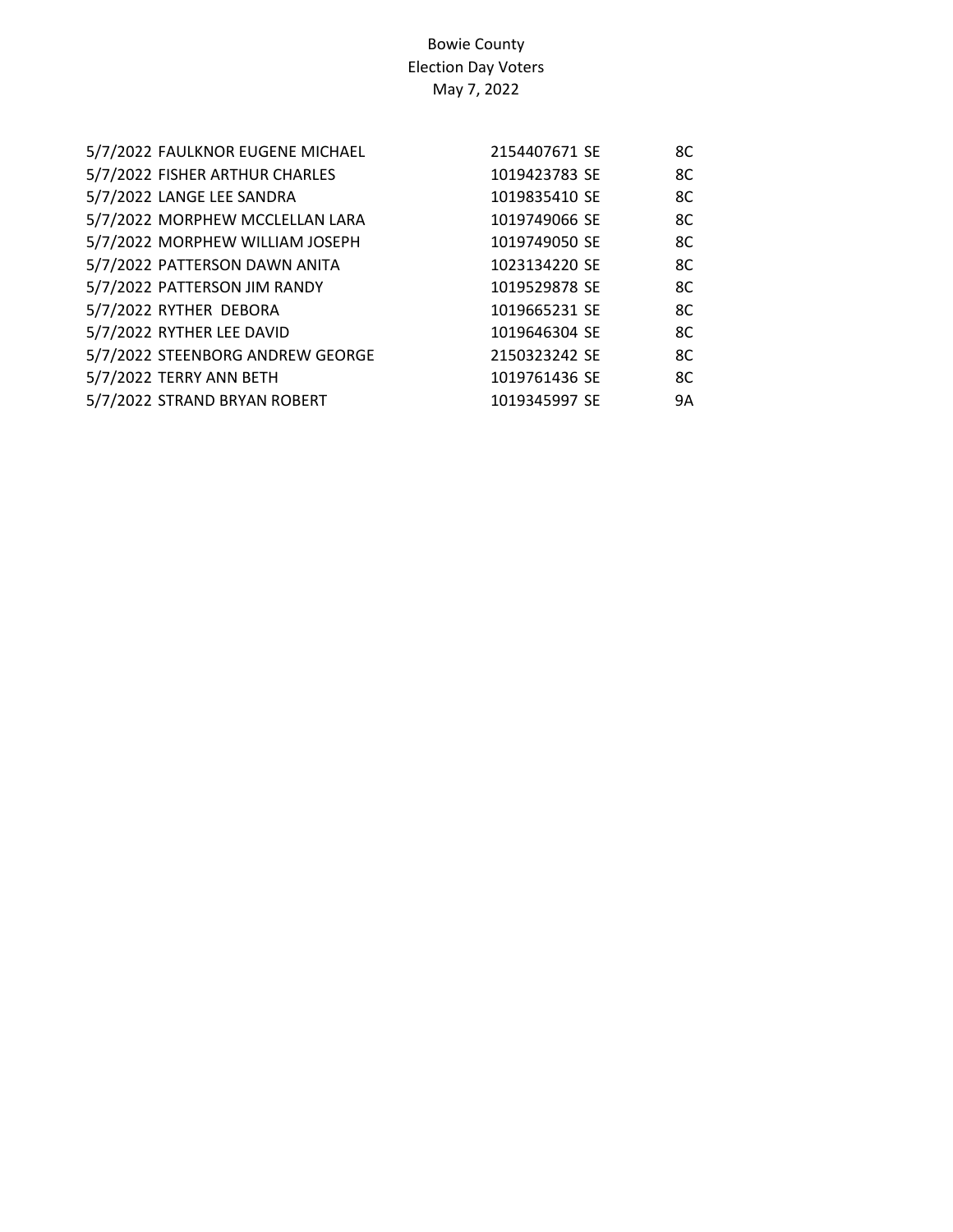Bowie County
Election Day Voters
May 7, 2022

| | | | | |
|---|---|---|---|---|
| 5/7/2022 | FAULKNOR EUGENE MICHAEL | 2154407671 | SE | 8C |
| 5/7/2022 | FISHER ARTHUR CHARLES | 1019423783 | SE | 8C |
| 5/7/2022 | LANGE LEE SANDRA | 1019835410 | SE | 8C |
| 5/7/2022 | MORPHEW MCCLELLAN LARA | 1019749066 | SE | 8C |
| 5/7/2022 | MORPHEW WILLIAM JOSEPH | 1019749050 | SE | 8C |
| 5/7/2022 | PATTERSON DAWN ANITA | 1023134220 | SE | 8C |
| 5/7/2022 | PATTERSON JIM RANDY | 1019529878 | SE | 8C |
| 5/7/2022 | RYTHER DEBORA | 1019665231 | SE | 8C |
| 5/7/2022 | RYTHER LEE DAVID | 1019646304 | SE | 8C |
| 5/7/2022 | STEENBORG ANDREW GEORGE | 2150323242 | SE | 8C |
| 5/7/2022 | TERRY ANN BETH | 1019761436 | SE | 8C |
| 5/7/2022 | STRAND BRYAN ROBERT | 1019345997 | SE | 9A |